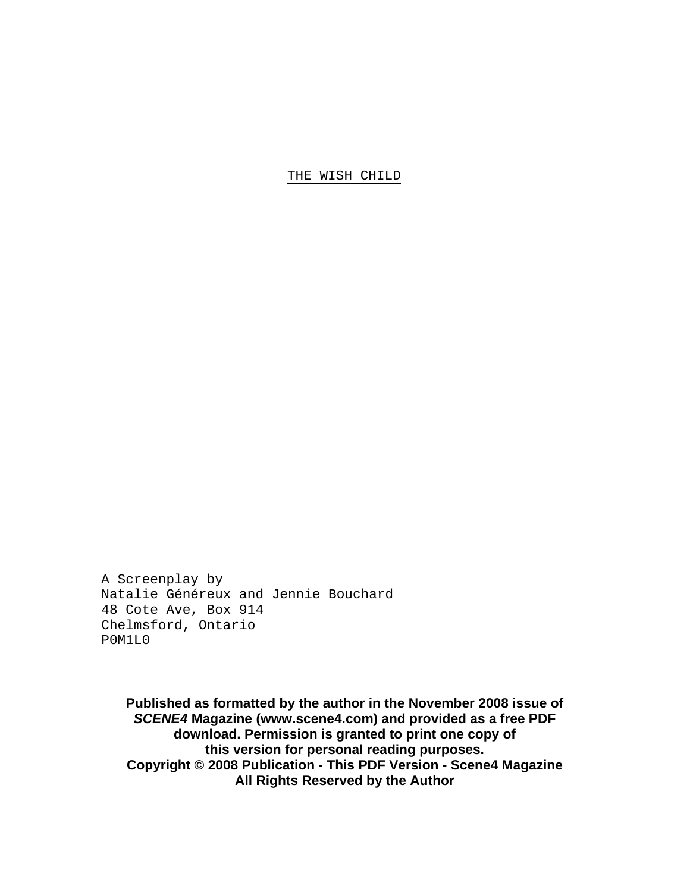# THE WISH CHILD

A Screenplay by
Natalie Généreux and Jennie Bouchard
48 Cote Ave, Box 914
Chelmsford, Ontario
P0M1L0

**Published as formatted by the author in the November 2008 issue of *SCENE4* Magazine (www.scene4.com) and provided as a free PDF download. Permission is granted to print one copy of this version for personal reading purposes.**
**Copyright © 2008 Publication - This PDF Version - Scene4 Magazine**
**All Rights Reserved by the Author**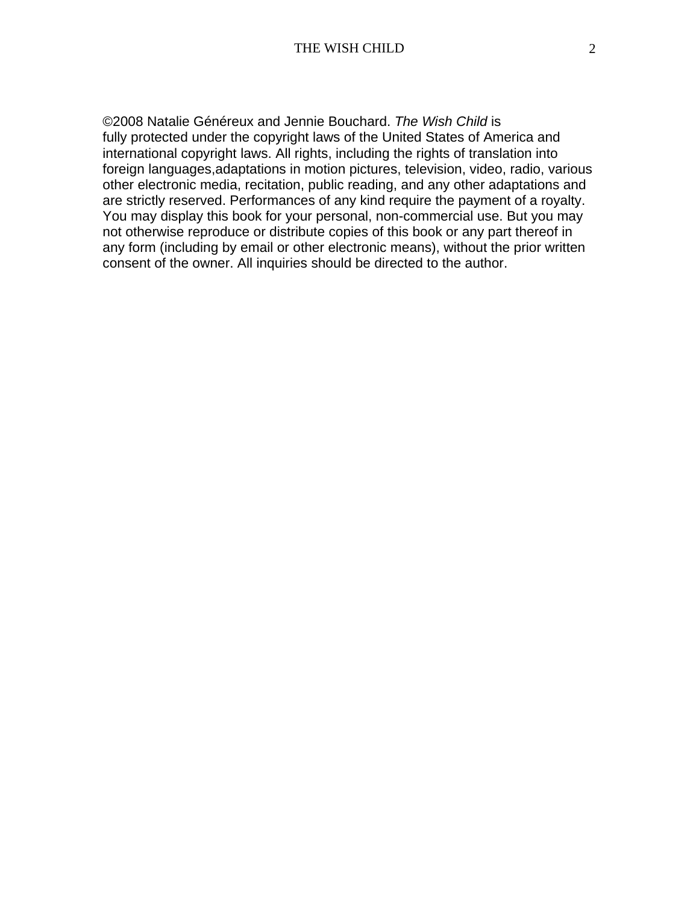©2008 Natalie Généreux and Jennie Bouchard. *The Wish Child* is fully protected under the copyright laws of the United States of America and international copyright laws. All rights, including the rights of translation into foreign languages,adaptations in motion pictures, television, video, radio, various other electronic media, recitation, public reading, and any other adaptations and are strictly reserved. Performances of any kind require the payment of a royalty. You may display this book for your personal, non-commercial use. But you may not otherwise reproduce or distribute copies of this book or any part thereof in any form (including by email or other electronic means), without the prior written consent of the owner. All inquiries should be directed to the author.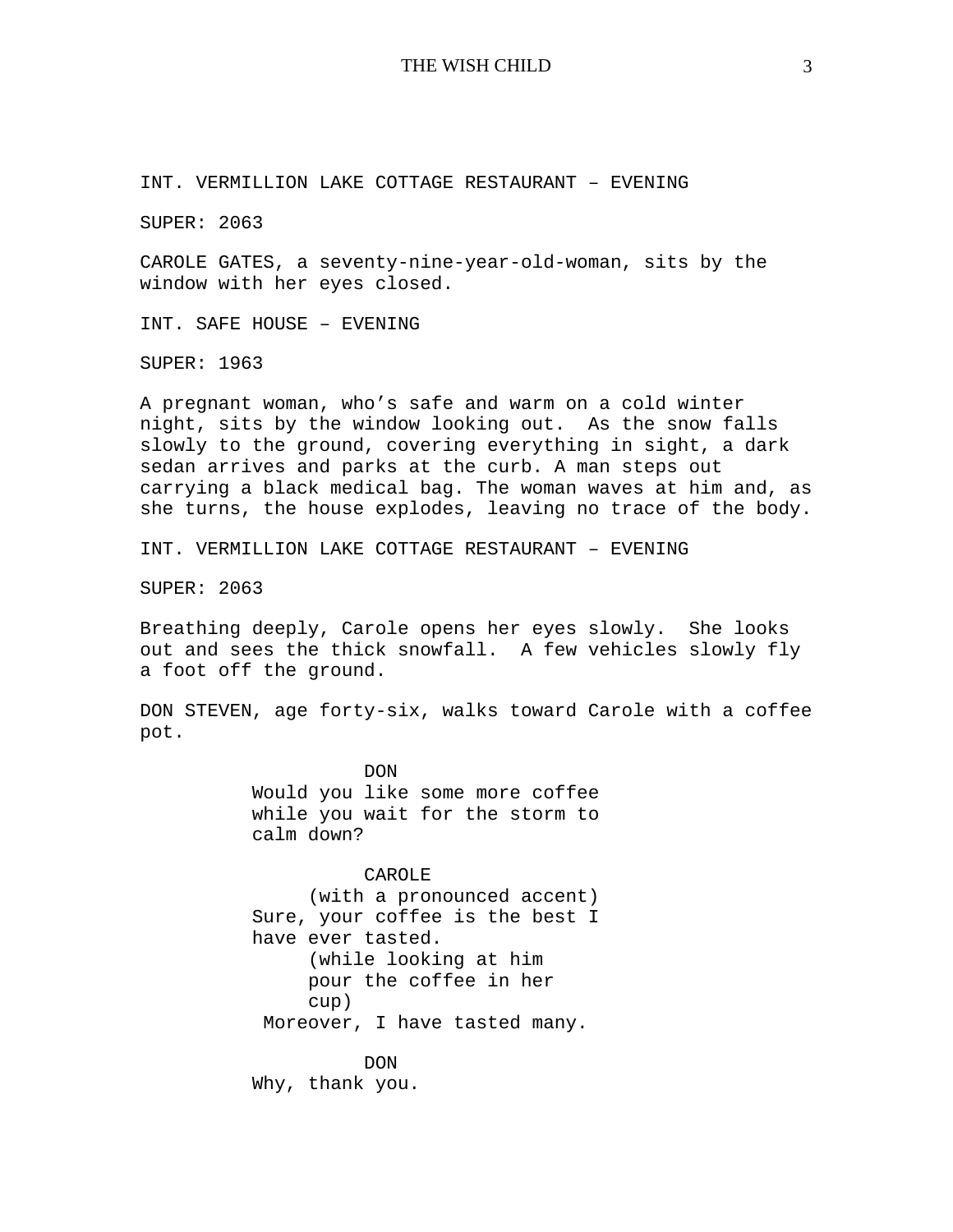INT. VERMILLION LAKE COTTAGE RESTAURANT – EVENING

SUPER: 2063

CAROLE GATES, a seventy-nine-year-old-woman, sits by the window with her eyes closed.

INT. SAFE HOUSE – EVENING

SUPER: 1963

A pregnant woman, who's safe and warm on a cold winter night, sits by the window looking out. As the snow falls slowly to the ground, covering everything in sight, a dark sedan arrives and parks at the curb. A man steps out carrying a black medical bag. The woman waves at him and, as she turns, the house explodes, leaving no trace of the body.

INT. VERMILLION LAKE COTTAGE RESTAURANT – EVENING

SUPER: 2063

Breathing deeply, Carole opens her eyes slowly. She looks out and sees the thick snowfall. A few vehicles slowly fly a foot off the ground.

DON STEVEN, age forty-six, walks toward Carole with a coffee pot.

DON
Would you like some more coffee while you wait for the storm to calm down?

CAROLE
(with a pronounced accent)
Sure, your coffee is the best I have ever tasted.
(while looking at him pour the coffee in her cup)
Moreover, I have tasted many.

DON
Why, thank you.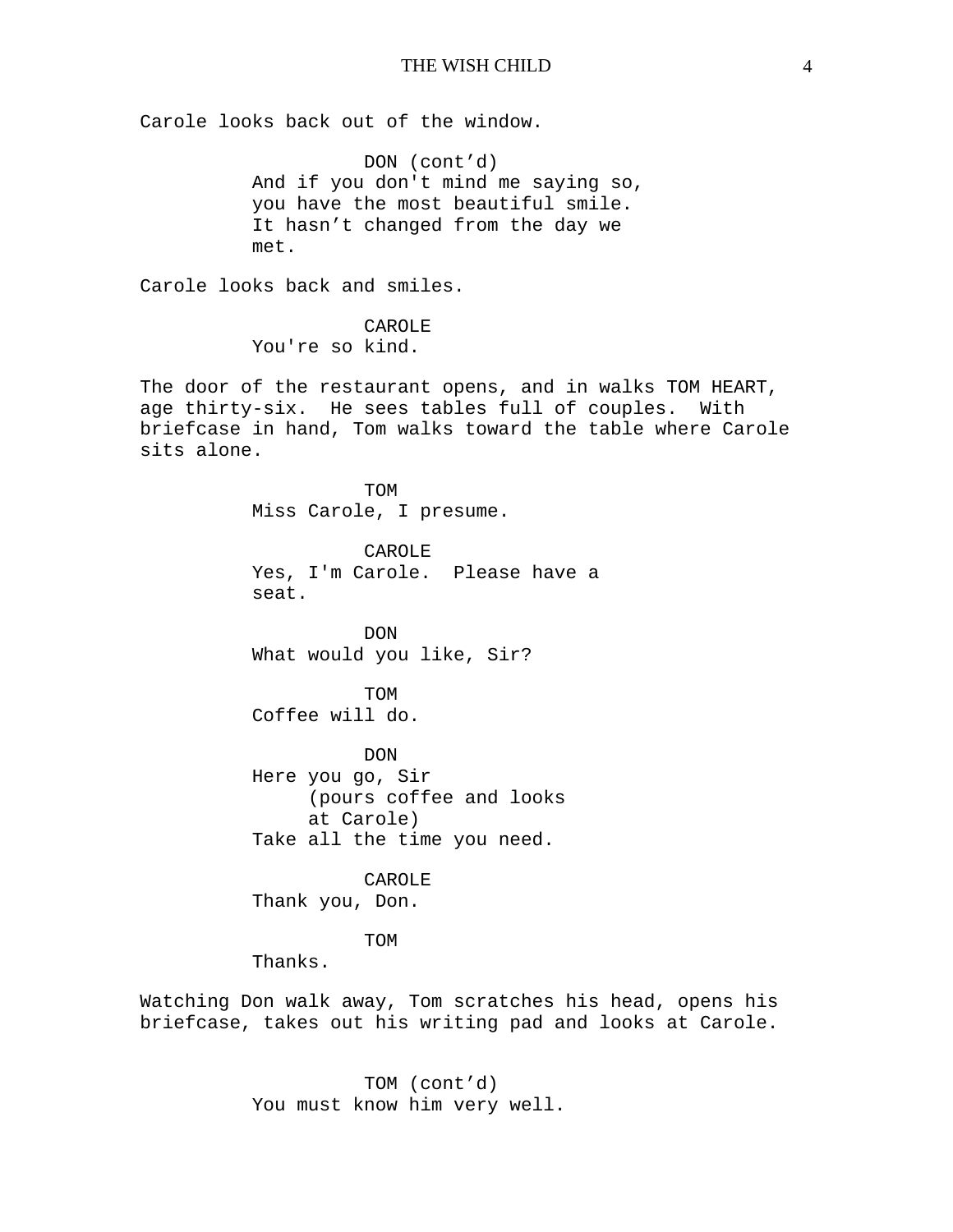Carole looks back out of the window.

DON (cont'd)
And if you don't mind me saying so, you have the most beautiful smile. It hasn't changed from the day we met.

Carole looks back and smiles.

CAROLE
You're so kind.

The door of the restaurant opens, and in walks TOM HEART, age thirty-six. He sees tables full of couples. With briefcase in hand, Tom walks toward the table where Carole sits alone.

TOM
Miss Carole, I presume.

CAROLE
Yes, I'm Carole. Please have a seat.

DON
What would you like, Sir?

TOM
Coffee will do.

DON
Here you go, Sir
(pours coffee and looks at Carole)
Take all the time you need.

CAROLE
Thank you, Don.

TOM
Thanks.

Watching Don walk away, Tom scratches his head, opens his briefcase, takes out his writing pad and looks at Carole.

TOM (cont'd)
You must know him very well.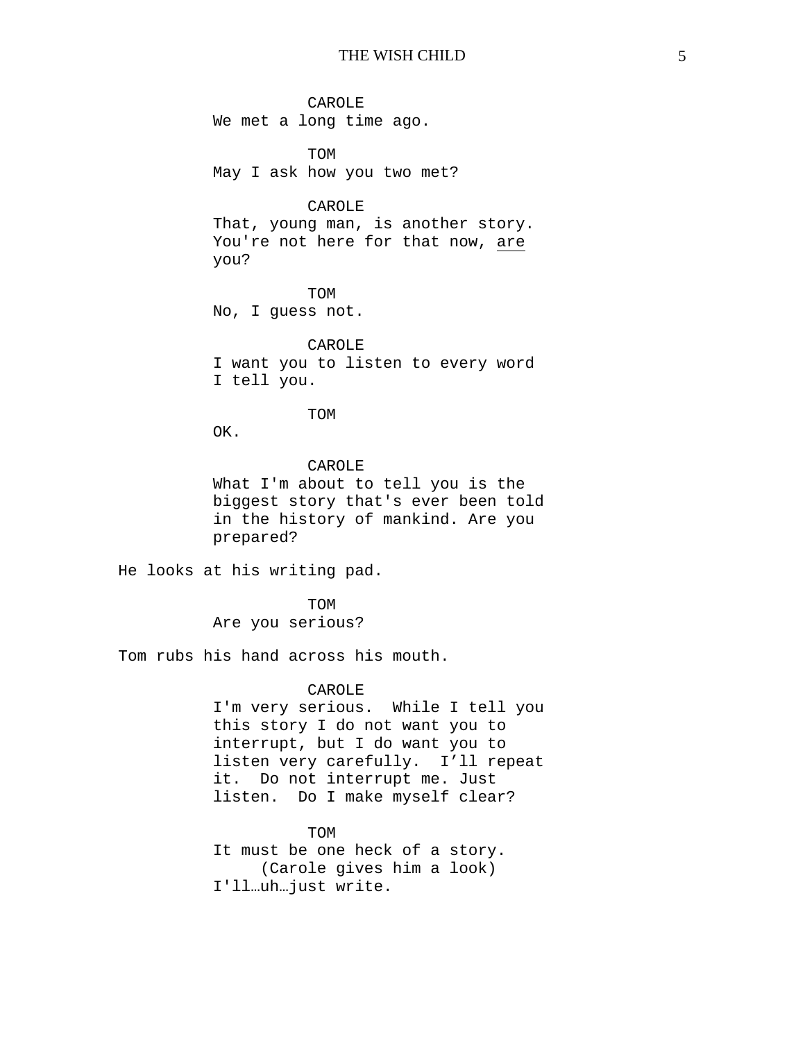CAROLE
We met a long time ago.

TOM
May I ask how you two met?

CAROLE
That, young man, is another story. You're not here for that now, <u>are</u> you?

TOM
No, I guess not.

CAROLE
I want you to listen to every word I tell you.

TOM
OK.

CAROLE
What I'm about to tell you is the biggest story that's ever been told in the history of mankind. Are you prepared?

He looks at his writing pad.

TOM
Are you serious?

Tom rubs his hand across his mouth.

CAROLE
I'm very serious. While I tell you this story I do not want you to interrupt, but I do want you to listen very carefully. I'll repeat it. Do not interrupt me. Just listen. Do I make myself clear?

TOM
It must be one heck of a story.
(Carole gives him a look)
I'll…uh…just write.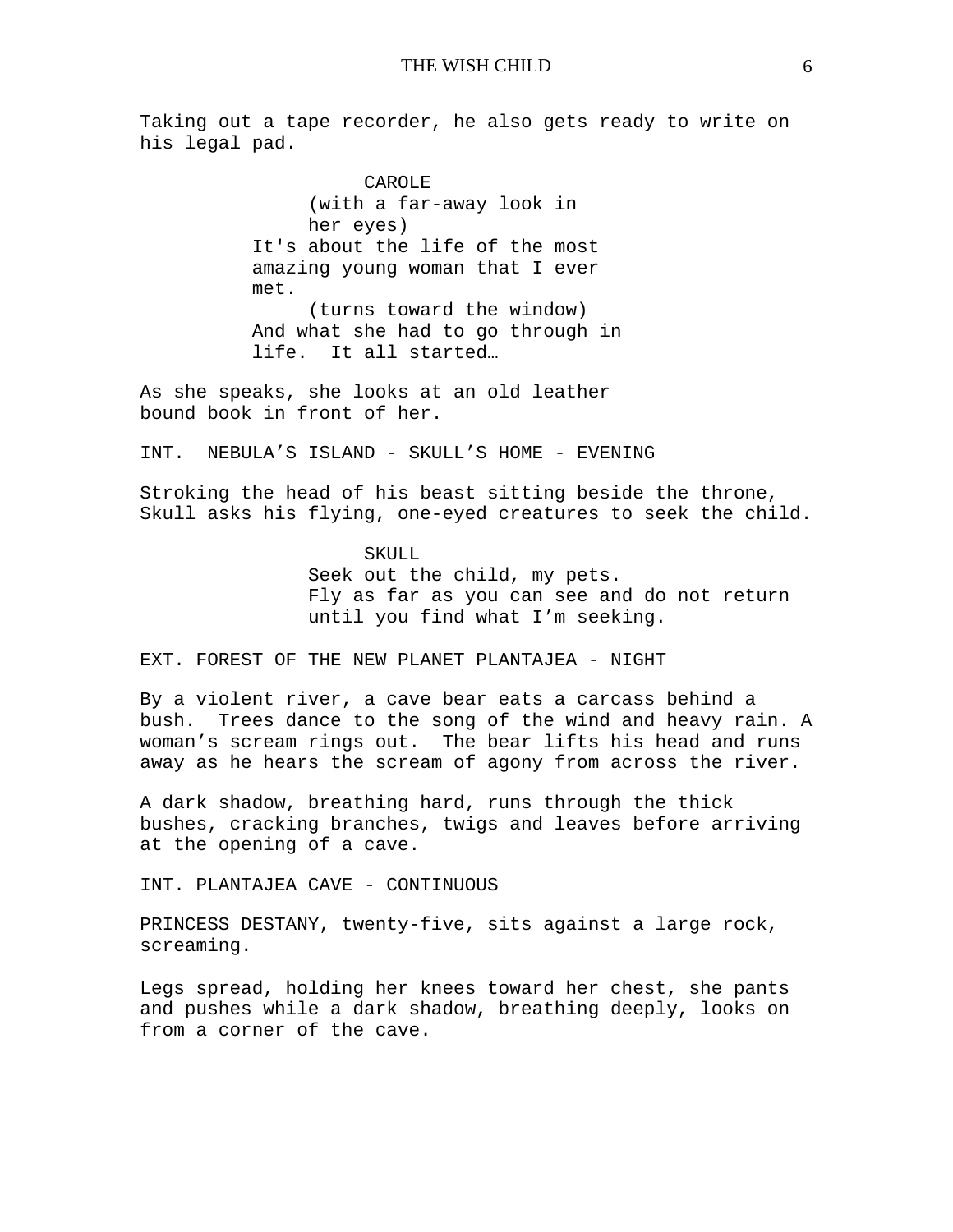Taking out a tape recorder, he also gets ready to write on his legal pad.

CAROLE
(with a far-away look in her eyes)
It's about the life of the most amazing young woman that I ever met.
(turns toward the window)
And what she had to go through in life. It all started…

As she speaks, she looks at an old leather bound book in front of her.

INT. NEBULA'S ISLAND - SKULL'S HOME - EVENING

Stroking the head of his beast sitting beside the throne, Skull asks his flying, one-eyed creatures to seek the child.

SKULL
Seek out the child, my pets.
Fly as far as you can see and do not return until you find what I'm seeking.

EXT. FOREST OF THE NEW PLANET PLANTAJEA - NIGHT

By a violent river, a cave bear eats a carcass behind a bush. Trees dance to the song of the wind and heavy rain. A woman's scream rings out. The bear lifts his head and runs away as he hears the scream of agony from across the river.

A dark shadow, breathing hard, runs through the thick bushes, cracking branches, twigs and leaves before arriving at the opening of a cave.

INT. PLANTAJEA CAVE - CONTINUOUS

PRINCESS DESTANY, twenty-five, sits against a large rock, screaming.

Legs spread, holding her knees toward her chest, she pants and pushes while a dark shadow, breathing deeply, looks on from a corner of the cave.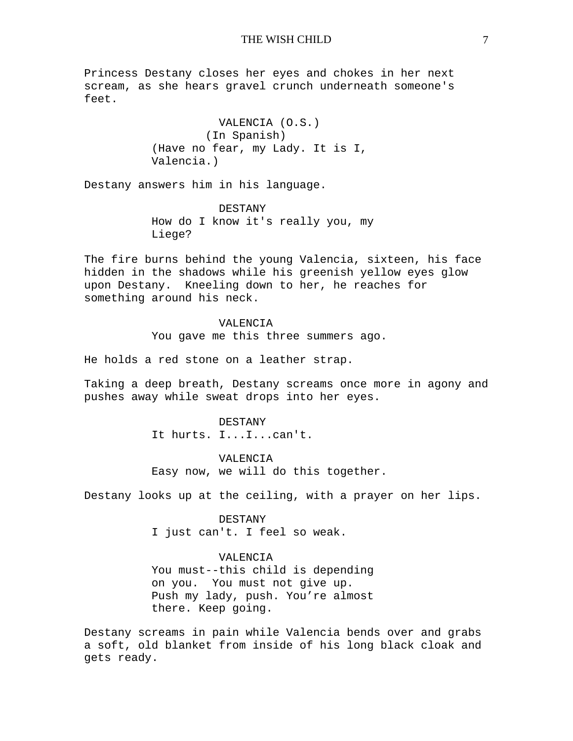Princess Destany closes her eyes and chokes in her next scream, as she hears gravel crunch underneath someone's feet.

VALENCIA (O.S.)
(In Spanish)
(Have no fear, my Lady. It is I, Valencia.)

Destany answers him in his language.

DESTANY
How do I know it's really you, my Liege?

The fire burns behind the young Valencia, sixteen, his face hidden in the shadows while his greenish yellow eyes glow upon Destany. Kneeling down to her, he reaches for something around his neck.

VALENCIA
You gave me this three summers ago.

He holds a red stone on a leather strap.

Taking a deep breath, Destany screams once more in agony and pushes away while sweat drops into her eyes.

DESTANY
It hurts. I...I...can't.

VALENCIA
Easy now, we will do this together.

Destany looks up at the ceiling, with a prayer on her lips.

DESTANY
I just can't. I feel so weak.

VALENCIA
You must--this child is depending on you. You must not give up. Push my lady, push. You're almost there. Keep going.

Destany screams in pain while Valencia bends over and grabs a soft, old blanket from inside of his long black cloak and gets ready.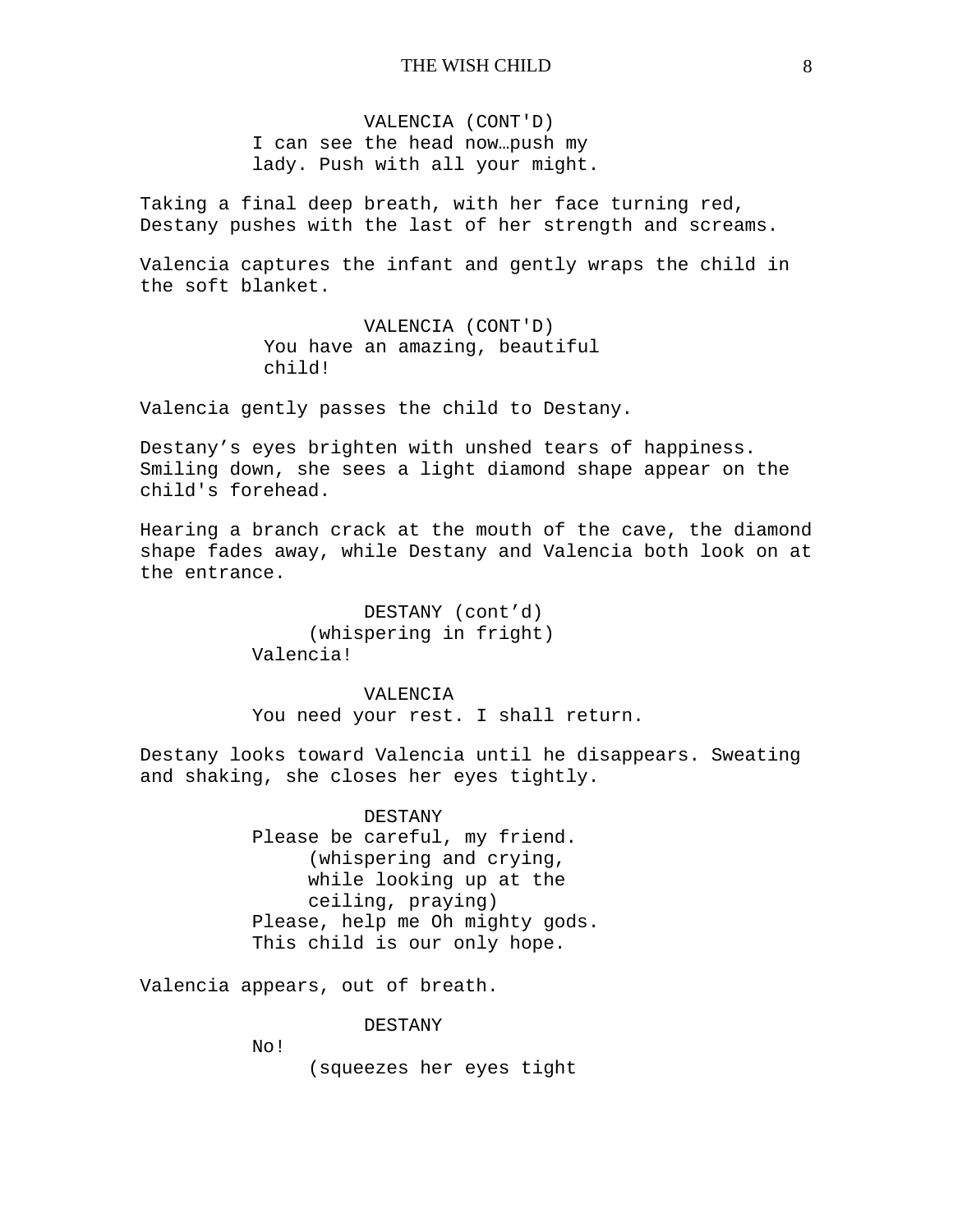VALENCIA (CONT'D)
I can see the head now…push my lady. Push with all your might.

Taking a final deep breath, with her face turning red, Destany pushes with the last of her strength and screams.

Valencia captures the infant and gently wraps the child in the soft blanket.

VALENCIA (CONT'D)
You have an amazing, beautiful child!

Valencia gently passes the child to Destany.

Destany's eyes brighten with unshed tears of happiness. Smiling down, she sees a light diamond shape appear on the child's forehead.

Hearing a branch crack at the mouth of the cave, the diamond shape fades away, while Destany and Valencia both look on at the entrance.

DESTANY (cont'd)
(whispering in fright)
Valencia!

VALENCIA
You need your rest. I shall return.

Destany looks toward Valencia until he disappears. Sweating and shaking, she closes her eyes tightly.

DESTANY
Please be careful, my friend.
(whispering and crying, while looking up at the ceiling, praying)
Please, help me Oh mighty gods. This child is our only hope.

Valencia appears, out of breath.

DESTANY
No!
(squeezes her eyes tight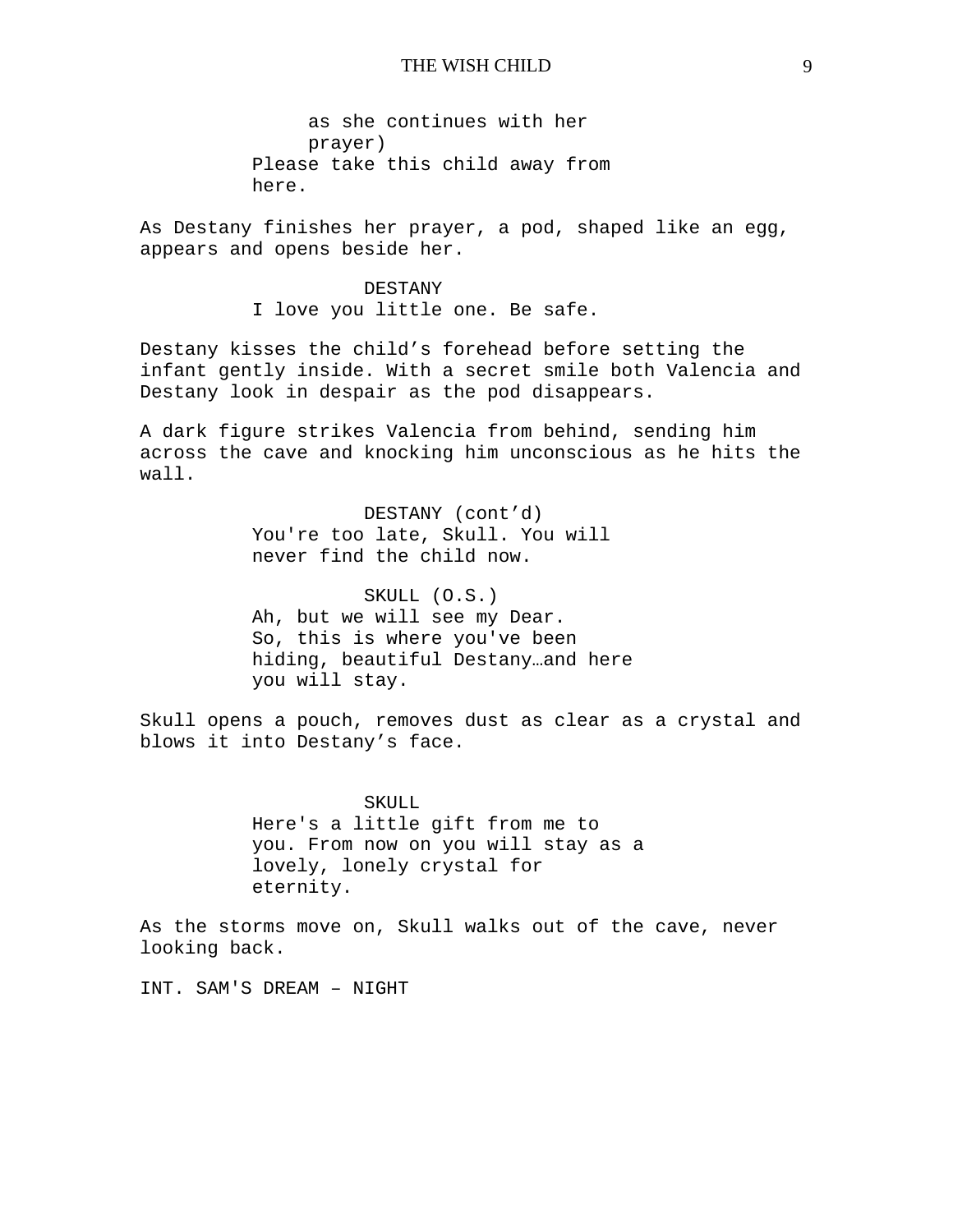(as she continues with her prayer)

Please take this child away from here.

As Destany finishes her prayer, a pod, shaped like an egg, appears and opens beside her.

DESTANY

I love you little one. Be safe.

Destany kisses the child’s forehead before setting the infant gently inside. With a secret smile both Valencia and Destany look in despair as the pod disappears.

A dark figure strikes Valencia from behind, sending him across the cave and knocking him unconscious as he hits the wall.

DESTANY (cont’d)

You're too late, Skull. You will never find the child now.

SKULL (O.S.)

Ah, but we will see my Dear. So, this is where you've been hiding, beautiful Destany…and here you will stay.

Skull opens a pouch, removes dust as clear as a crystal and blows it into Destany’s face.

SKULL

Here's a little gift from me to you. From now on you will stay as a lovely, lonely crystal for eternity.

As the storms move on, Skull walks out of the cave, never looking back.

INT. SAM'S DREAM – NIGHT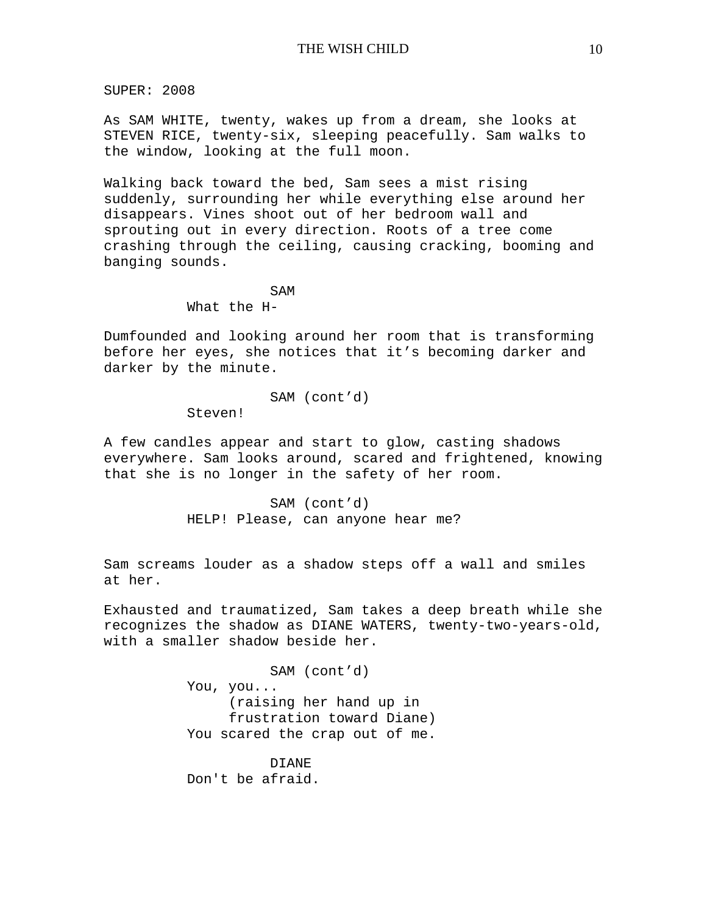SUPER: 2008

As SAM WHITE, twenty, wakes up from a dream, she looks at STEVEN RICE, twenty-six, sleeping peacefully. Sam walks to the window, looking at the full moon.

Walking back toward the bed, Sam sees a mist rising suddenly, surrounding her while everything else around her disappears. Vines shoot out of her bedroom wall and sprouting out in every direction. Roots of a tree come crashing through the ceiling, causing cracking, booming and banging sounds.

SAM
What the H-

Dumfounded and looking around her room that is transforming before her eyes, she notices that it's becoming darker and darker by the minute.

SAM (cont'd)
Steven!

A few candles appear and start to glow, casting shadows everywhere. Sam looks around, scared and frightened, knowing that she is no longer in the safety of her room.

SAM (cont'd)
HELP! Please, can anyone hear me?

Sam screams louder as a shadow steps off a wall and smiles at her.

Exhausted and traumatized, Sam takes a deep breath while she recognizes the shadow as DIANE WATERS, twenty-two-years-old, with a smaller shadow beside her.

SAM (cont'd)
You, you...
(raising her hand up in frustration toward Diane)
You scared the crap out of me.

DIANE
Don't be afraid.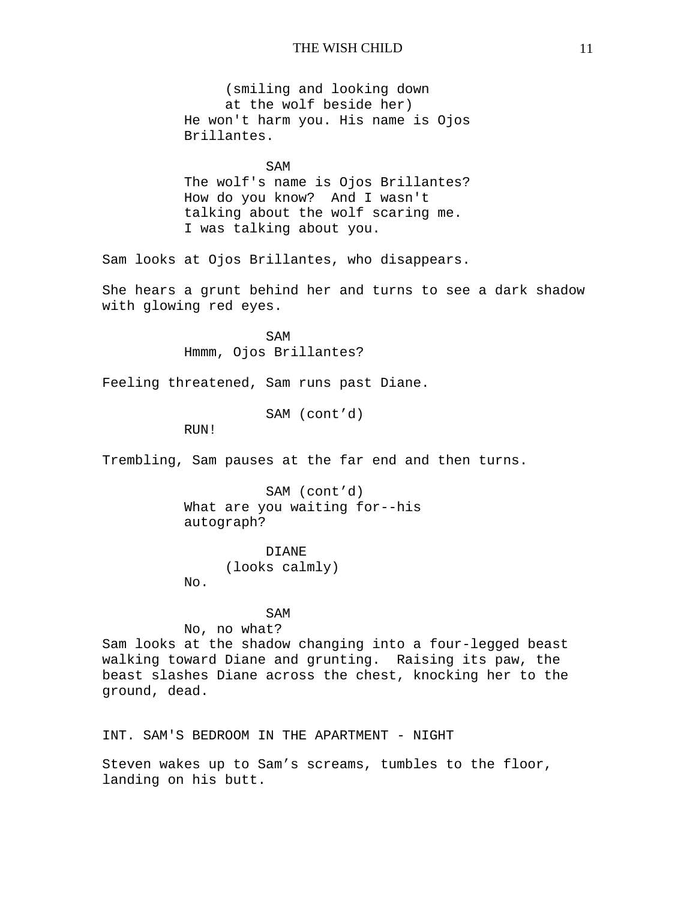(smiling and looking down at the wolf beside her)
He won't harm you. His name is Ojos Brillantes.

SAM
The wolf's name is Ojos Brillantes? How do you know?  And I wasn't talking about the wolf scaring me. I was talking about you.

Sam looks at Ojos Brillantes, who disappears.

She hears a grunt behind her and turns to see a dark shadow with glowing red eyes.

SAM
Hmmm, Ojos Brillantes?

Feeling threatened, Sam runs past Diane.

SAM (cont'd)
RUN!

Trembling, Sam pauses at the far end and then turns.

SAM (cont'd)
What are you waiting for--his autograph?

DIANE
(looks calmly)
No.

SAM
No, no what?

Sam looks at the shadow changing into a four-legged beast walking toward Diane and grunting.  Raising its paw, the beast slashes Diane across the chest, knocking her to the ground, dead.

INT. SAM'S BEDROOM IN THE APARTMENT - NIGHT

Steven wakes up to Sam's screams, tumbles to the floor, landing on his butt.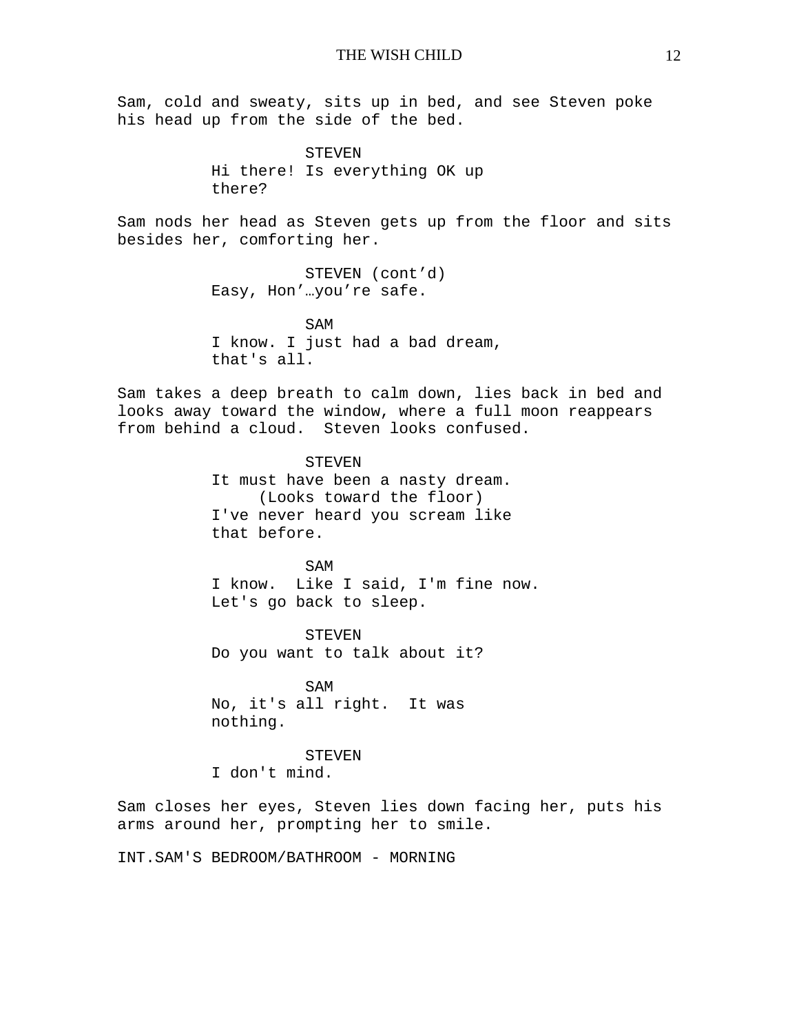Sam, cold and sweaty, sits up in bed, and see Steven poke his head up from the side of the bed.

STEVEN
Hi there! Is everything OK up there?

Sam nods her head as Steven gets up from the floor and sits besides her, comforting her.

STEVEN (cont'd)
Easy, Hon'…you're safe.

SAM
I know. I just had a bad dream, that's all.

Sam takes a deep breath to calm down, lies back in bed and looks away toward the window, where a full moon reappears from behind a cloud. Steven looks confused.

STEVEN
It must have been a nasty dream.
(Looks toward the floor)
I've never heard you scream like that before.

SAM
I know. Like I said, I'm fine now. Let's go back to sleep.

STEVEN
Do you want to talk about it?

SAM
No, it's all right. It was nothing.

STEVEN
I don't mind.

Sam closes her eyes, Steven lies down facing her, puts his arms around her, prompting her to smile.

INT.SAM'S BEDROOM/BATHROOM - MORNING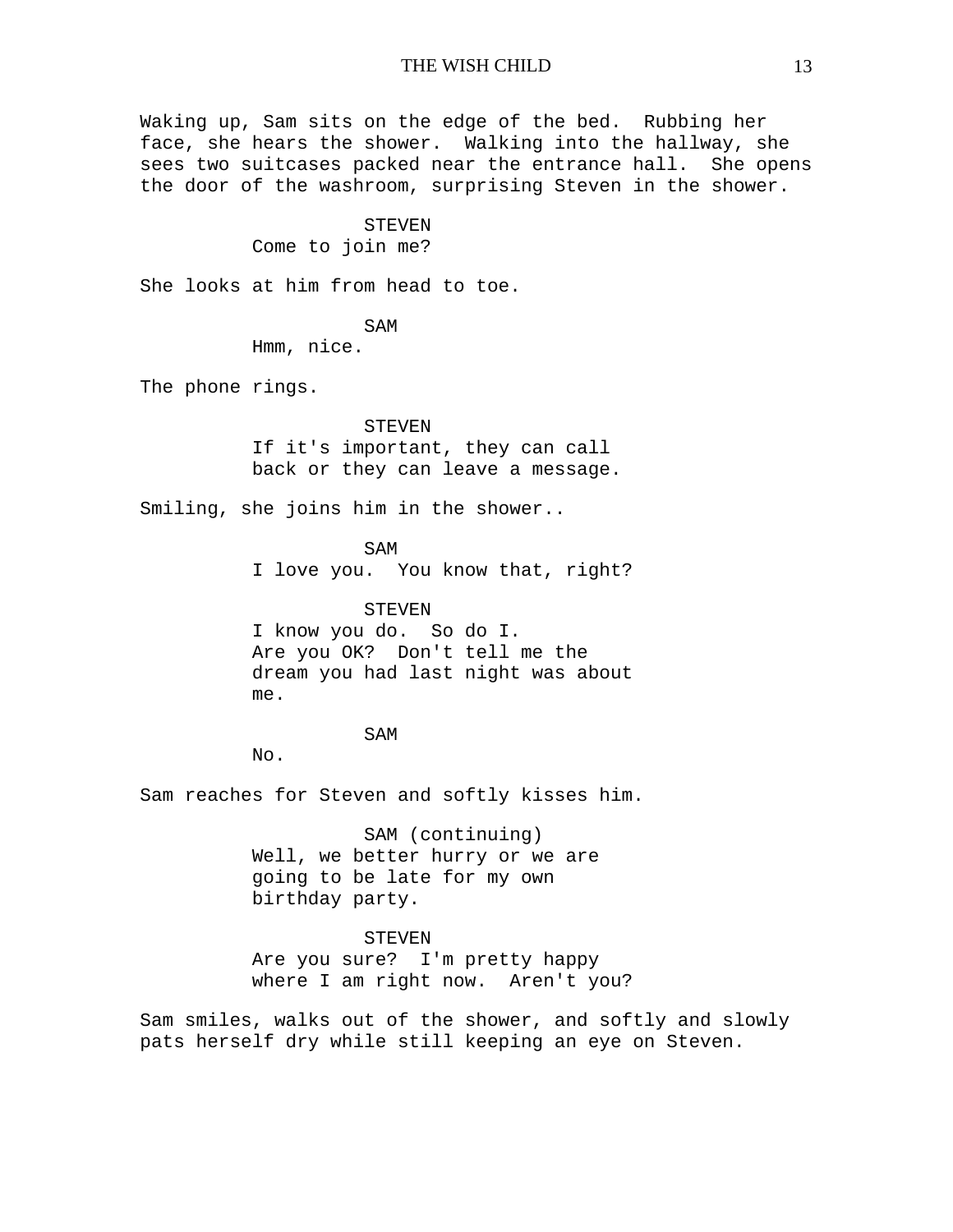Waking up, Sam sits on the edge of the bed. Rubbing her face, she hears the shower. Walking into the hallway, she sees two suitcases packed near the entrance hall. She opens the door of the washroom, surprising Steven in the shower.

STEVEN
Come to join me?

She looks at him from head to toe.

SAM
Hmm, nice.

The phone rings.

STEVEN
If it's important, they can call back or they can leave a message.

Smiling, she joins him in the shower..

SAM
I love you. You know that, right?

STEVEN
I know you do. So do I. Are you OK? Don't tell me the dream you had last night was about me.

SAM
No.

Sam reaches for Steven and softly kisses him.

SAM (continuing)
Well, we better hurry or we are going to be late for my own birthday party.

STEVEN
Are you sure? I'm pretty happy where I am right now. Aren't you?

Sam smiles, walks out of the shower, and softly and slowly pats herself dry while still keeping an eye on Steven.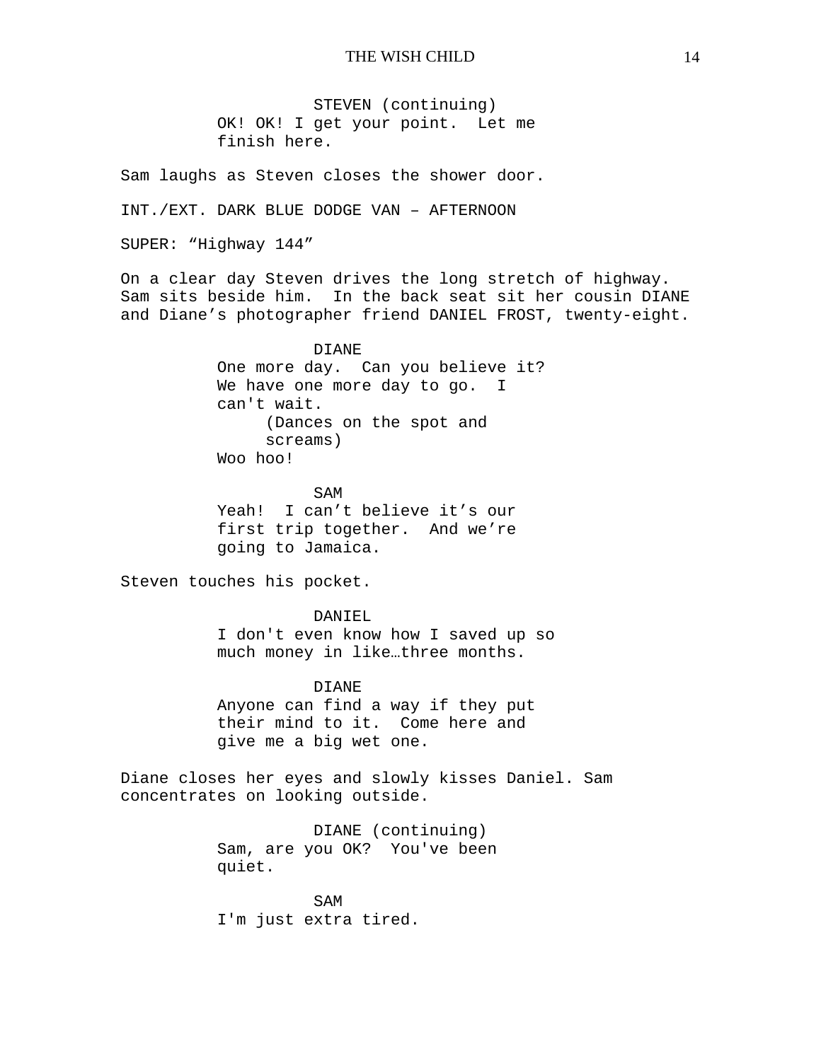STEVEN (continuing)
OK! OK! I get your point.  Let me finish here.

Sam laughs as Steven closes the shower door.

INT./EXT. DARK BLUE DODGE VAN – AFTERNOON

SUPER: “Highway 144”

On a clear day Steven drives the long stretch of highway. Sam sits beside him.  In the back seat sit her cousin DIANE and Diane’s photographer friend DANIEL FROST, twenty-eight.

DIANE
One more day.  Can you believe it? We have one more day to go.  I can't wait.
(Dances on the spot and screams)
Woo hoo!

SAM
Yeah!  I can’t believe it’s our first trip together.  And we’re going to Jamaica.

Steven touches his pocket.

DANIEL
I don't even know how I saved up so much money in like…three months.

DIANE
Anyone can find a way if they put their mind to it.  Come here and give me a big wet one.

Diane closes her eyes and slowly kisses Daniel. Sam concentrates on looking outside.

DIANE (continuing)
Sam, are you OK?  You've been quiet.

SAM
I'm just extra tired.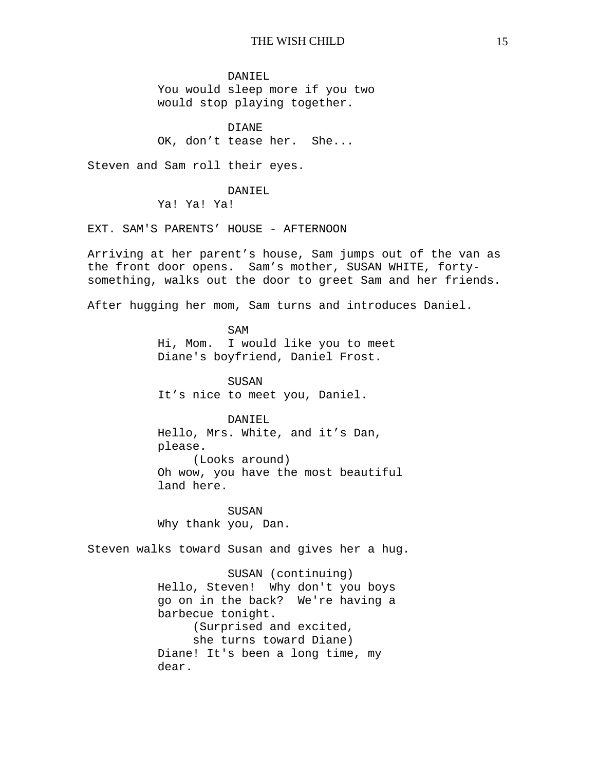DANIEL
You would sleep more if you two would stop playing together.

DIANE
OK, don't tease her.  She...

Steven and Sam roll their eyes.

DANIEL
Ya! Ya! Ya!

EXT. SAM'S PARENTS' HOUSE - AFTERNOON

Arriving at her parent's house, Sam jumps out of the van as the front door opens.  Sam's mother, SUSAN WHITE, forty-something, walks out the door to greet Sam and her friends.

After hugging her mom, Sam turns and introduces Daniel.

SAM
Hi, Mom.  I would like you to meet Diane's boyfriend, Daniel Frost.

SUSAN
It's nice to meet you, Daniel.

DANIEL
Hello, Mrs. White, and it's Dan, please.
(Looks around)
Oh wow, you have the most beautiful land here.

SUSAN
Why thank you, Dan.

Steven walks toward Susan and gives her a hug.

SUSAN (continuing)
Hello, Steven!  Why don't you boys go on in the back?  We're having a barbecue tonight.
(Surprised and excited, she turns toward Diane)
Diane! It's been a long time, my dear.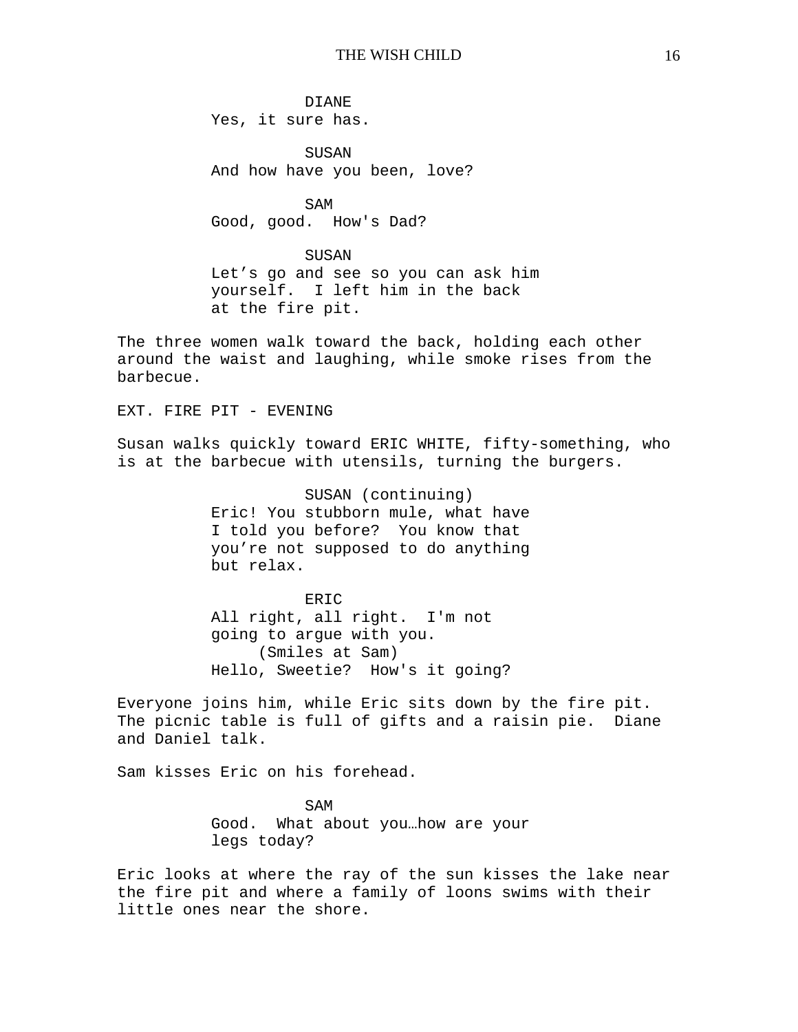DIANE
Yes, it sure has.

SUSAN
And how have you been, love?

SAM
Good, good.  How's Dad?

SUSAN
Let’s go and see so you can ask him yourself.  I left him in the back at the fire pit.

The three women walk toward the back, holding each other around the waist and laughing, while smoke rises from the barbecue.

EXT. FIRE PIT - EVENING

Susan walks quickly toward ERIC WHITE, fifty-something, who is at the barbecue with utensils, turning the burgers.

SUSAN (continuing)
Eric! You stubborn mule, what have I told you before?  You know that you’re not supposed to do anything but relax.

ERIC
All right, all right.  I'm not going to argue with you.
(Smiles at Sam)
Hello, Sweetie?  How's it going?

Everyone joins him, while Eric sits down by the fire pit. The picnic table is full of gifts and a raisin pie.  Diane and Daniel talk.

Sam kisses Eric on his forehead.

SAM
Good.  What about you…how are your legs today?

Eric looks at where the ray of the sun kisses the lake near the fire pit and where a family of loons swims with their little ones near the shore.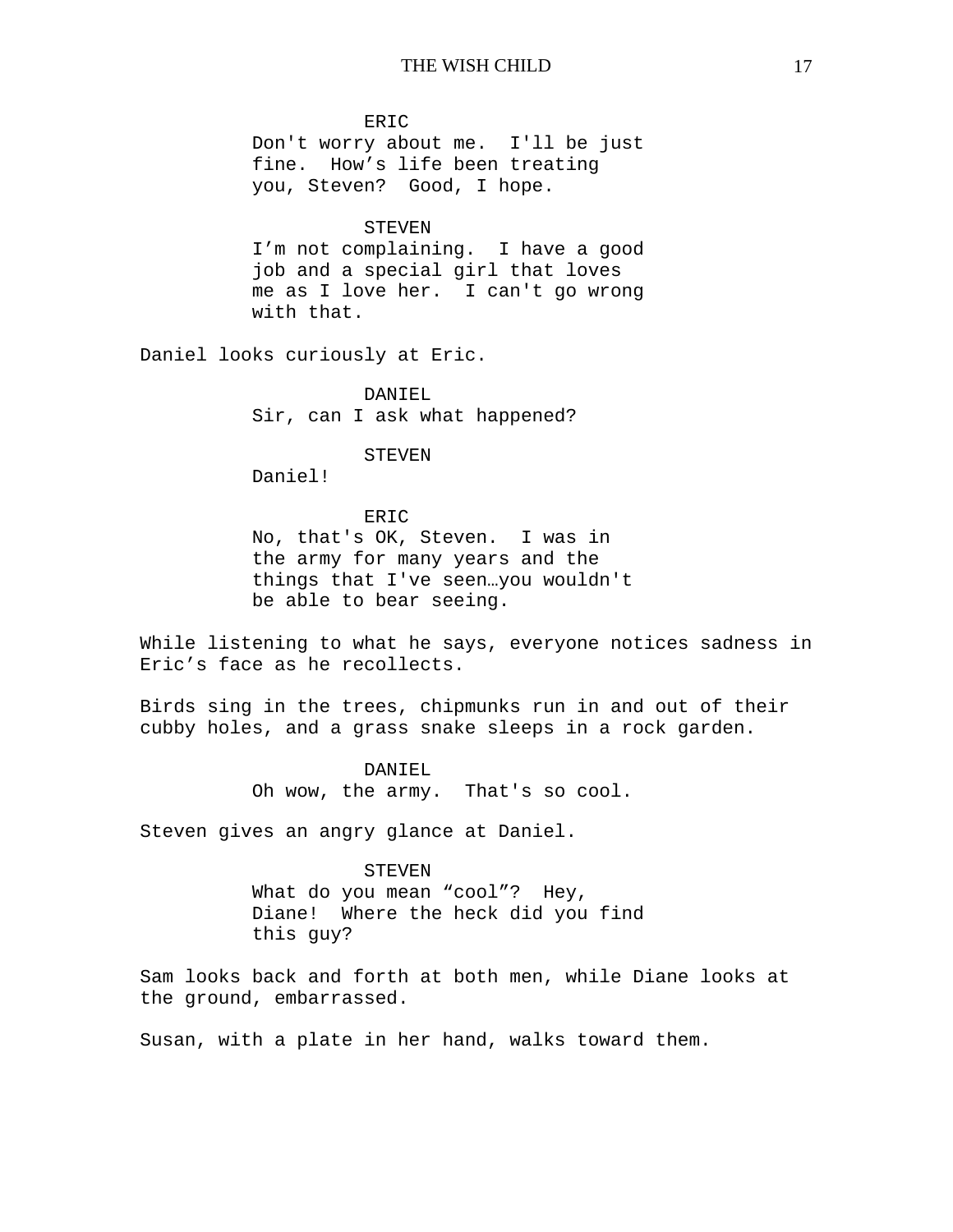ERIC

Don't worry about me. I'll be just fine. How's life been treating you, Steven? Good, I hope.

STEVEN

I'm not complaining. I have a good job and a special girl that loves me as I love her. I can't go wrong with that.

Daniel looks curiously at Eric.

DANIEL

Sir, can I ask what happened?

STEVEN

Daniel!

ERIC

No, that's OK, Steven. I was in the army for many years and the things that I've seen…you wouldn't be able to bear seeing.

While listening to what he says, everyone notices sadness in Eric's face as he recollects.

Birds sing in the trees, chipmunks run in and out of their cubby holes, and a grass snake sleeps in a rock garden.

DANIEL

Oh wow, the army. That's so cool.

Steven gives an angry glance at Daniel.

STEVEN

What do you mean "cool"? Hey, Diane! Where the heck did you find this guy?

Sam looks back and forth at both men, while Diane looks at the ground, embarrassed.

Susan, with a plate in her hand, walks toward them.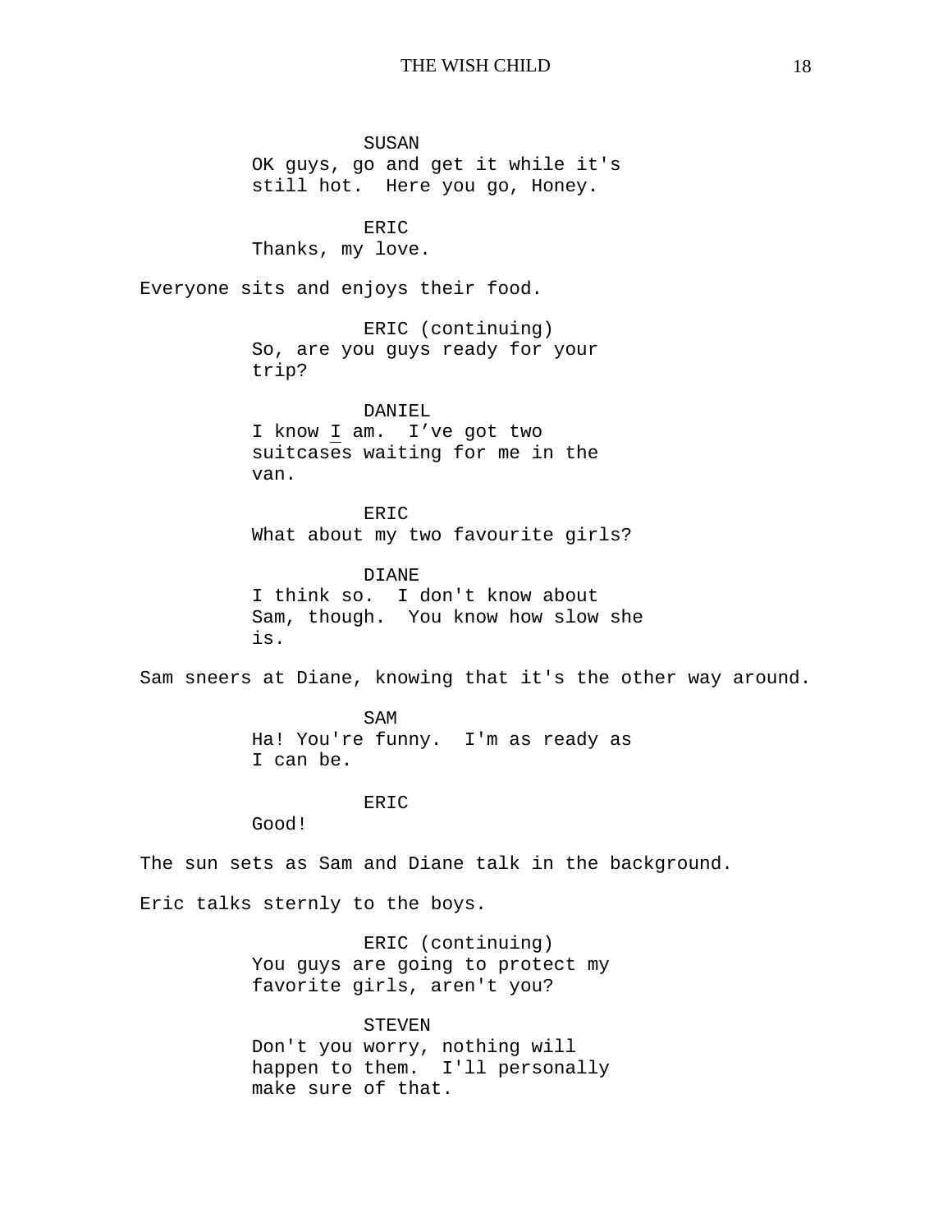SUSAN
OK guys, go and get it while it's still hot.  Here you go, Honey.

ERIC
Thanks, my love.

Everyone sits and enjoys their food.

ERIC (continuing)
So, are you guys ready for your trip?

DANIEL
I know <u>I</u> am.  I've got two suitcases waiting for me in the van.

ERIC
What about my two favourite girls?

DIANE
I think so.  I don't know about Sam, though.  You know how slow she is.

Sam sneers at Diane, knowing that it's the other way around.

SAM
Ha! You're funny.  I'm as ready as I can be.

ERIC
Good!

The sun sets as Sam and Diane talk in the background.

Eric talks sternly to the boys.

ERIC (continuing)
You guys are going to protect my favorite girls, aren't you?

STEVEN
Don't you worry, nothing will happen to them.  I'll personally make sure of that.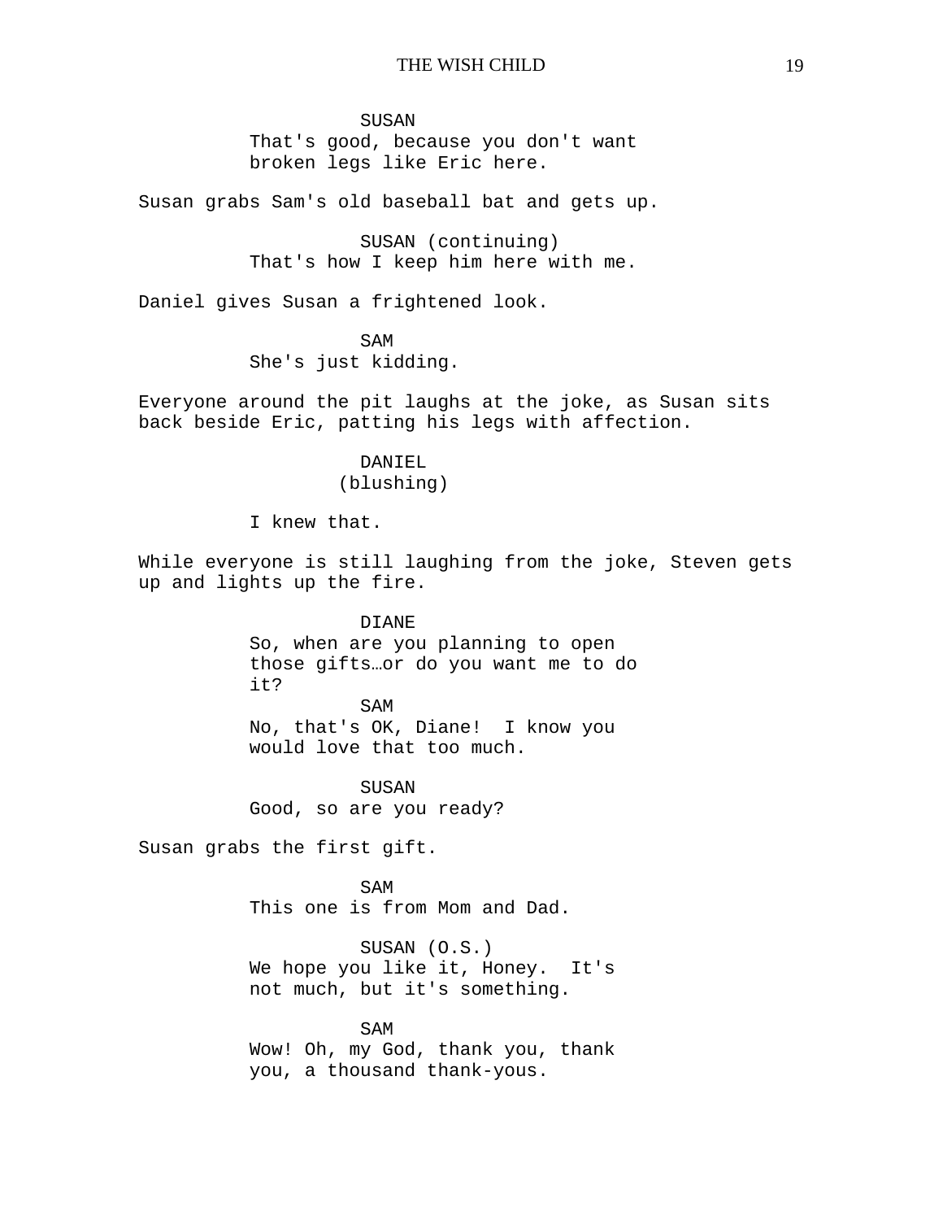SUSAN
That's good, because you don't want broken legs like Eric here.

Susan grabs Sam's old baseball bat and gets up.

SUSAN (continuing)
That's how I keep him here with me.

Daniel gives Susan a frightened look.

SAM
She's just kidding.

Everyone around the pit laughs at the joke, as Susan sits back beside Eric, patting his legs with affection.

DANIEL
(blushing)

I knew that.

While everyone is still laughing from the joke, Steven gets up and lights up the fire.

DIANE
So, when are you planning to open those gifts…or do you want me to do it?

SAM
No, that's OK, Diane! I know you would love that too much.

SUSAN
Good, so are you ready?

Susan grabs the first gift.

SAM
This one is from Mom and Dad.

SUSAN (O.S.)
We hope you like it, Honey. It's not much, but it's something.

SAM
Wow! Oh, my God, thank you, thank you, a thousand thank-yous.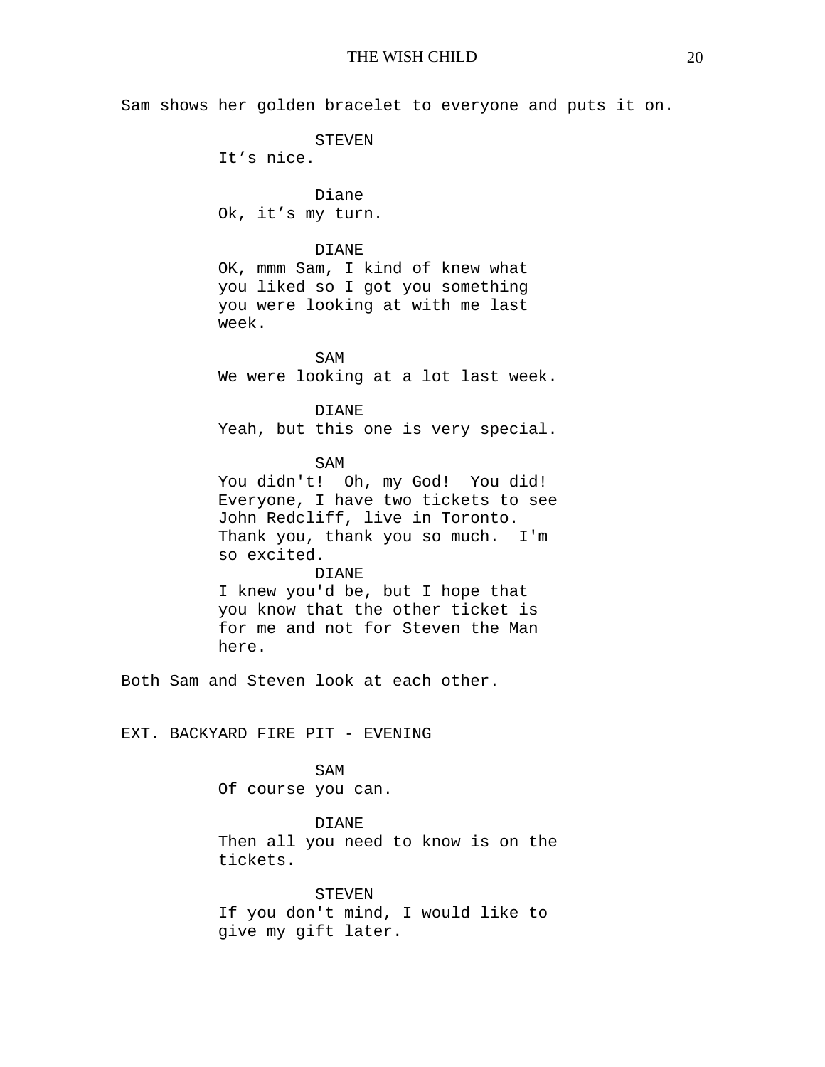Sam shows her golden bracelet to everyone and puts it on.

STEVEN
It’s nice.

Diane
Ok, it’s my turn.

DIANE
OK, mmm Sam, I kind of knew what you liked so I got you something you were looking at with me last week.

SAM
We were looking at a lot last week.

DIANE
Yeah, but this one is very special.

SAM
You didn't!  Oh, my God!  You did! Everyone, I have two tickets to see John Redcliff, live in Toronto. Thank you, thank you so much.  I'm so excited.

DIANE
I knew you'd be, but I hope that you know that the other ticket is for me and not for Steven the Man here.

Both Sam and Steven look at each other.

EXT. BACKYARD FIRE PIT - EVENING

SAM
Of course you can.

DIANE
Then all you need to know is on the tickets.

STEVEN
If you don't mind, I would like to give my gift later.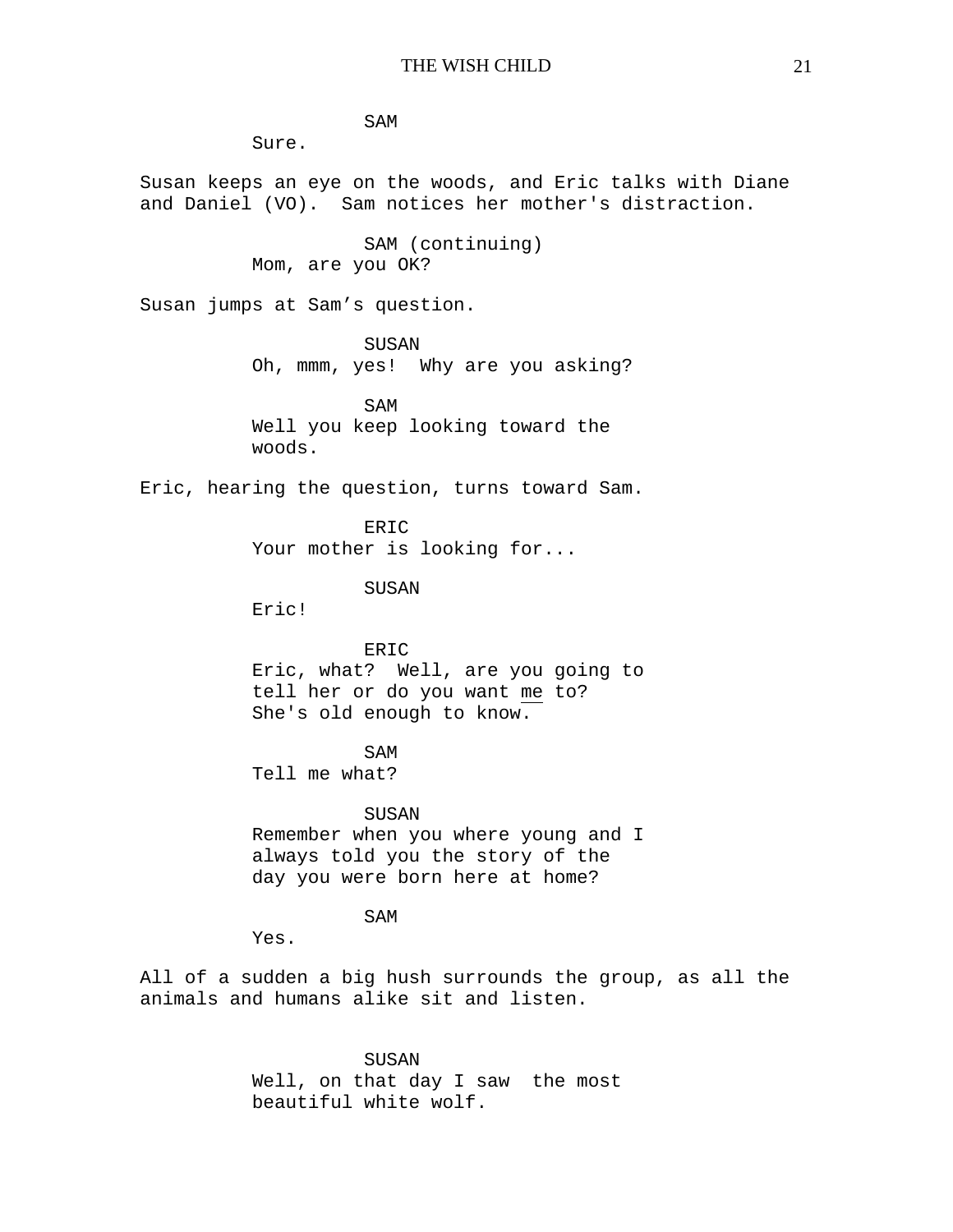SAM

Sure.

Susan keeps an eye on the woods, and Eric talks with Diane and Daniel (VO). Sam notices her mother's distraction.

SAM (continuing)

Mom, are you OK?

Susan jumps at Sam's question.

SUSAN

Oh, mmm, yes! Why are you asking?

SAM

Well you keep looking toward the woods.

Eric, hearing the question, turns toward Sam.

ERIC

Your mother is looking for...

SUSAN

Eric!

ERIC

Eric, what? Well, are you going to tell her or do you want <u>me</u> to? She's old enough to know.

SAM

Tell me what?

SUSAN

Remember when you where young and I always told you the story of the day you were born here at home?

SAM

Yes.

All of a sudden a big hush surrounds the group, as all the animals and humans alike sit and listen.

SUSAN

Well, on that day I saw the most beautiful white wolf.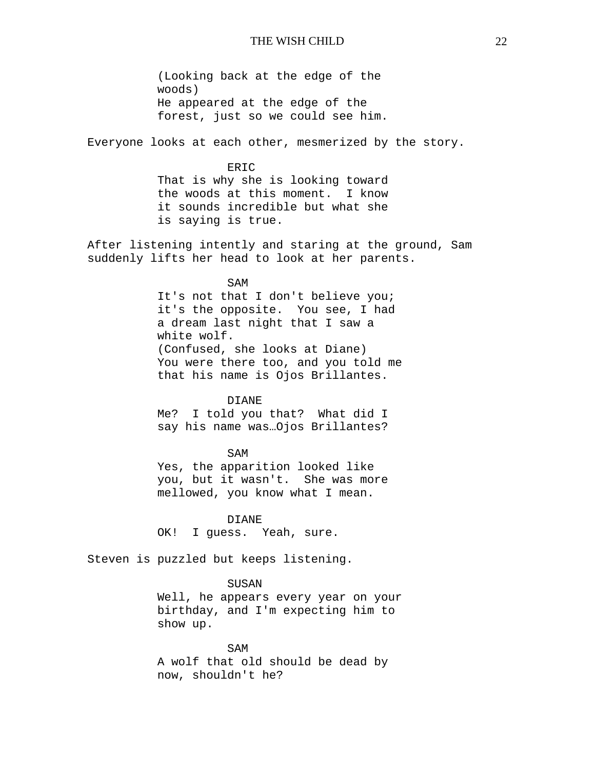(Looking back at the edge of the woods)
He appeared at the edge of the forest, just so we could see him.

Everyone looks at each other, mesmerized by the story.

ERIC
That is why she is looking toward the woods at this moment.  I know it sounds incredible but what she is saying is true.

After listening intently and staring at the ground, Sam suddenly lifts her head to look at her parents.

SAM
It's not that I don't believe you; it's the opposite.  You see, I had a dream last night that I saw a white wolf.
(Confused, she looks at Diane)
You were there too, and you told me that his name is Ojos Brillantes.

DIANE
Me?  I told you that?  What did I say his name was…Ojos Brillantes?

SAM
Yes, the apparition looked like you, but it wasn't.  She was more mellowed, you know what I mean.

DIANE
OK!  I guess.  Yeah, sure.

Steven is puzzled but keeps listening.

SUSAN
Well, he appears every year on your birthday, and I'm expecting him to show up.

SAM
A wolf that old should be dead by now, shouldn't he?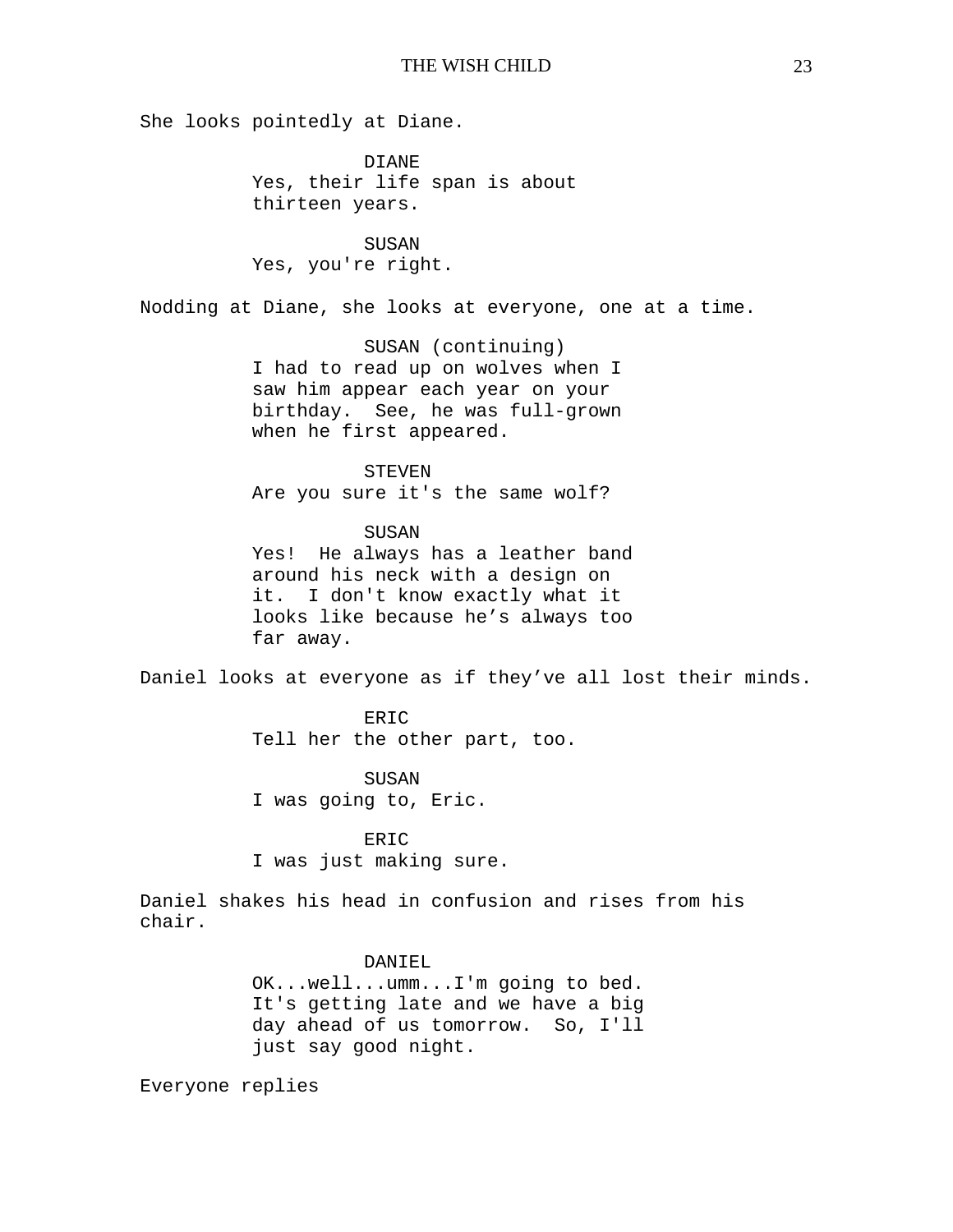She looks pointedly at Diane.

DIANE
Yes, their life span is about thirteen years.

SUSAN
Yes, you're right.

Nodding at Diane, she looks at everyone, one at a time.

SUSAN (continuing)
I had to read up on wolves when I saw him appear each year on your birthday.  See, he was full-grown when he first appeared.

STEVEN
Are you sure it's the same wolf?

SUSAN
Yes!  He always has a leather band around his neck with a design on it.  I don't know exactly what it looks like because he’s always too far away.

Daniel looks at everyone as if they’ve all lost their minds.

ERIC
Tell her the other part, too.

SUSAN
I was going to, Eric.

ERIC
I was just making sure.

Daniel shakes his head in confusion and rises from his chair.

DANIEL
OK...well...umm...I'm going to bed. It's getting late and we have a big day ahead of us tomorrow.  So, I'll just say good night.

Everyone replies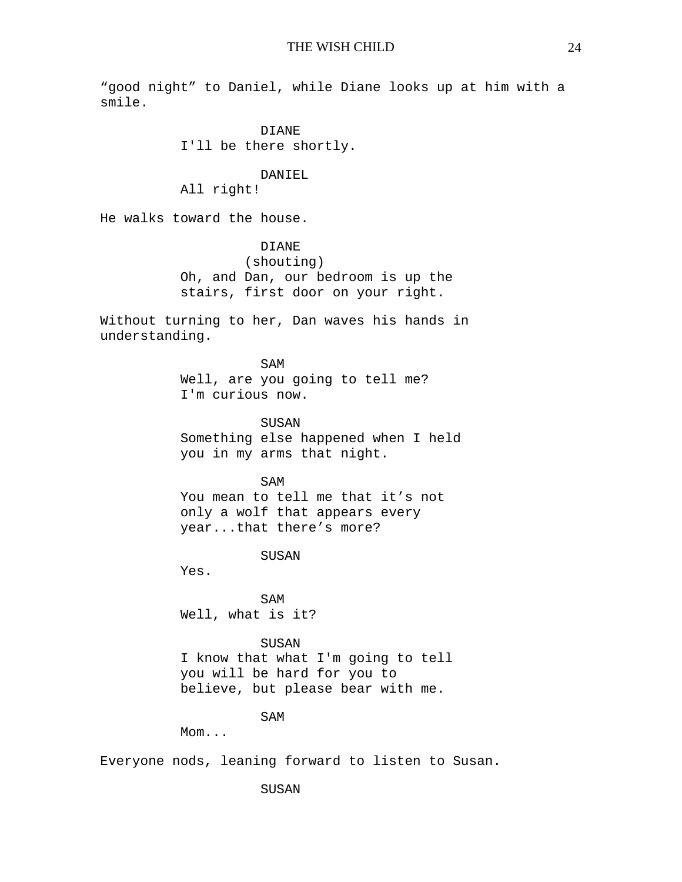"good night" to Daniel, while Diane looks up at him with a smile.

DIANE
I'll be there shortly.

DANIEL
All right!

He walks toward the house.

DIANE
(shouting)
Oh, and Dan, our bedroom is up the stairs, first door on your right.

Without turning to her, Dan waves his hands in understanding.

SAM
Well, are you going to tell me? I'm curious now.

SUSAN
Something else happened when I held you in my arms that night.

SAM
You mean to tell me that it's not only a wolf that appears every year...that there's more?

SUSAN
Yes.

SAM
Well, what is it?

SUSAN
I know that what I'm going to tell you will be hard for you to believe, but please bear with me.

SAM
Mom...

Everyone nods, leaning forward to listen to Susan.

SUSAN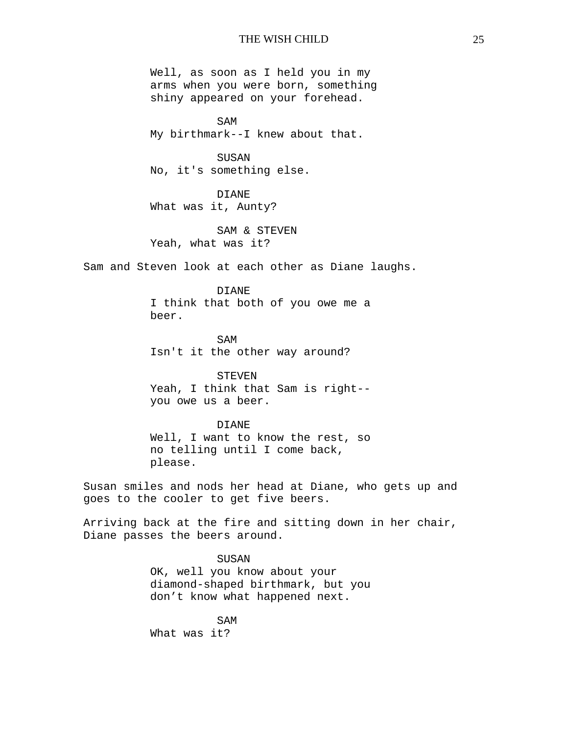Well, as soon as I held you in my arms when you were born, something shiny appeared on your forehead.

SAM
My birthmark--I knew about that.

SUSAN
No, it's something else.

DIANE
What was it, Aunty?

SAM & STEVEN
Yeah, what was it?

Sam and Steven look at each other as Diane laughs.

DIANE
I think that both of you owe me a beer.

SAM
Isn't it the other way around?

STEVEN
Yeah, I think that Sam is right--you owe us a beer.

DIANE
Well, I want to know the rest, so no telling until I come back, please.

Susan smiles and nods her head at Diane, who gets up and goes to the cooler to get five beers.

Arriving back at the fire and sitting down in her chair, Diane passes the beers around.

SUSAN
OK, well you know about your diamond-shaped birthmark, but you don’t know what happened next.

SAM
What was it?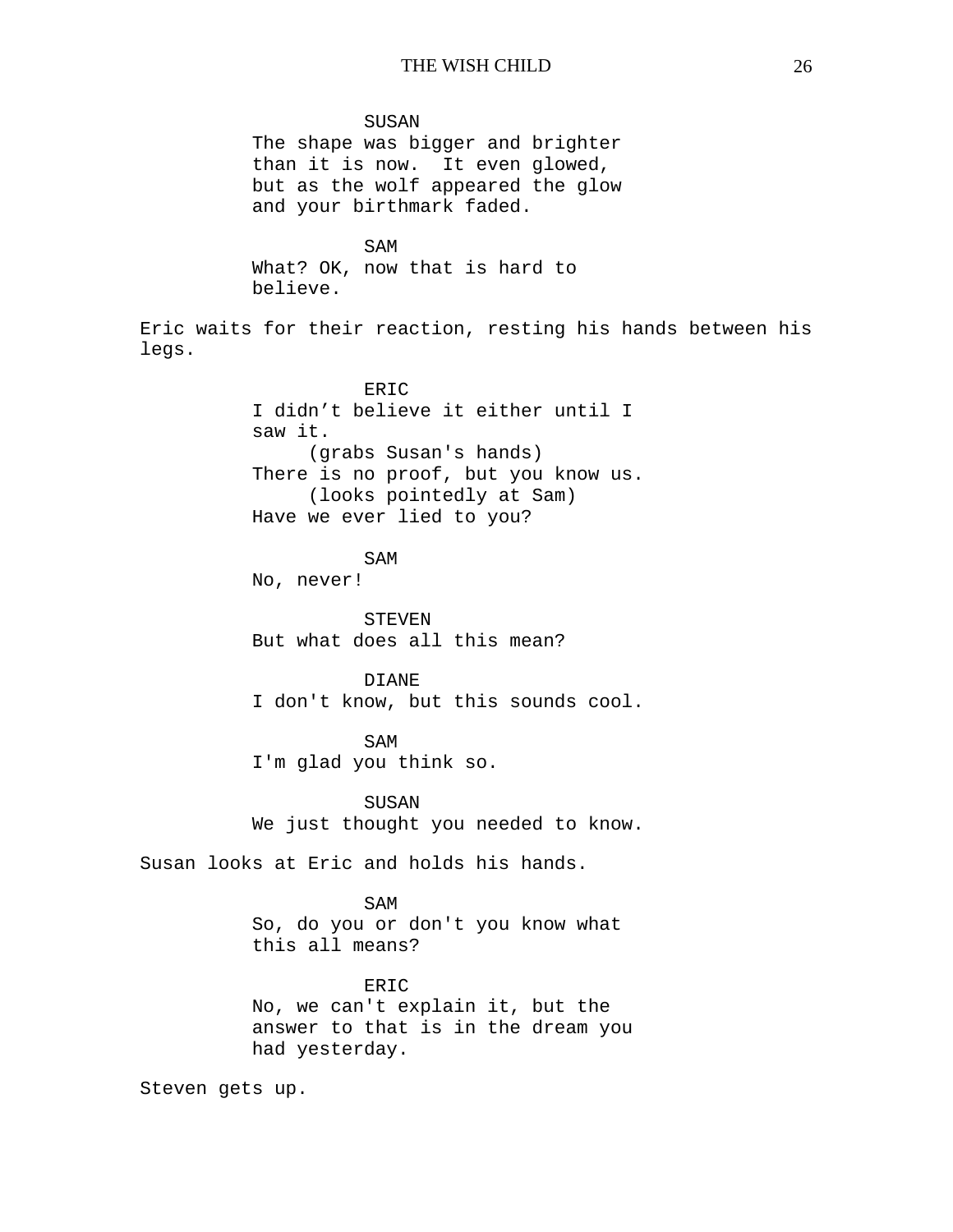SUSAN
The shape was bigger and brighter than it is now. It even glowed, but as the wolf appeared the glow and your birthmark faded.

SAM
What? OK, now that is hard to believe.

Eric waits for their reaction, resting his hands between his legs.

ERIC
I didn’t believe it either until I saw it.
(grabs Susan's hands)
There is no proof, but you know us.
(looks pointedly at Sam)
Have we ever lied to you?

SAM
No, never!

STEVEN
But what does all this mean?

DIANE
I don't know, but this sounds cool.

SAM
I'm glad you think so.

SUSAN
We just thought you needed to know.

Susan looks at Eric and holds his hands.

SAM
So, do you or don't you know what this all means?

ERIC
No, we can't explain it, but the answer to that is in the dream you had yesterday.

Steven gets up.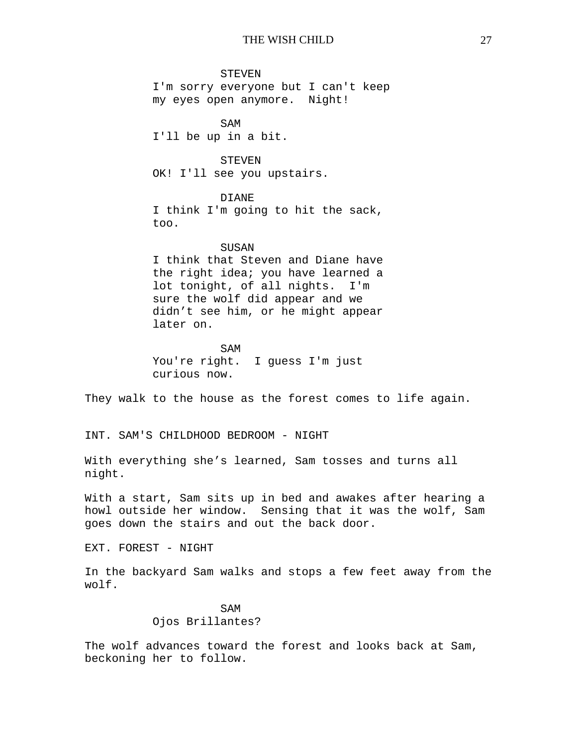STEVEN
I'm sorry everyone but I can't keep my eyes open anymore.  Night!

SAM
I'll be up in a bit.

STEVEN
OK! I'll see you upstairs.

DIANE
I think I'm going to hit the sack, too.

SUSAN
I think that Steven and Diane have the right idea; you have learned a lot tonight, of all nights.  I'm sure the wolf did appear and we didn’t see him, or he might appear later on.

SAM
You're right.  I guess I'm just curious now.

They walk to the house as the forest comes to life again.

INT. SAM'S CHILDHOOD BEDROOM - NIGHT

With everything she’s learned, Sam tosses and turns all night.

With a start, Sam sits up in bed and awakes after hearing a howl outside her window.  Sensing that it was the wolf, Sam goes down the stairs and out the back door.

EXT. FOREST - NIGHT

In the backyard Sam walks and stops a few feet away from the wolf.

SAM
Ojos Brillantes?

The wolf advances toward the forest and looks back at Sam, beckoning her to follow.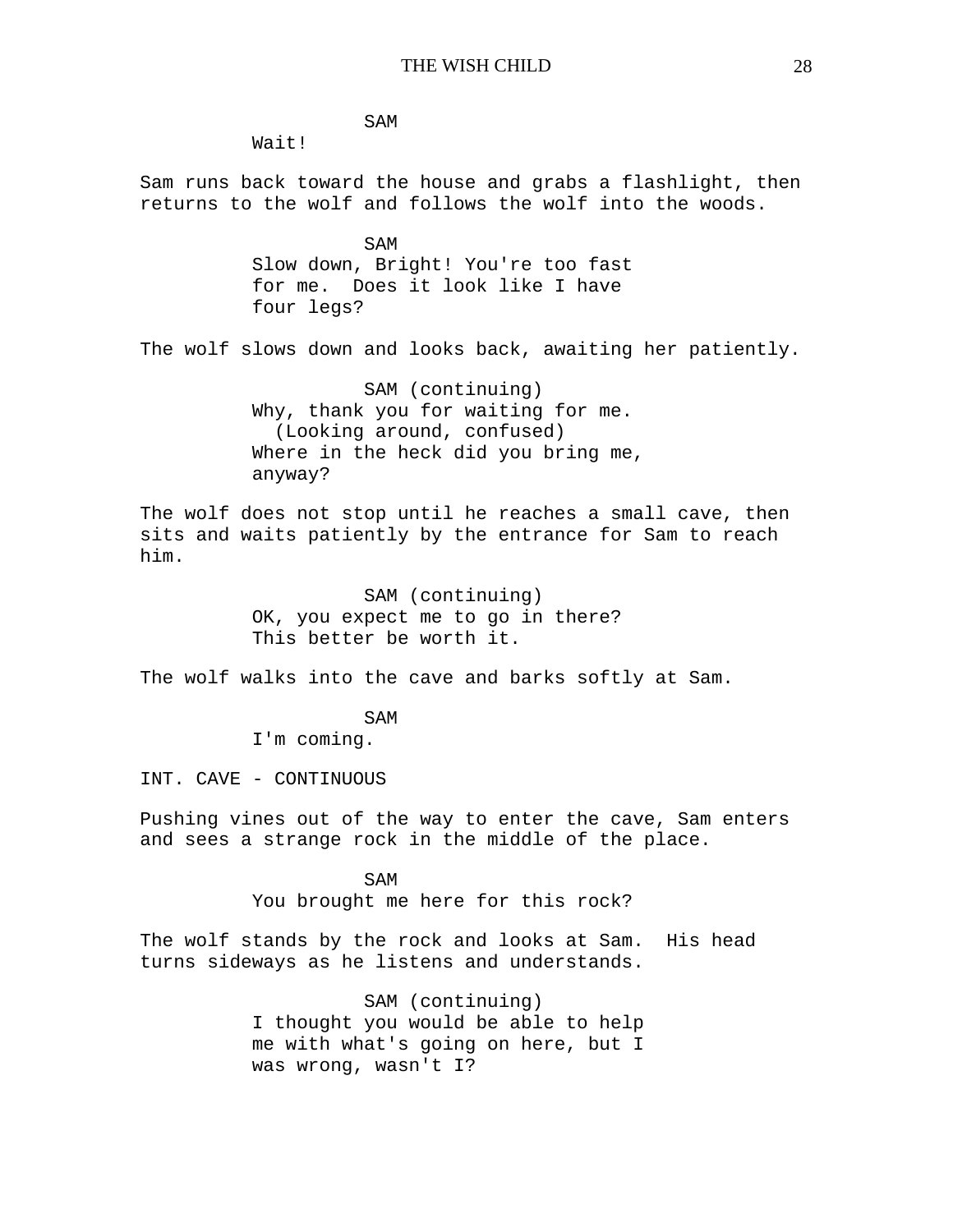SAM
Wait!

Sam runs back toward the house and grabs a flashlight, then returns to the wolf and follows the wolf into the woods.

SAM
Slow down, Bright! You're too fast for me. Does it look like I have four legs?

The wolf slows down and looks back, awaiting her patiently.

SAM (continuing)
Why, thank you for waiting for me.
(Looking around, confused)
Where in the heck did you bring me, anyway?

The wolf does not stop until he reaches a small cave, then sits and waits patiently by the entrance for Sam to reach him.

SAM (continuing)
OK, you expect me to go in there? This better be worth it.

The wolf walks into the cave and barks softly at Sam.

SAM
I'm coming.

INT. CAVE - CONTINUOUS

Pushing vines out of the way to enter the cave, Sam enters and sees a strange rock in the middle of the place.

SAM
You brought me here for this rock?

The wolf stands by the rock and looks at Sam. His head turns sideways as he listens and understands.

SAM (continuing)
I thought you would be able to help me with what's going on here, but I was wrong, wasn't I?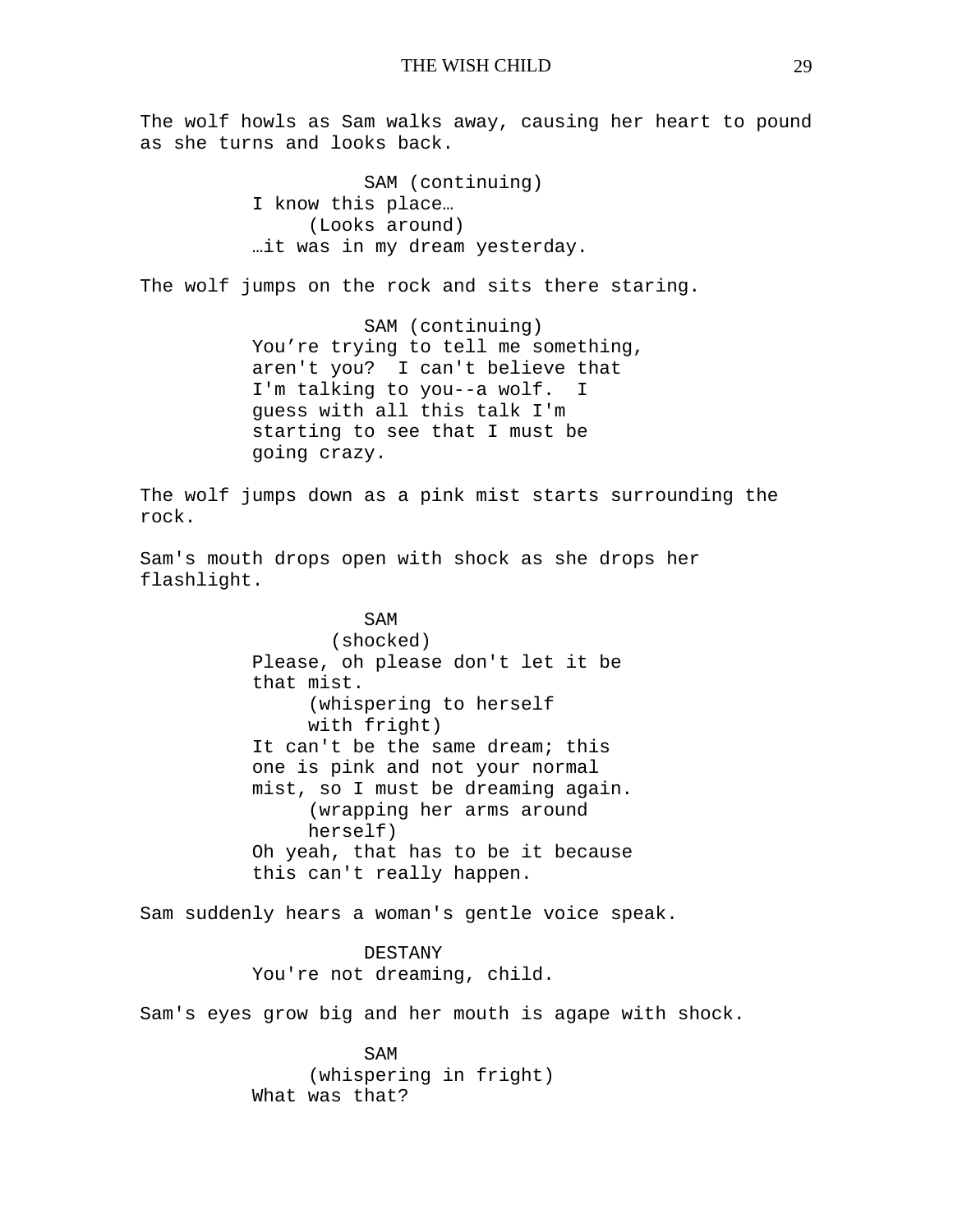The wolf howls as Sam walks away, causing her heart to pound as she turns and looks back.

SAM (continuing)
I know this place…
(Looks around)
…it was in my dream yesterday.

The wolf jumps on the rock and sits there staring.

SAM (continuing)
You're trying to tell me something, aren't you?  I can't believe that I'm talking to you--a wolf.  I guess with all this talk I'm starting to see that I must be going crazy.

The wolf jumps down as a pink mist starts surrounding the rock.

Sam's mouth drops open with shock as she drops her flashlight.

SAM
(shocked)
Please, oh please don't let it be that mist.
(whispering to herself with fright)
It can't be the same dream; this one is pink and not your normal mist, so I must be dreaming again.
(wrapping her arms around herself)
Oh yeah, that has to be it because this can't really happen.

Sam suddenly hears a woman's gentle voice speak.

DESTANY
You're not dreaming, child.

Sam's eyes grow big and her mouth is agape with shock.

SAM
(whispering in fright)
What was that?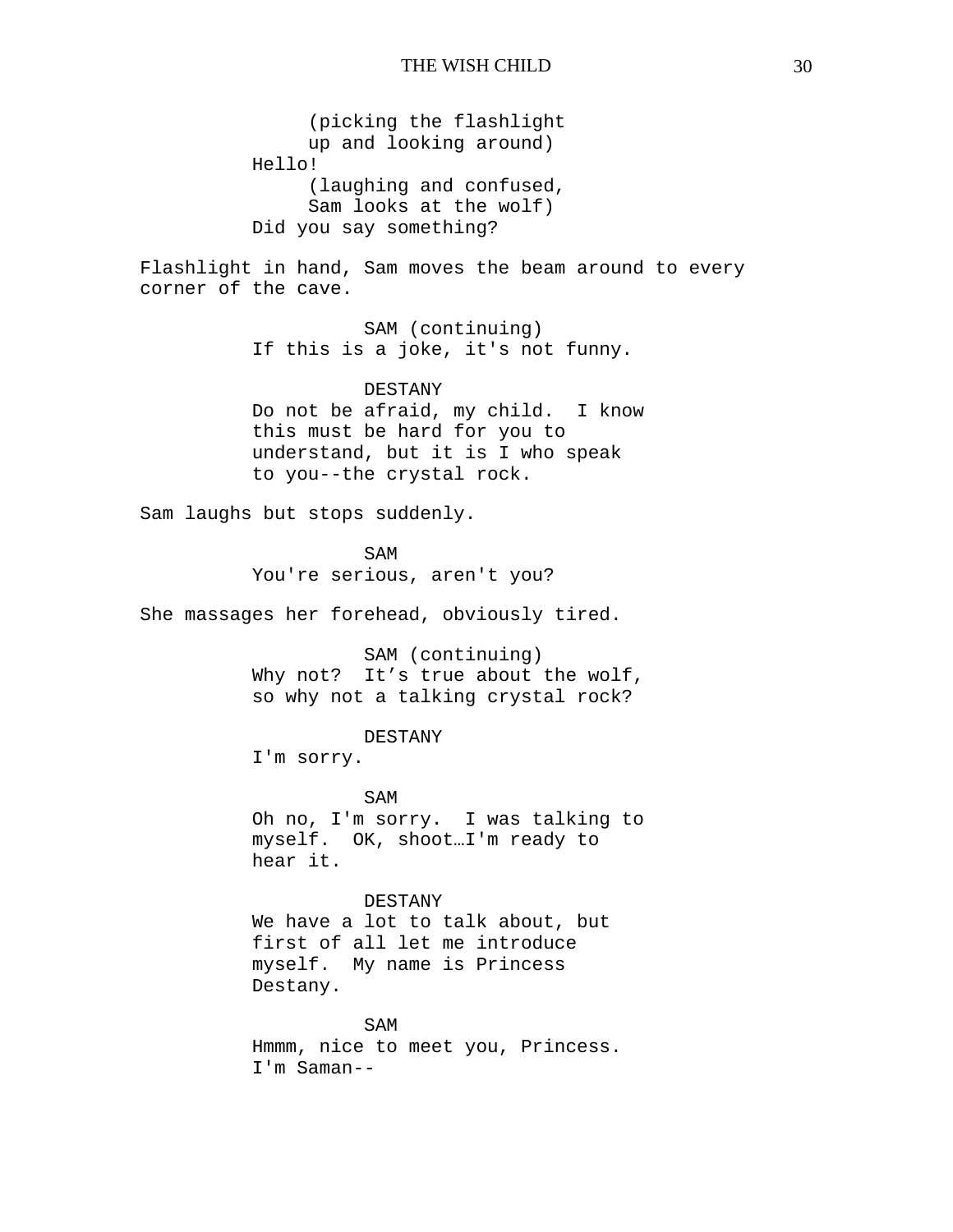(picking the flashlight up and looking around)
Hello!
(laughing and confused, Sam looks at the wolf)
Did you say something?

Flashlight in hand, Sam moves the beam around to every corner of the cave.

SAM (continuing)
If this is a joke, it's not funny.

DESTANY
Do not be afraid, my child. I know this must be hard for you to understand, but it is I who speak to you--the crystal rock.

Sam laughs but stops suddenly.

SAM
You're serious, aren't you?

She massages her forehead, obviously tired.

SAM (continuing)
Why not? It’s true about the wolf, so why not a talking crystal rock?

DESTANY
I'm sorry.

SAM
Oh no, I'm sorry. I was talking to myself. OK, shoot…I'm ready to hear it.

DESTANY
We have a lot to talk about, but first of all let me introduce myself. My name is Princess Destany.

SAM
Hmmm, nice to meet you, Princess. I'm Saman--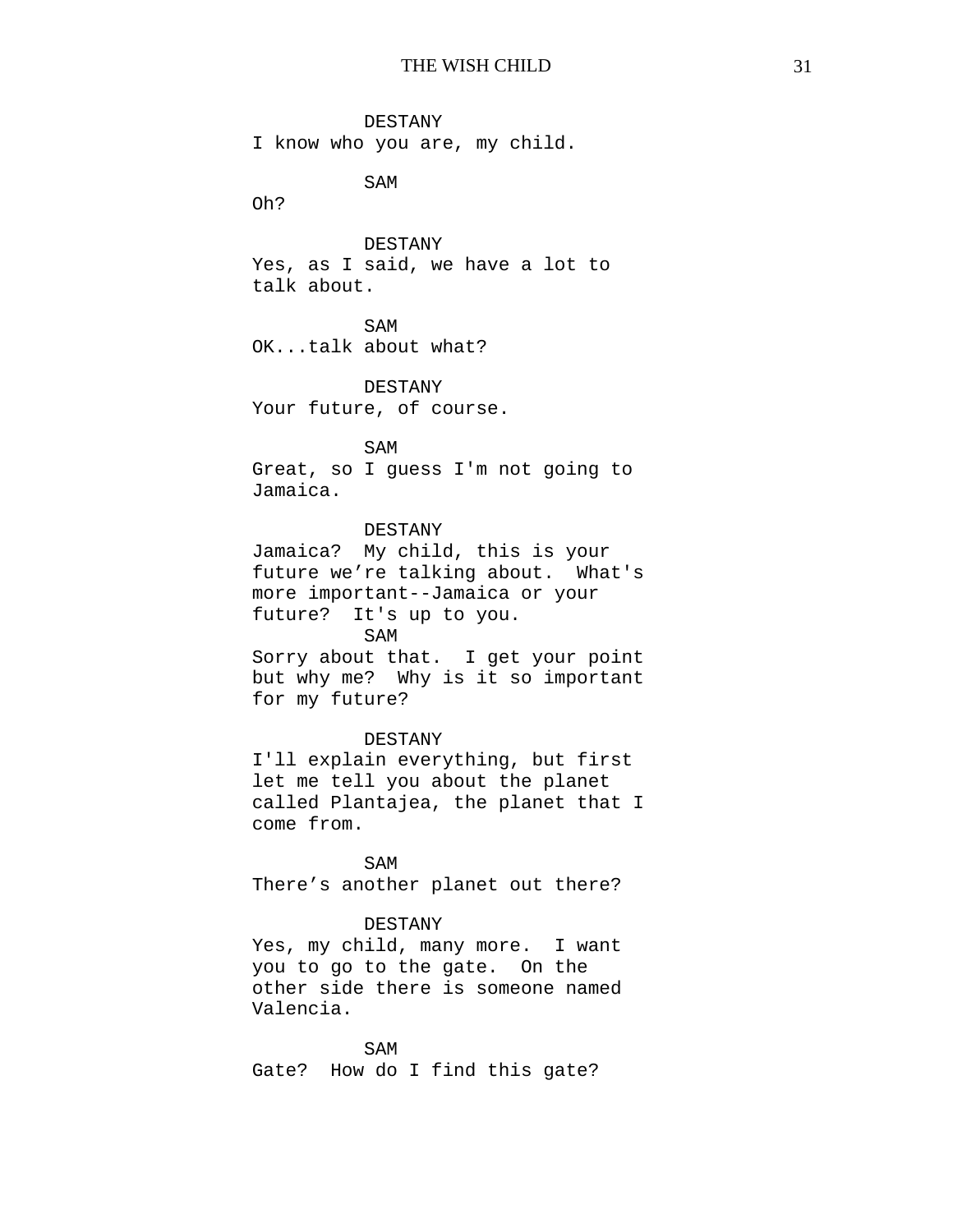DESTANY
I know who you are, my child.

SAM
Oh?

DESTANY
Yes, as I said, we have a lot to talk about.

SAM
OK...talk about what?

DESTANY
Your future, of course.

SAM
Great, so I guess I'm not going to Jamaica.

DESTANY
Jamaica? My child, this is your future we're talking about. What's more important--Jamaica or your future? It's up to you.

SAM
Sorry about that. I get your point but why me? Why is it so important for my future?

DESTANY
I'll explain everything, but first let me tell you about the planet called Plantajea, the planet that I come from.

SAM
There's another planet out there?

DESTANY
Yes, my child, many more. I want you to go to the gate. On the other side there is someone named Valencia.

SAM
Gate? How do I find this gate?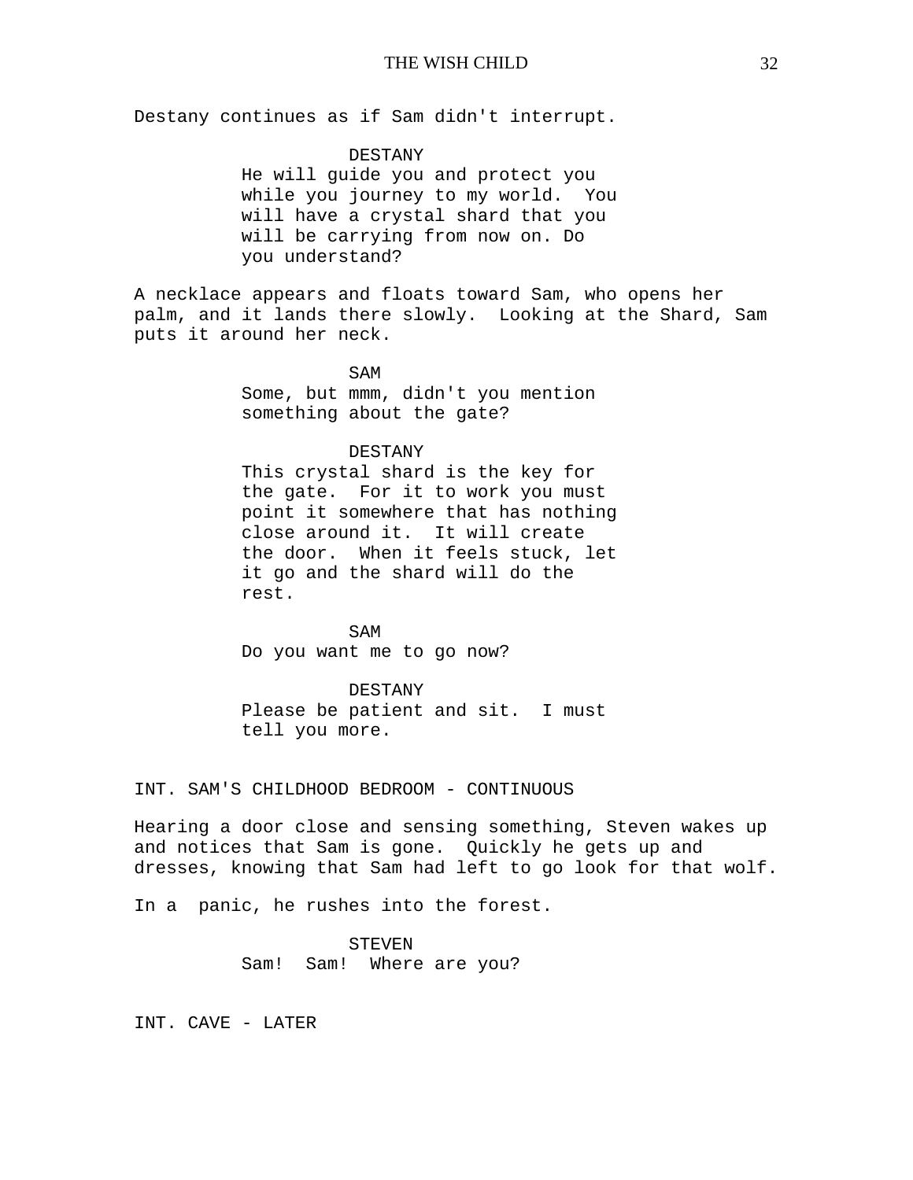Destany continues as if Sam didn't interrupt.

DESTANY
He will guide you and protect you while you journey to my world. You will have a crystal shard that you will be carrying from now on. Do you understand?

A necklace appears and floats toward Sam, who opens her palm, and it lands there slowly. Looking at the Shard, Sam puts it around her neck.

SAM
Some, but mmm, didn't you mention something about the gate?

DESTANY
This crystal shard is the key for the gate. For it to work you must point it somewhere that has nothing close around it. It will create the door. When it feels stuck, let it go and the shard will do the rest.

SAM
Do you want me to go now?

DESTANY
Please be patient and sit. I must tell you more.

INT. SAM'S CHILDHOOD BEDROOM - CONTINUOUS

Hearing a door close and sensing something, Steven wakes up and notices that Sam is gone. Quickly he gets up and dresses, knowing that Sam had left to go look for that wolf.

In a panic, he rushes into the forest.

STEVEN
Sam! Sam! Where are you?

INT. CAVE - LATER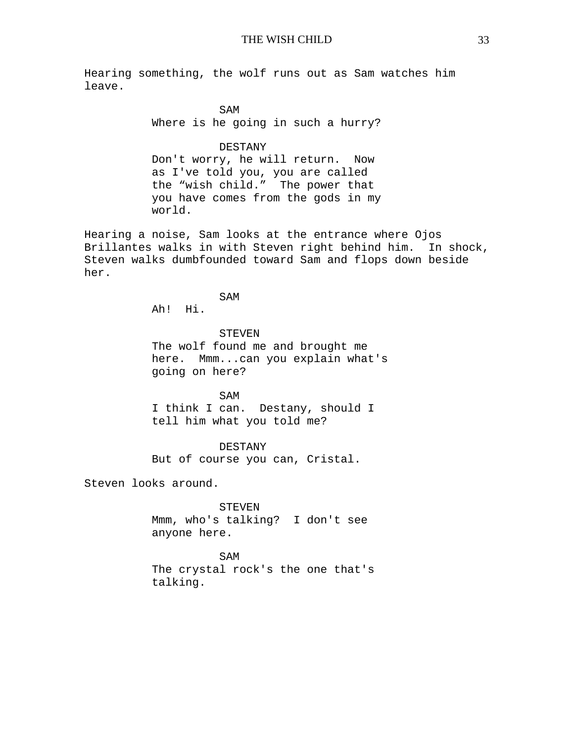Hearing something, the wolf runs out as Sam watches him leave.

SAM
Where is he going in such a hurry?

DESTANY
Don't worry, he will return. Now as I've told you, you are called the “wish child.” The power that you have comes from the gods in my world.

Hearing a noise, Sam looks at the entrance where Ojos Brillantes walks in with Steven right behind him. In shock, Steven walks dumbfounded toward Sam and flops down beside her.

SAM
Ah! Hi.

STEVEN
The wolf found me and brought me here. Mmm...can you explain what's going on here?

SAM
I think I can. Destany, should I tell him what you told me?

DESTANY
But of course you can, Cristal.

Steven looks around.

STEVEN
Mmm, who's talking? I don't see anyone here.

SAM
The crystal rock's the one that's talking.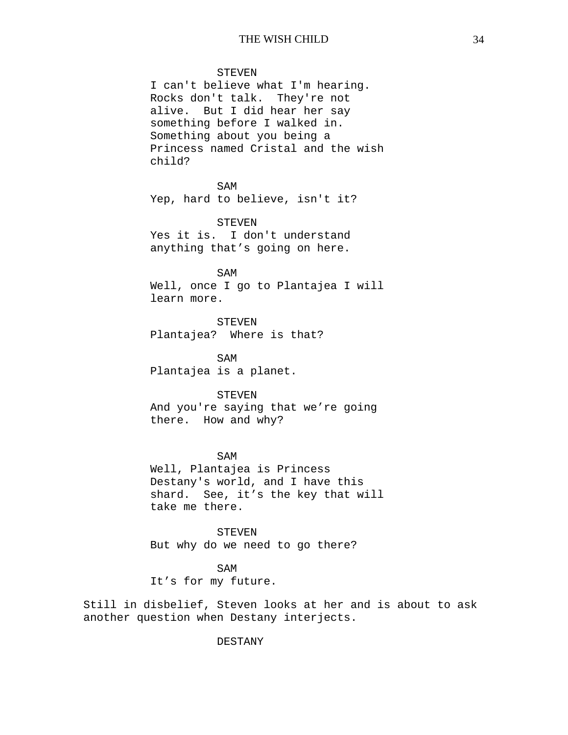STEVEN
I can't believe what I'm hearing. Rocks don't talk. They're not alive. But I did hear her say something before I walked in. Something about you being a Princess named Cristal and the wish child?

SAM
Yep, hard to believe, isn't it?

STEVEN
Yes it is. I don't understand anything that’s going on here.

SAM
Well, once I go to Plantajea I will learn more.

STEVEN
Plantajea? Where is that?

SAM
Plantajea is a planet.

STEVEN
And you're saying that we’re going there. How and why?

SAM
Well, Plantajea is Princess Destany's world, and I have this shard. See, it’s the key that will take me there.

STEVEN
But why do we need to go there?

SAM
It’s for my future.

Still in disbelief, Steven looks at her and is about to ask another question when Destany interjects.

DESTANY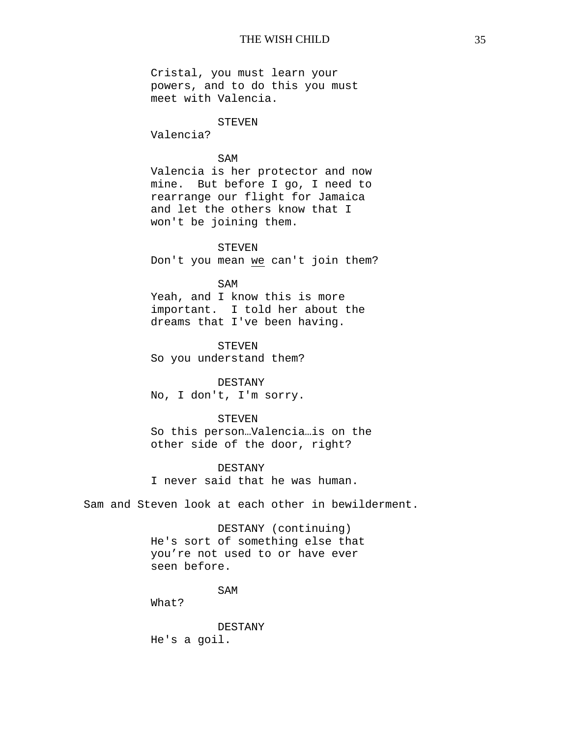Cristal, you must learn your powers, and to do this you must meet with Valencia.

STEVEN

Valencia?

SAM

Valencia is her protector and now mine. But before I go, I need to rearrange our flight for Jamaica and let the others know that I won't be joining them.

STEVEN

Don't you mean <u>we</u> can't join them?

SAM

Yeah, and I know this is more important. I told her about the dreams that I've been having.

STEVEN

So you understand them?

DESTANY

No, I don't, I'm sorry.

STEVEN

So this person…Valencia…is on the other side of the door, right?

DESTANY

I never said that he was human.

Sam and Steven look at each other in bewilderment.

DESTANY (continuing)

He's sort of something else that you’re not used to or have ever seen before.

SAM

What?

DESTANY

He's a goil.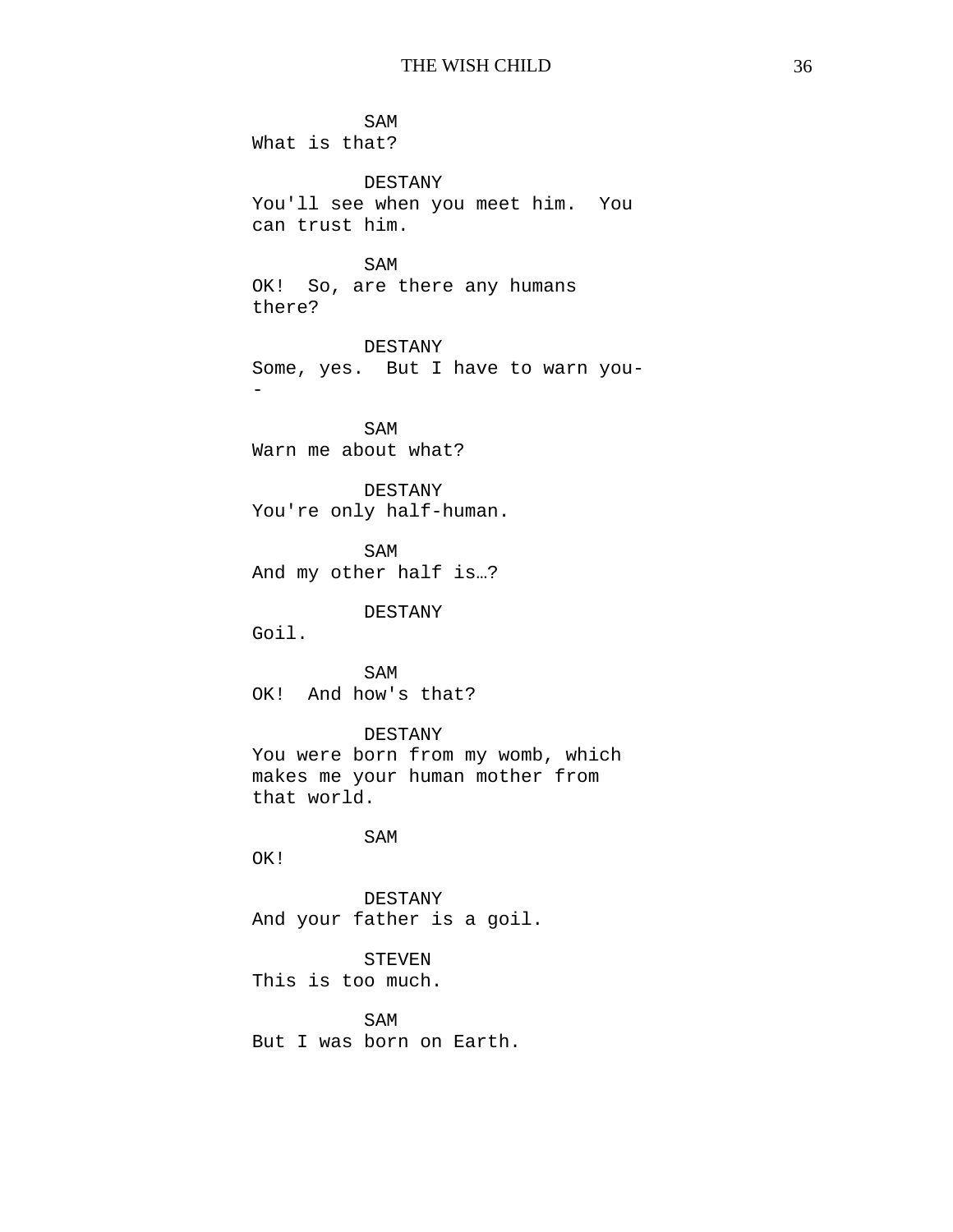SAM
What is that?

DESTANY
You'll see when you meet him.  You can trust him.

SAM
OK!  So, are there any humans there?

DESTANY
Some, yes.  But I have to warn you--

SAM
Warn me about what?

DESTANY
You're only half-human.

SAM
And my other half is…?

DESTANY
Goil.

SAM
OK!  And how's that?

DESTANY
You were born from my womb, which makes me your human mother from that world.

SAM
OK!

DESTANY
And your father is a goil.

STEVEN
This is too much.

SAM
But I was born on Earth.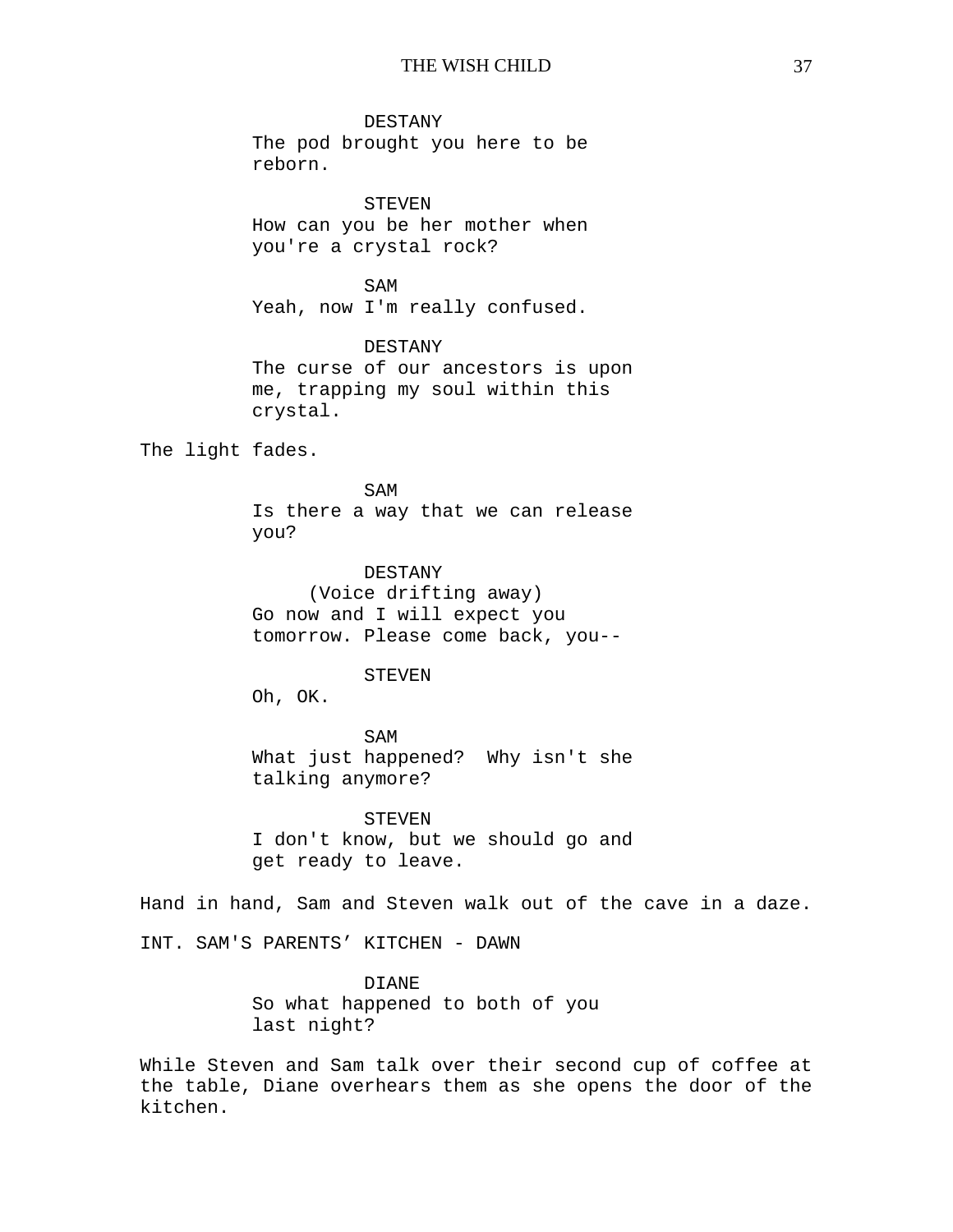DESTANY
The pod brought you here to be reborn.

STEVEN
How can you be her mother when you're a crystal rock?

SAM
Yeah, now I'm really confused.

DESTANY
The curse of our ancestors is upon me, trapping my soul within this crystal.

The light fades.

SAM
Is there a way that we can release you?

DESTANY
(Voice drifting away)
Go now and I will expect you tomorrow. Please come back, you--

STEVEN
Oh, OK.

SAM
What just happened? Why isn't she talking anymore?

STEVEN
I don't know, but we should go and get ready to leave.

Hand in hand, Sam and Steven walk out of the cave in a daze.

INT. SAM'S PARENTS' KITCHEN - DAWN

DIANE
So what happened to both of you last night?

While Steven and Sam talk over their second cup of coffee at the table, Diane overhears them as she opens the door of the kitchen.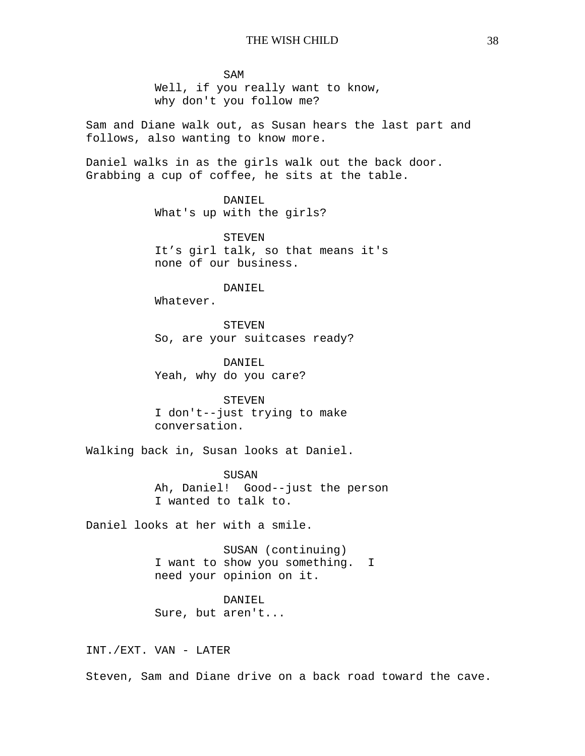SAM
Well, if you really want to know, why don't you follow me?

Sam and Diane walk out, as Susan hears the last part and follows, also wanting to know more.

Daniel walks in as the girls walk out the back door. Grabbing a cup of coffee, he sits at the table.

DANIEL
What's up with the girls?

STEVEN
It’s girl talk, so that means it's none of our business.

DANIEL
Whatever.

STEVEN
So, are your suitcases ready?

DANIEL
Yeah, why do you care?

STEVEN
I don't--just trying to make conversation.

Walking back in, Susan looks at Daniel.

SUSAN
Ah, Daniel! Good--just the person I wanted to talk to.

Daniel looks at her with a smile.

SUSAN (continuing)
I want to show you something. I need your opinion on it.

DANIEL
Sure, but aren't...

INT./EXT. VAN - LATER

Steven, Sam and Diane drive on a back road toward the cave.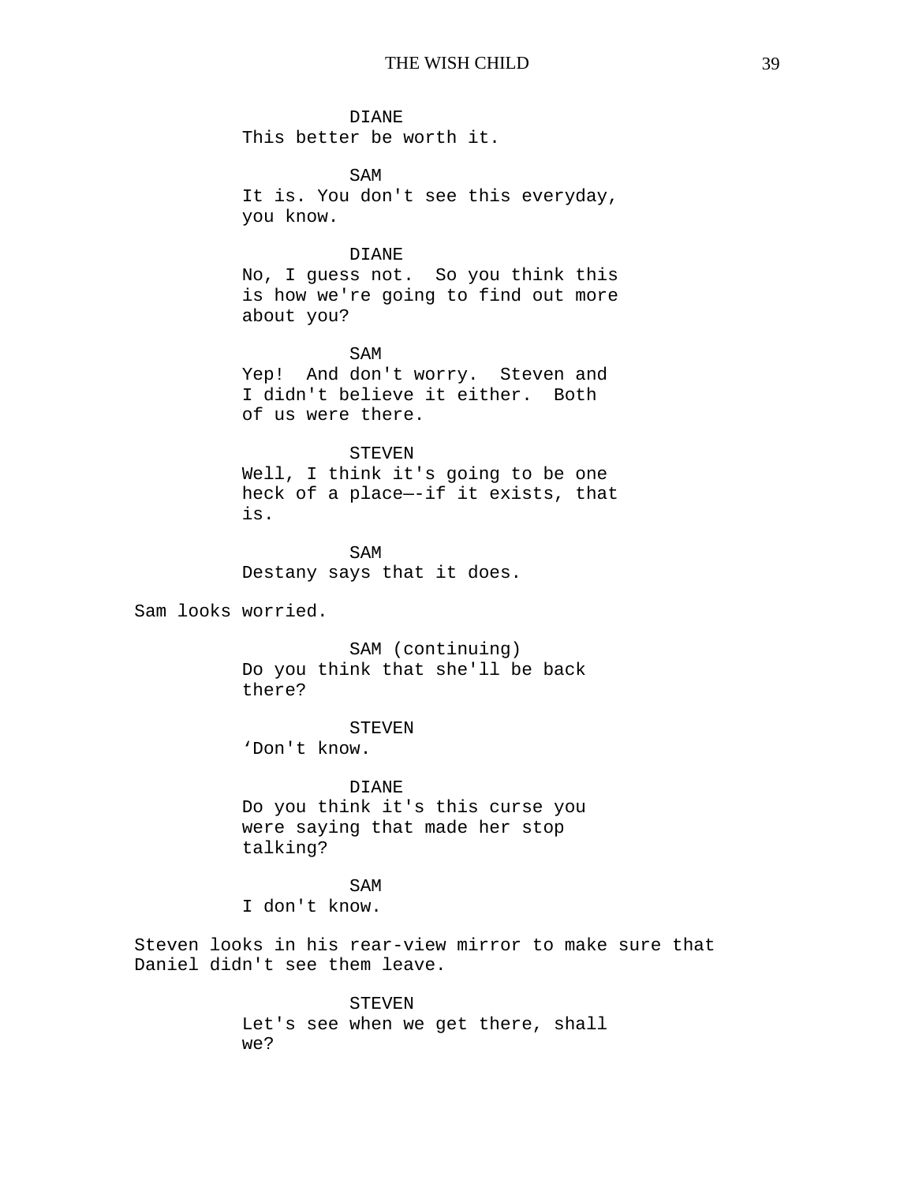DIANE
This better be worth it.

SAM
It is. You don't see this everyday, you know.

DIANE
No, I guess not.  So you think this is how we're going to find out more about you?

SAM
Yep!  And don't worry.  Steven and I didn't believe it either.  Both of us were there.

STEVEN
Well, I think it's going to be one heck of a place—-if it exists, that is.

SAM
Destany says that it does.

Sam looks worried.

SAM (continuing)
Do you think that she'll be back there?

STEVEN
‘Don't know.

DIANE
Do you think it's this curse you were saying that made her stop talking?

SAM
I don't know.

Steven looks in his rear-view mirror to make sure that Daniel didn't see them leave.

STEVEN
Let's see when we get there, shall we?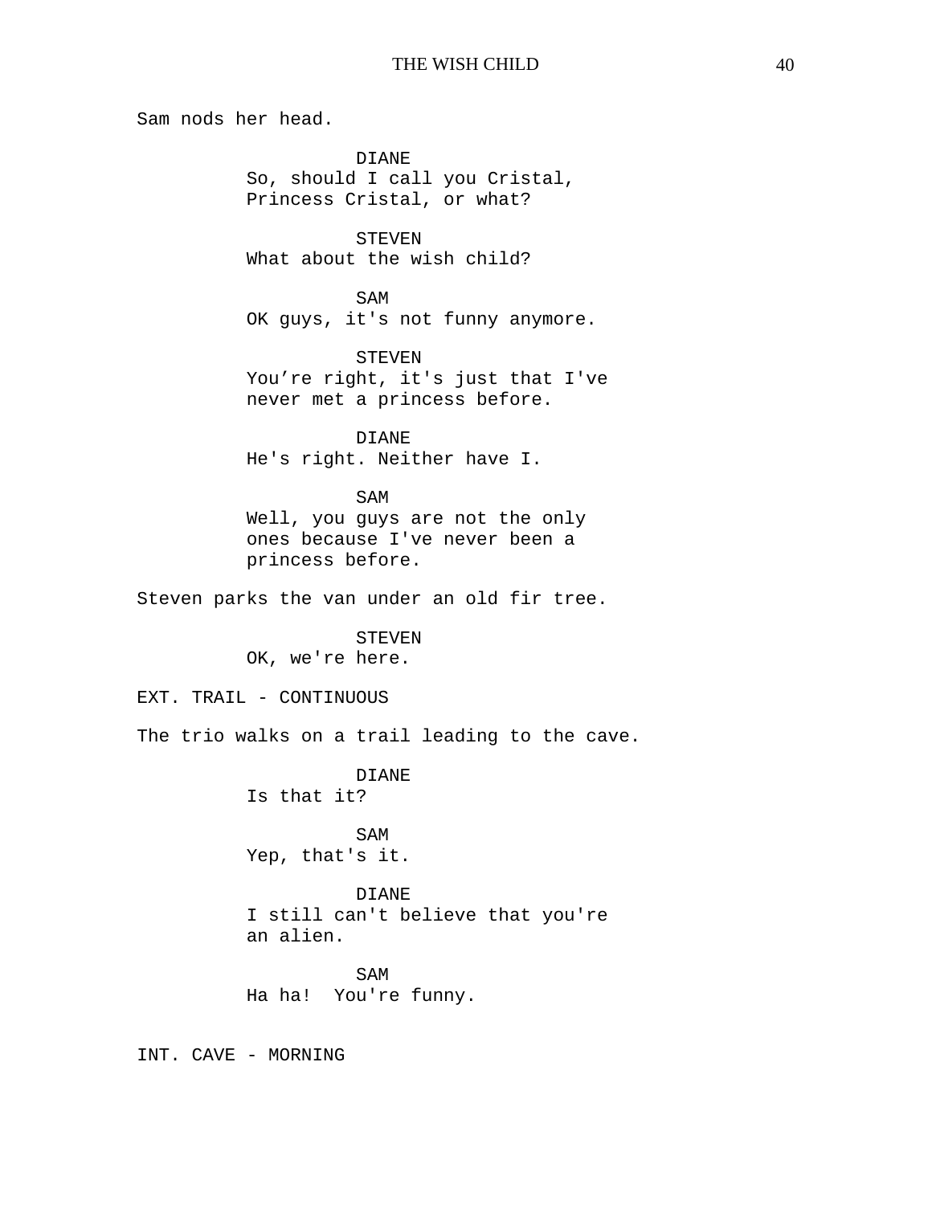Sam nods her head.

DIANE
So, should I call you Cristal, Princess Cristal, or what?

STEVEN
What about the wish child?

SAM
OK guys, it's not funny anymore.

STEVEN
You’re right, it's just that I've never met a princess before.

DIANE
He's right. Neither have I.

SAM
Well, you guys are not the only ones because I've never been a princess before.

Steven parks the van under an old fir tree.

STEVEN
OK, we're here.

EXT. TRAIL - CONTINUOUS

The trio walks on a trail leading to the cave.

DIANE
Is that it?

SAM
Yep, that's it.

DIANE
I still can't believe that you're an alien.

SAM
Ha ha! You're funny.

INT. CAVE - MORNING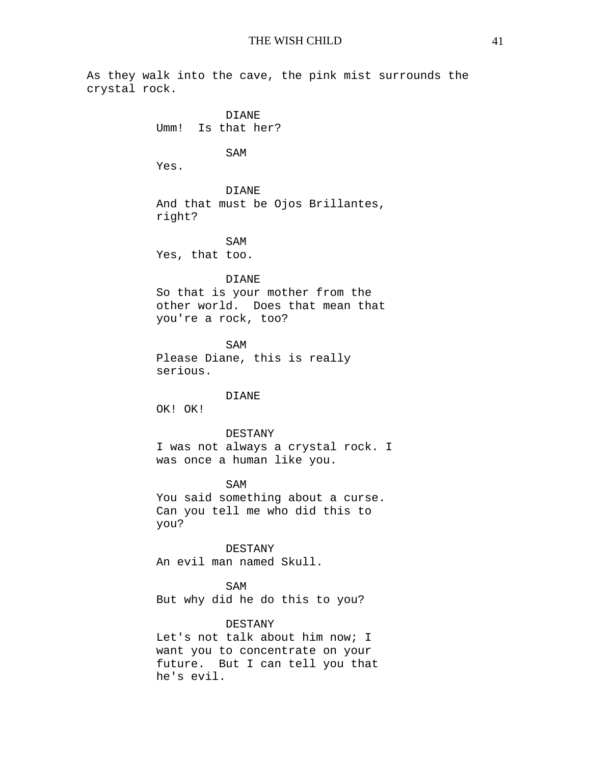As they walk into the cave, the pink mist surrounds the crystal rock.

DIANE
Umm! Is that her?

SAM
Yes.

DIANE
And that must be Ojos Brillantes, right?

SAM
Yes, that too.

DIANE
So that is your mother from the other world. Does that mean that you're a rock, too?

SAM
Please Diane, this is really serious.

DIANE
OK! OK!

DESTANY
I was not always a crystal rock. I was once a human like you.

SAM
You said something about a curse. Can you tell me who did this to you?

DESTANY
An evil man named Skull.

SAM
But why did he do this to you?

DESTANY
Let's not talk about him now; I want you to concentrate on your future. But I can tell you that he's evil.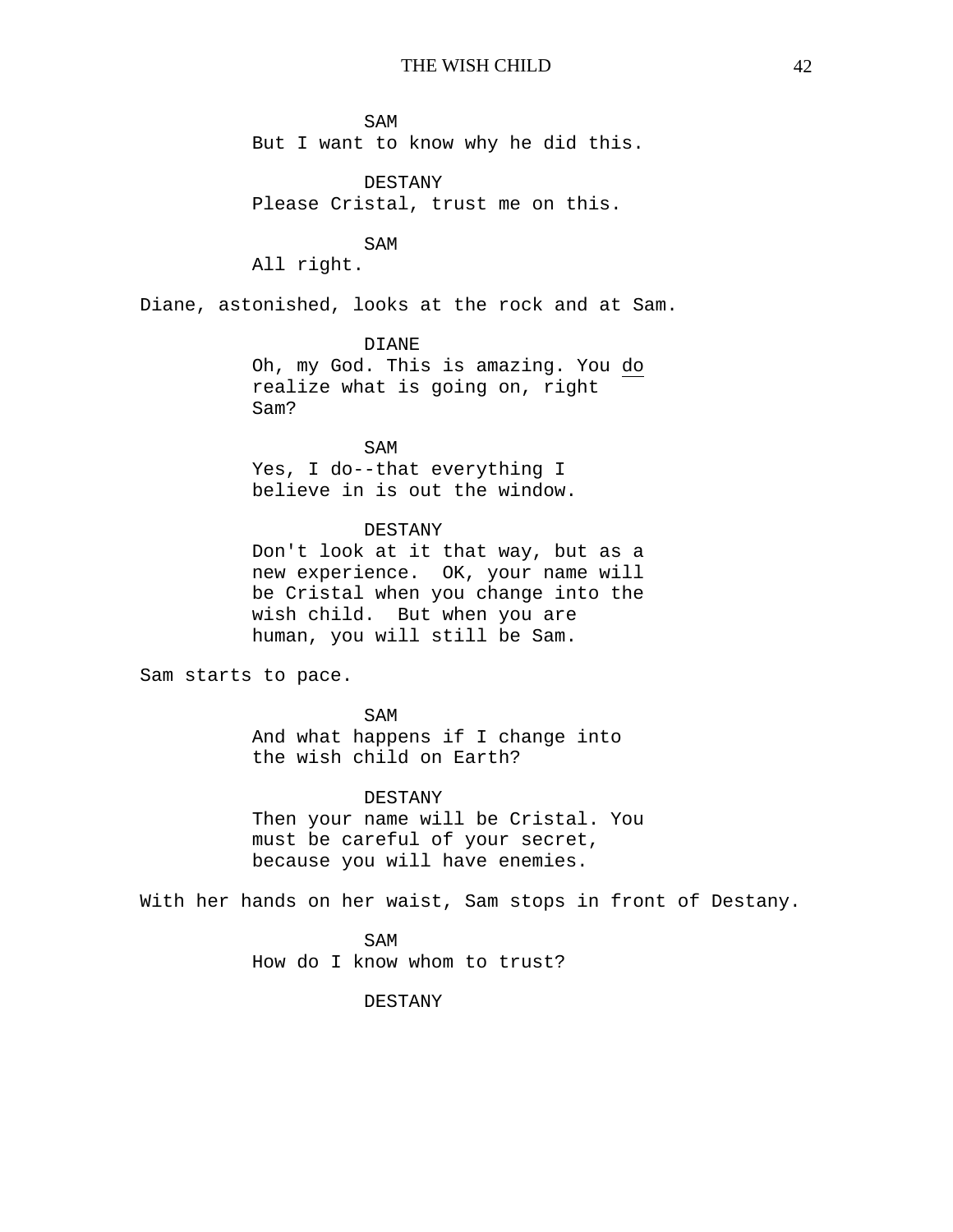SAM
But I want to know why he did this.

DESTANY
Please Cristal, trust me on this.

SAM
All right.

Diane, astonished, looks at the rock and at Sam.

DIANE
Oh, my God. This is amazing. You <u>do</u> realize what is going on, right Sam?

SAM
Yes, I do--that everything I believe in is out the window.

DESTANY
Don't look at it that way, but as a new experience.  OK, your name will be Cristal when you change into the wish child.  But when you are human, you will still be Sam.

Sam starts to pace.

SAM
And what happens if I change into the wish child on Earth?

DESTANY
Then your name will be Cristal. You must be careful of your secret, because you will have enemies.

With her hands on her waist, Sam stops in front of Destany.

SAM
How do I know whom to trust?

DESTANY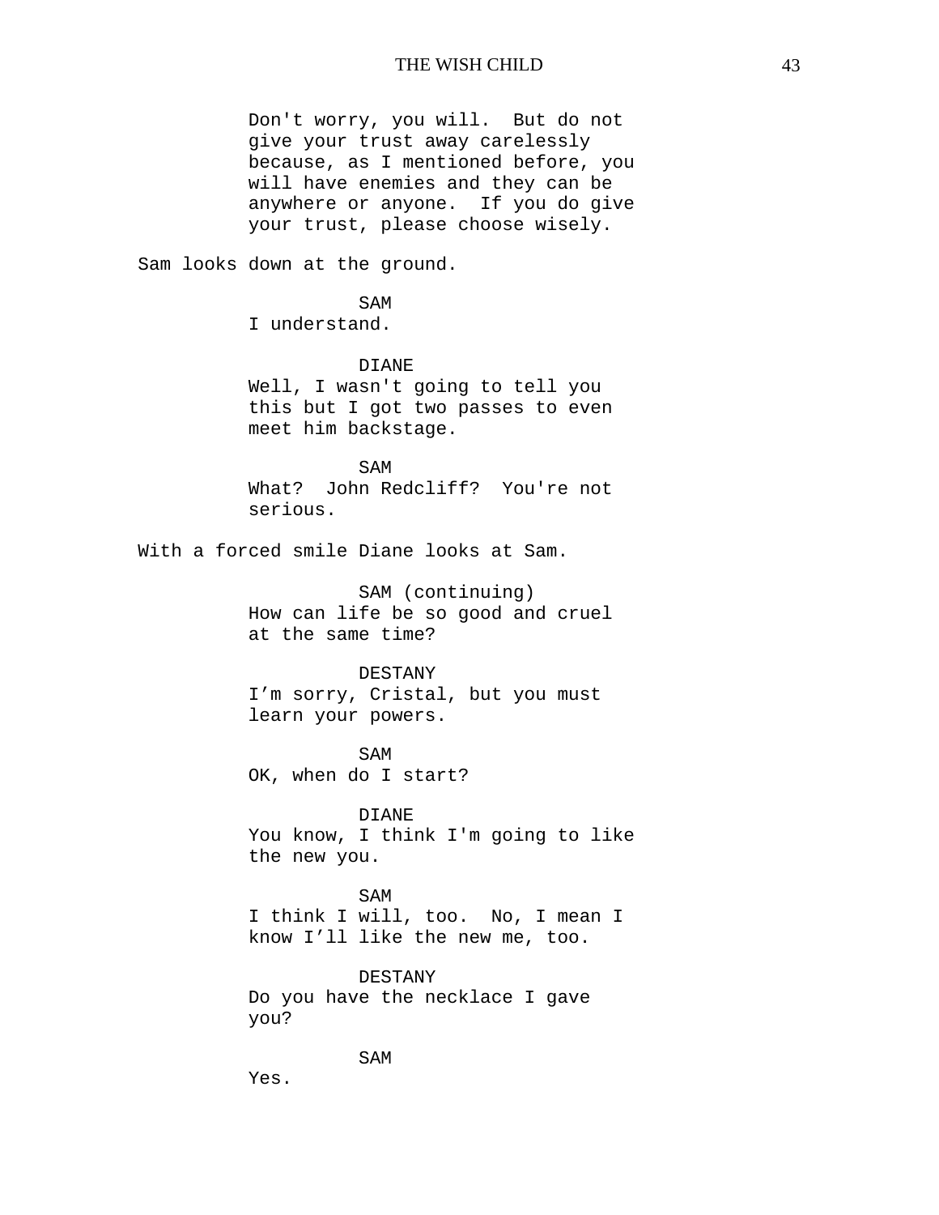Don't worry, you will.  But do not give your trust away carelessly because, as I mentioned before, you will have enemies and they can be anywhere or anyone.  If you do give your trust, please choose wisely.

Sam looks down at the ground.

SAM
I understand.

DIANE
Well, I wasn't going to tell you this but I got two passes to even meet him backstage.

SAM
What?  John Redcliff?  You're not serious.

With a forced smile Diane looks at Sam.

SAM (continuing)
How can life be so good and cruel at the same time?

DESTANY
I'm sorry, Cristal, but you must learn your powers.

SAM
OK, when do I start?

DIANE
You know, I think I'm going to like the new you.

SAM
I think I will, too.  No, I mean I know I'll like the new me, too.

DESTANY
Do you have the necklace I gave you?

SAM
Yes.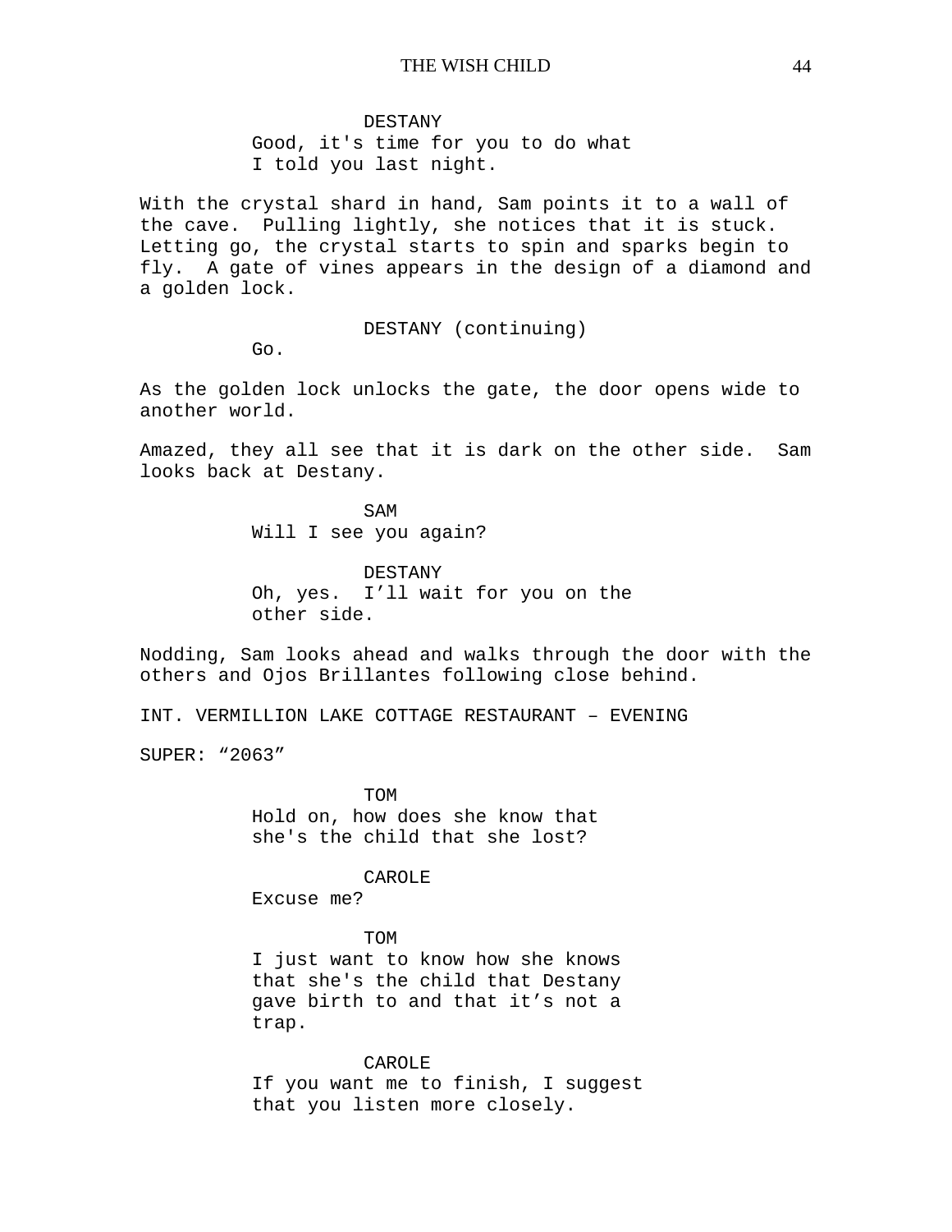DESTANY

Good, it's time for you to do what I told you last night.

With the crystal shard in hand, Sam points it to a wall of the cave. Pulling lightly, she notices that it is stuck. Letting go, the crystal starts to spin and sparks begin to fly. A gate of vines appears in the design of a diamond and a golden lock.

DESTANY (continuing)

Go.

As the golden lock unlocks the gate, the door opens wide to another world.

Amazed, they all see that it is dark on the other side. Sam looks back at Destany.

SAM

Will I see you again?

DESTANY

Oh, yes. I’ll wait for you on the other side.

Nodding, Sam looks ahead and walks through the door with the others and Ojos Brillantes following close behind.

INT. VERMILLION LAKE COTTAGE RESTAURANT – EVENING

SUPER: “2063”

TOM

Hold on, how does she know that she's the child that she lost?

CAROLE

Excuse me?

TOM

I just want to know how she knows that she's the child that Destany gave birth to and that it’s not a trap.

CAROLE

If you want me to finish, I suggest that you listen more closely.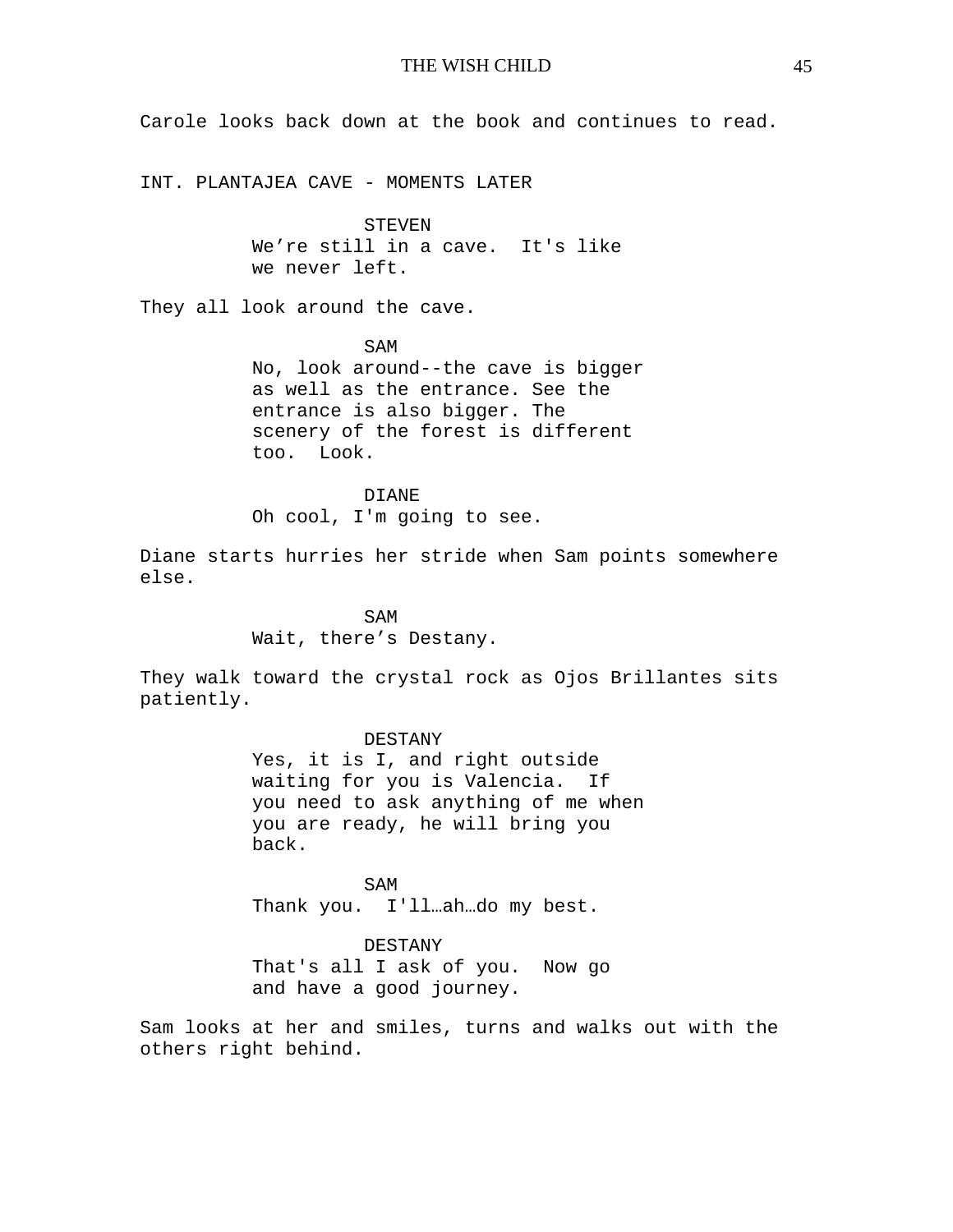Carole looks back down at the book and continues to read.

INT. PLANTAJEA CAVE - MOMENTS LATER

STEVEN
We're still in a cave. It's like we never left.

They all look around the cave.

SAM
No, look around--the cave is bigger as well as the entrance. See the entrance is also bigger. The scenery of the forest is different too. Look.

DIANE
Oh cool, I'm going to see.

Diane starts hurries her stride when Sam points somewhere else.

SAM
Wait, there's Destany.

They walk toward the crystal rock as Ojos Brillantes sits patiently.

DESTANY
Yes, it is I, and right outside waiting for you is Valencia. If you need to ask anything of me when you are ready, he will bring you back.

SAM
Thank you. I'll…ah…do my best.

DESTANY
That's all I ask of you. Now go and have a good journey.

Sam looks at her and smiles, turns and walks out with the others right behind.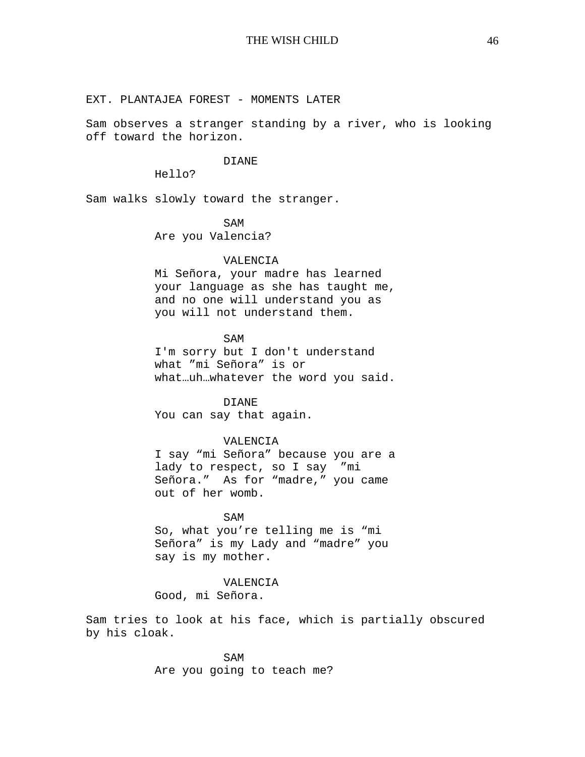EXT. PLANTAJEA FOREST - MOMENTS LATER

Sam observes a stranger standing by a river, who is looking off toward the horizon.

DIANE
Hello?

Sam walks slowly toward the stranger.

SAM
Are you Valencia?

VALENCIA
Mi Señora, your madre has learned your language as she has taught me, and no one will understand you as you will not understand them.

SAM
I'm sorry but I don't understand what ”mi Señora” is or what…uh…whatever the word you said.

DIANE
You can say that again.

VALENCIA
I say “mi Señora” because you are a lady to respect, so I say ”mi Señora.” As for “madre,” you came out of her womb.

SAM
So, what you’re telling me is “mi Señora” is my Lady and “madre” you say is my mother.

VALENCIA
Good, mi Señora.

Sam tries to look at his face, which is partially obscured by his cloak.

SAM
Are you going to teach me?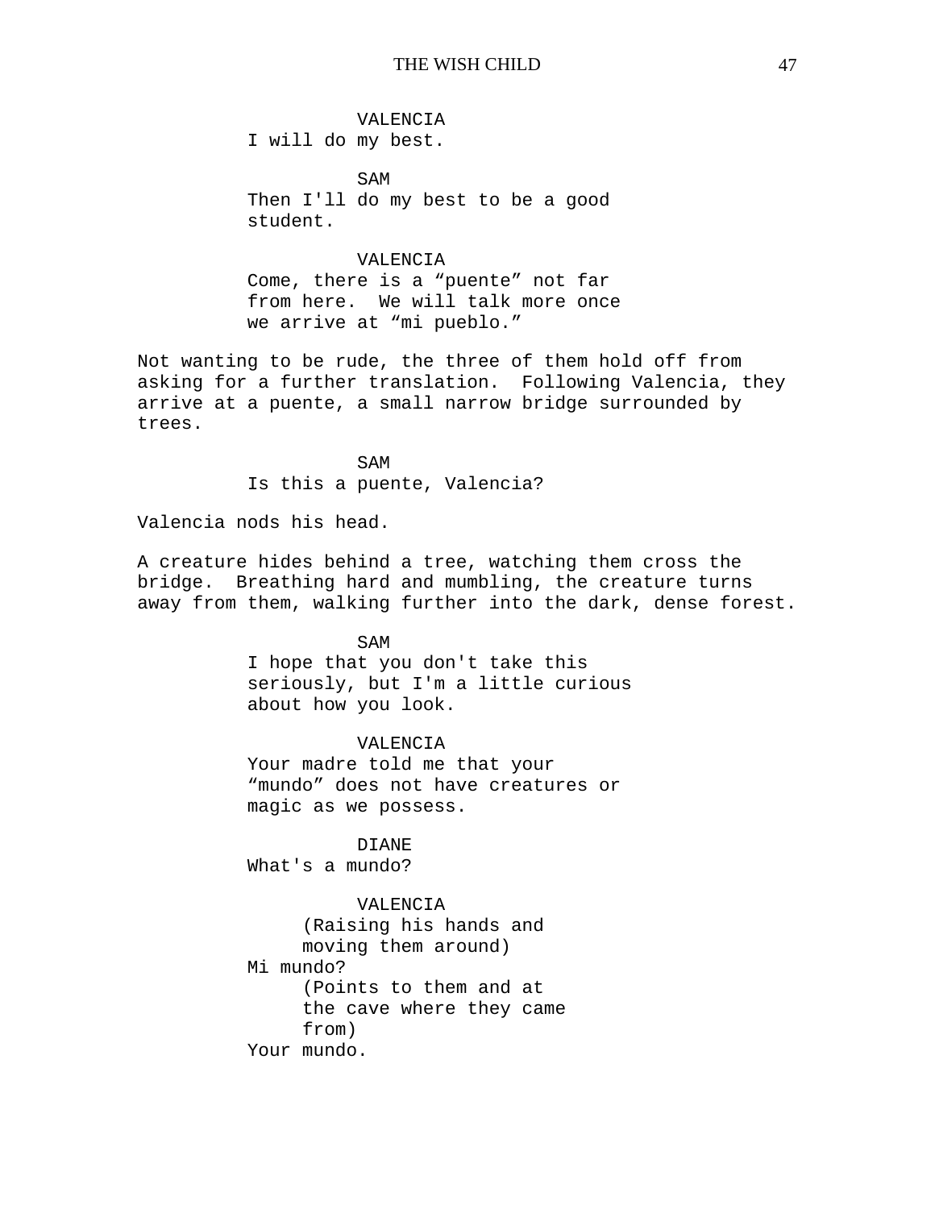VALENCIA
I will do my best.

SAM
Then I'll do my best to be a good student.

VALENCIA
Come, there is a “puente” not far from here. We will talk more once we arrive at “mi pueblo.”

Not wanting to be rude, the three of them hold off from asking for a further translation. Following Valencia, they arrive at a puente, a small narrow bridge surrounded by trees.

SAM
Is this a puente, Valencia?

Valencia nods his head.

A creature hides behind a tree, watching them cross the bridge. Breathing hard and mumbling, the creature turns away from them, walking further into the dark, dense forest.

SAM
I hope that you don't take this seriously, but I'm a little curious about how you look.

VALENCIA
Your madre told me that your “mundo” does not have creatures or magic as we possess.

DIANE
What's a mundo?

VALENCIA
(Raising his hands and moving them around)
Mi mundo?
(Points to them and at the cave where they came from)
Your mundo.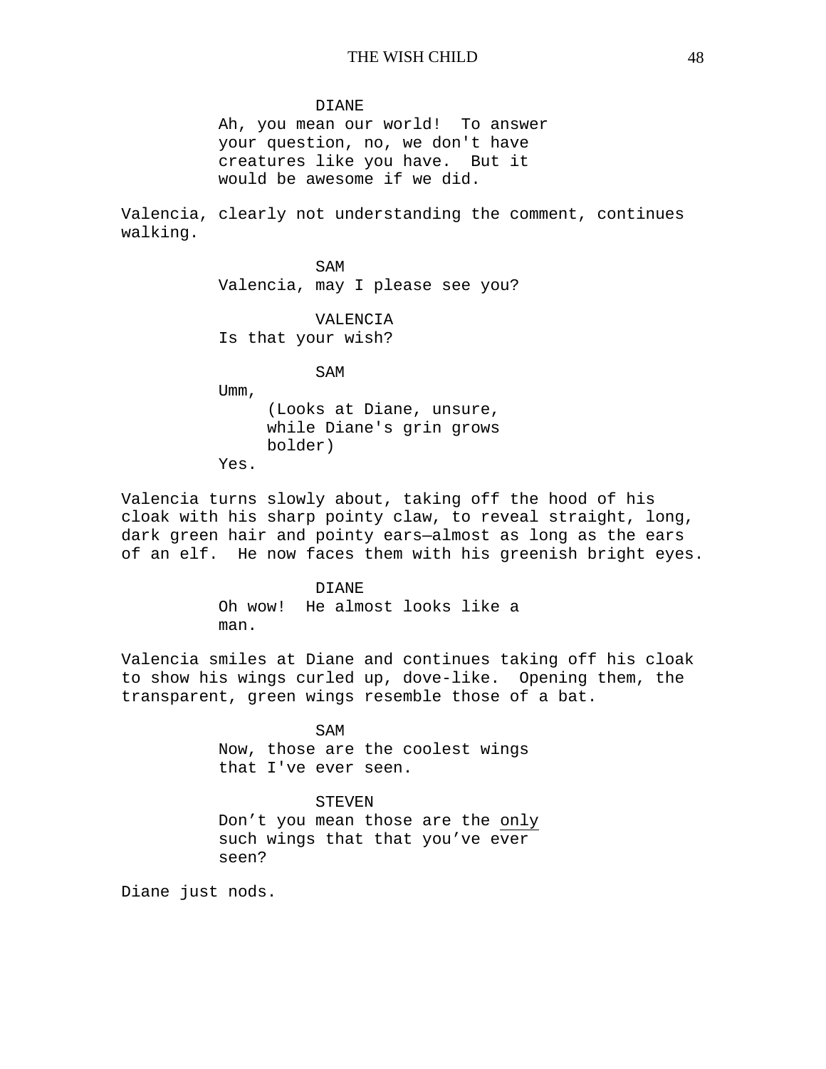DIANE
Ah, you mean our world!  To answer your question, no, we don't have creatures like you have.  But it would be awesome if we did.

Valencia, clearly not understanding the comment, continues walking.

SAM
Valencia, may I please see you?

VALENCIA
Is that your wish?

SAM
Umm,
(Looks at Diane, unsure, while Diane's grin grows bolder)
Yes.

Valencia turns slowly about, taking off the hood of his cloak with his sharp pointy claw, to reveal straight, long, dark green hair and pointy ears—almost as long as the ears of an elf.  He now faces them with his greenish bright eyes.

DIANE
Oh wow!  He almost looks like a man.

Valencia smiles at Diane and continues taking off his cloak to show his wings curled up, dove-like.  Opening them, the transparent, green wings resemble those of a bat.

SAM
Now, those are the coolest wings that I've ever seen.

STEVEN
Don’t you mean those are the only such wings that that you’ve ever seen?

Diane just nods.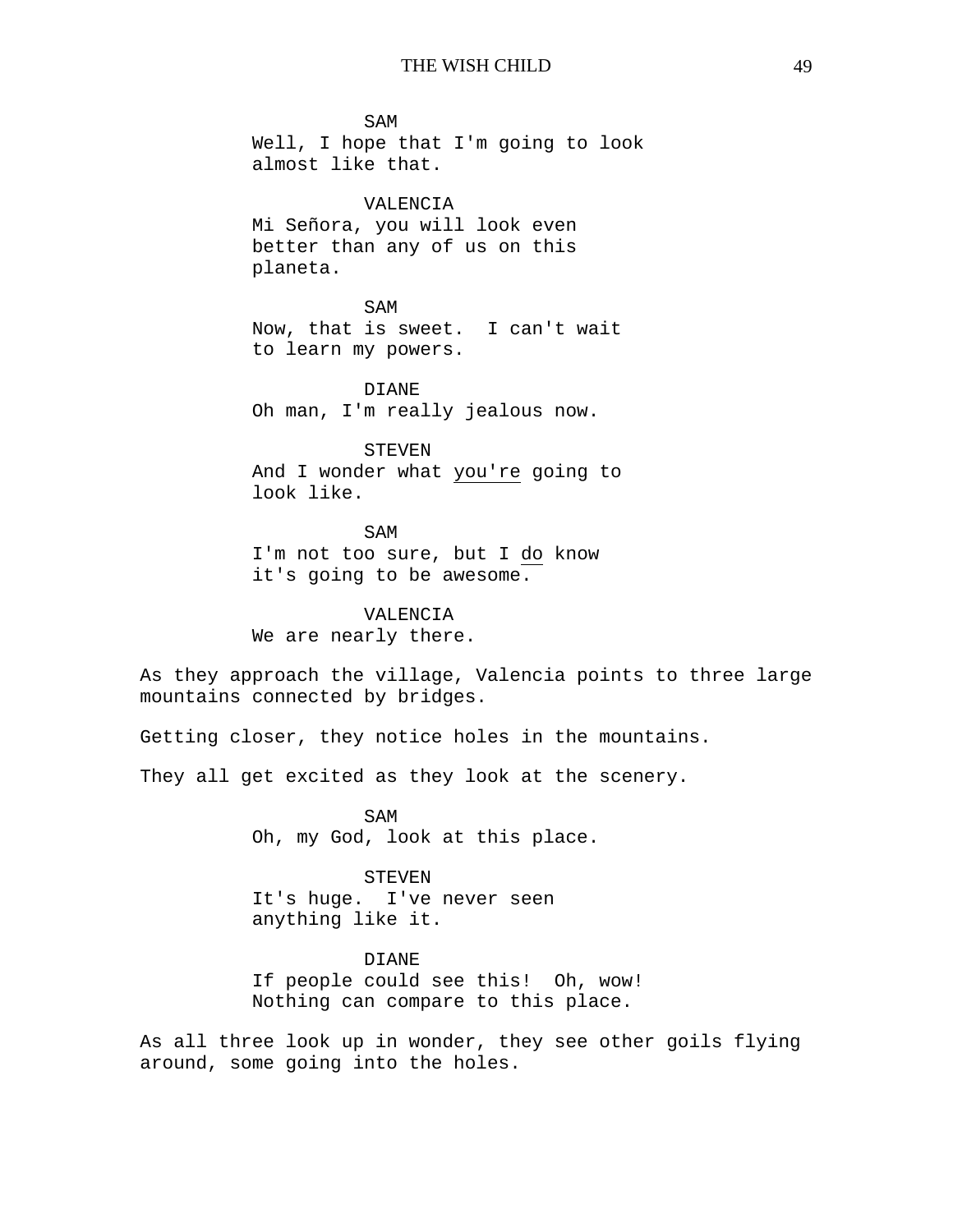SAM
Well, I hope that I'm going to look almost like that.

VALENCIA
Mi Señora, you will look even better than any of us on this planeta.

SAM
Now, that is sweet. I can't wait to learn my powers.

DIANE
Oh man, I'm really jealous now.

STEVEN
And I wonder what <u>you're</u> going to look like.

SAM
I'm not too sure, but I <u>do</u> know it's going to be awesome.

VALENCIA
We are nearly there.

As they approach the village, Valencia points to three large mountains connected by bridges.

Getting closer, they notice holes in the mountains.

They all get excited as they look at the scenery.

SAM
Oh, my God, look at this place.

STEVEN
It's huge. I've never seen anything like it.

DIANE
If people could see this! Oh, wow! Nothing can compare to this place.

As all three look up in wonder, they see other goils flying around, some going into the holes.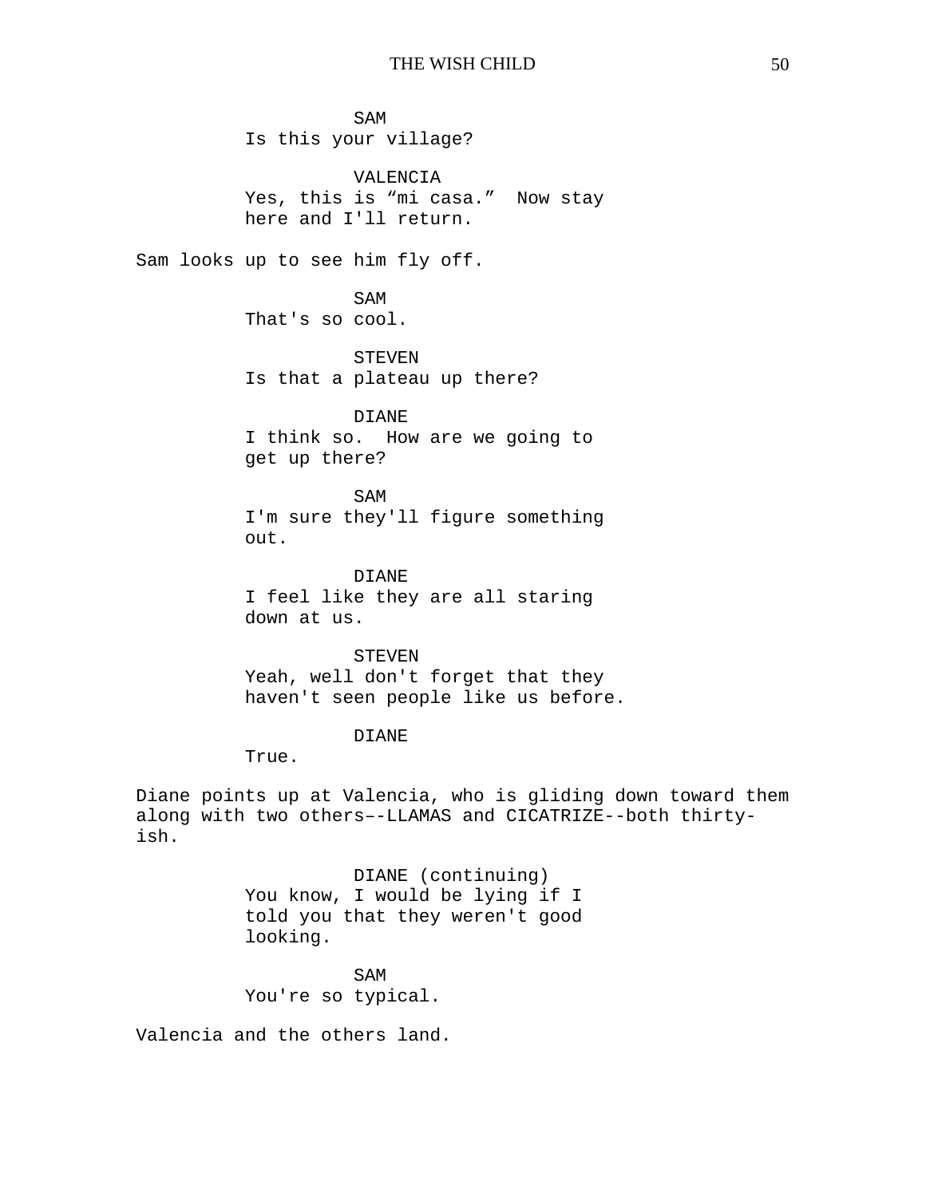SAM
Is this your village?

VALENCIA
Yes, this is “mi casa.” Now stay here and I'll return.

Sam looks up to see him fly off.

SAM
That's so cool.

STEVEN
Is that a plateau up there?

DIANE
I think so. How are we going to get up there?

SAM
I'm sure they'll figure something out.

DIANE
I feel like they are all staring down at us.

STEVEN
Yeah, well don't forget that they haven't seen people like us before.

DIANE
True.

Diane points up at Valencia, who is gliding down toward them along with two others–-LLAMAS and CICATRIZE--both thirty-ish.

DIANE (continuing)
You know, I would be lying if I told you that they weren't good looking.

SAM
You're so typical.

Valencia and the others land.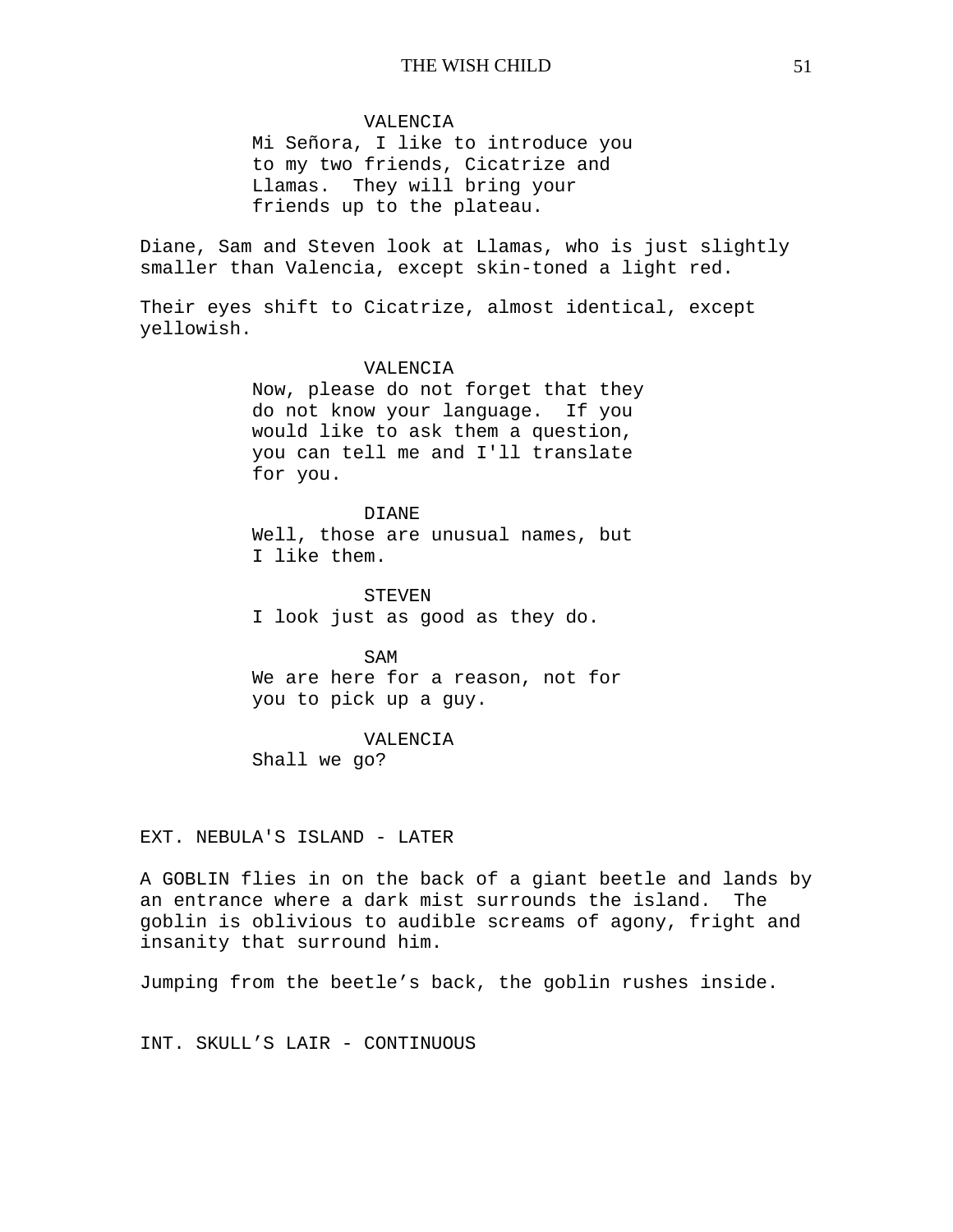VALENCIA
Mi Señora, I like to introduce you to my two friends, Cicatrize and Llamas. They will bring your friends up to the plateau.

Diane, Sam and Steven look at Llamas, who is just slightly smaller than Valencia, except skin-toned a light red.

Their eyes shift to Cicatrize, almost identical, except yellowish.

VALENCIA
Now, please do not forget that they do not know your language. If you would like to ask them a question, you can tell me and I'll translate for you.

DIANE
Well, those are unusual names, but I like them.

STEVEN
I look just as good as they do.

SAM
We are here for a reason, not for you to pick up a guy.

VALENCIA
Shall we go?

EXT. NEBULA'S ISLAND - LATER

A GOBLIN flies in on the back of a giant beetle and lands by an entrance where a dark mist surrounds the island. The goblin is oblivious to audible screams of agony, fright and insanity that surround him.

Jumping from the beetle’s back, the goblin rushes inside.

INT. SKULL’S LAIR - CONTINUOUS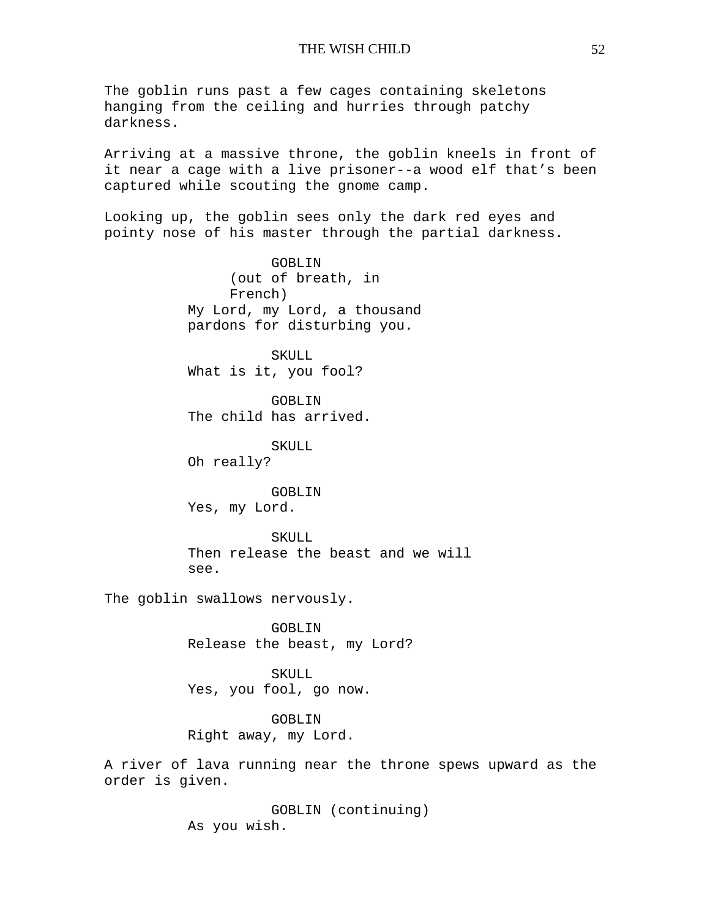The goblin runs past a few cages containing skeletons hanging from the ceiling and hurries through patchy darkness.

Arriving at a massive throne, the goblin kneels in front of it near a cage with a live prisoner--a wood elf that's been captured while scouting the gnome camp.

Looking up, the goblin sees only the dark red eyes and pointy nose of his master through the partial darkness.

GOBLIN
(out of breath, in French)
My Lord, my Lord, a thousand pardons for disturbing you.

SKULL
What is it, you fool?

GOBLIN
The child has arrived.

SKULL
Oh really?

GOBLIN
Yes, my Lord.

SKULL
Then release the beast and we will see.

The goblin swallows nervously.

GOBLIN
Release the beast, my Lord?

SKULL
Yes, you fool, go now.

GOBLIN
Right away, my Lord.

A river of lava running near the throne spews upward as the order is given.

GOBLIN (continuing)
As you wish.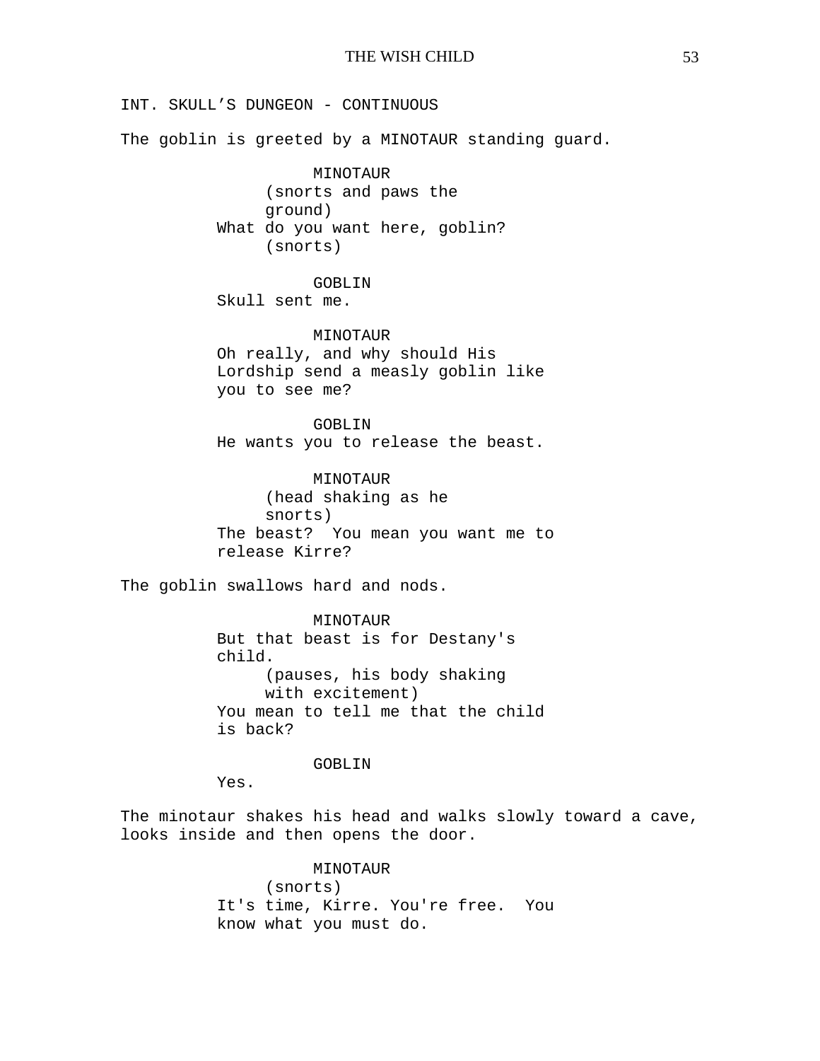INT. SKULL'S DUNGEON - CONTINUOUS

The goblin is greeted by a MINOTAUR standing guard.

MINOTAUR
(snorts and paws the ground)
What do you want here, goblin?
(snorts)

GOBLIN
Skull sent me.

MINOTAUR
Oh really, and why should His Lordship send a measly goblin like you to see me?

GOBLIN
He wants you to release the beast.

MINOTAUR
(head shaking as he snorts)
The beast? You mean you want me to release Kirre?

The goblin swallows hard and nods.

MINOTAUR
But that beast is for Destany's child.
(pauses, his body shaking with excitement)
You mean to tell me that the child is back?

GOBLIN
Yes.

The minotaur shakes his head and walks slowly toward a cave, looks inside and then opens the door.

MINOTAUR
(snorts)
It's time, Kirre. You're free. You know what you must do.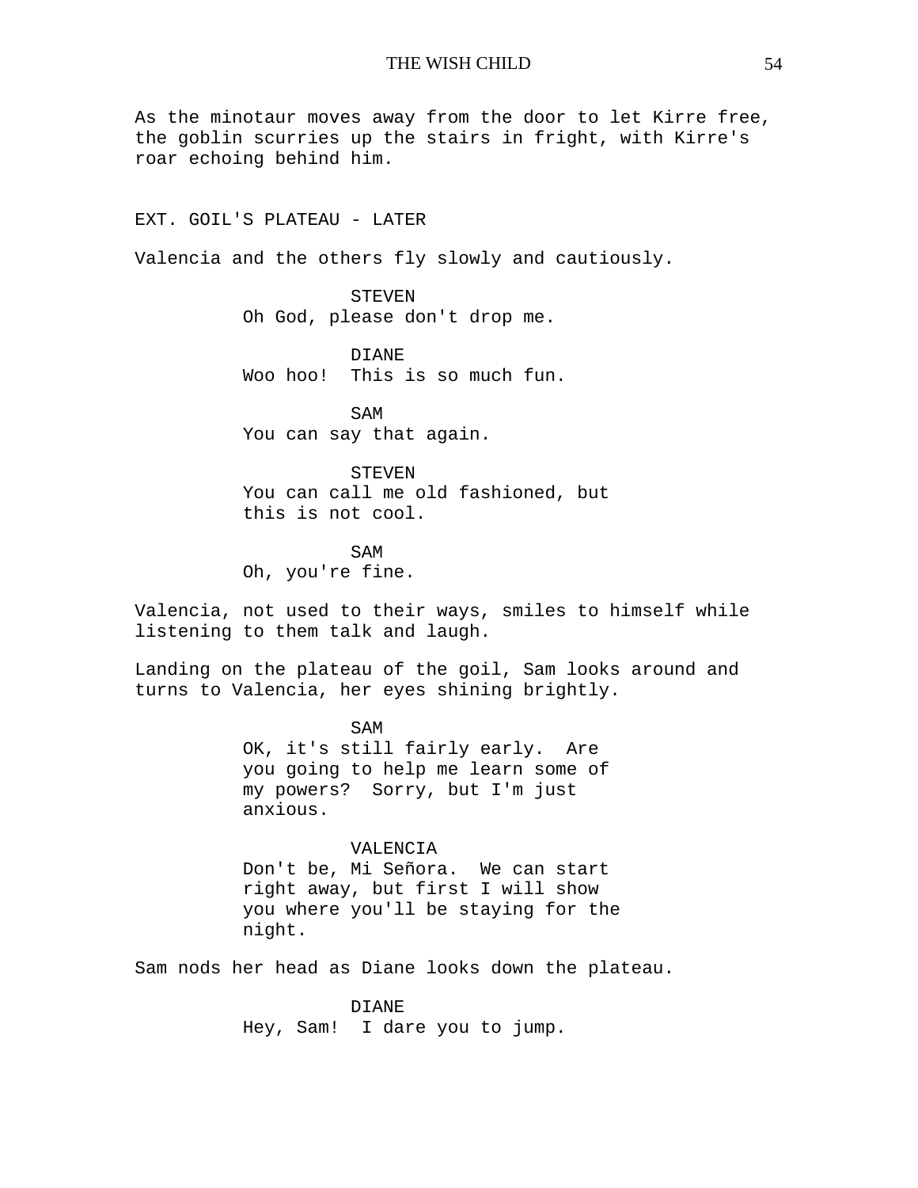As the minotaur moves away from the door to let Kirre free, the goblin scurries up the stairs in fright, with Kirre's roar echoing behind him.

EXT. GOIL'S PLATEAU - LATER

Valencia and the others fly slowly and cautiously.

STEVEN
Oh God, please don't drop me.

DIANE
Woo hoo!  This is so much fun.

SAM
You can say that again.

STEVEN
You can call me old fashioned, but this is not cool.

SAM
Oh, you're fine.

Valencia, not used to their ways, smiles to himself while listening to them talk and laugh.

Landing on the plateau of the goil, Sam looks around and turns to Valencia, her eyes shining brightly.

SAM
OK, it's still fairly early.  Are you going to help me learn some of my powers?  Sorry, but I'm just anxious.

VALENCIA
Don't be, Mi Señora.  We can start right away, but first I will show you where you'll be staying for the night.

Sam nods her head as Diane looks down the plateau.

DIANE
Hey, Sam!  I dare you to jump.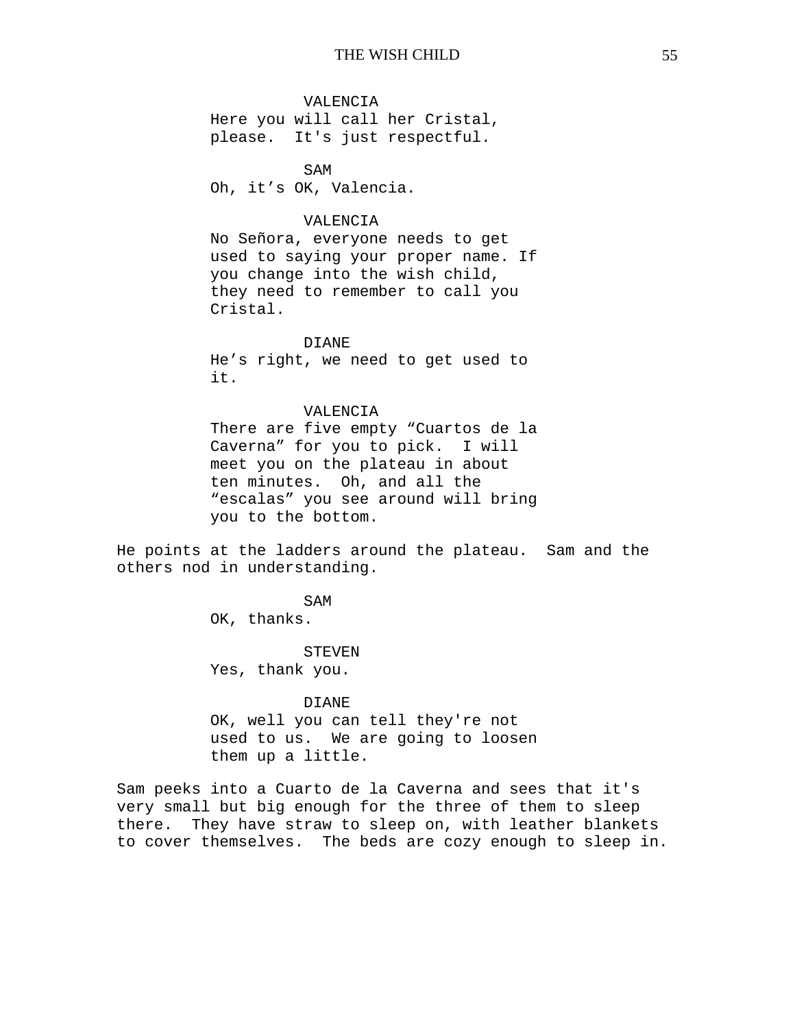VALENCIA
Here you will call her Cristal, please. It's just respectful.

SAM
Oh, it’s OK, Valencia.

VALENCIA
No Señora, everyone needs to get used to saying your proper name. If you change into the wish child, they need to remember to call you Cristal.

DIANE
He’s right, we need to get used to it.

VALENCIA
There are five empty “Cuartos de la Caverna” for you to pick. I will meet you on the plateau in about ten minutes. Oh, and all the “escalas” you see around will bring you to the bottom.

He points at the ladders around the plateau. Sam and the others nod in understanding.

SAM
OK, thanks.

STEVEN
Yes, thank you.

DIANE
OK, well you can tell they're not used to us. We are going to loosen them up a little.

Sam peeks into a Cuarto de la Caverna and sees that it's very small but big enough for the three of them to sleep there. They have straw to sleep on, with leather blankets to cover themselves. The beds are cozy enough to sleep in.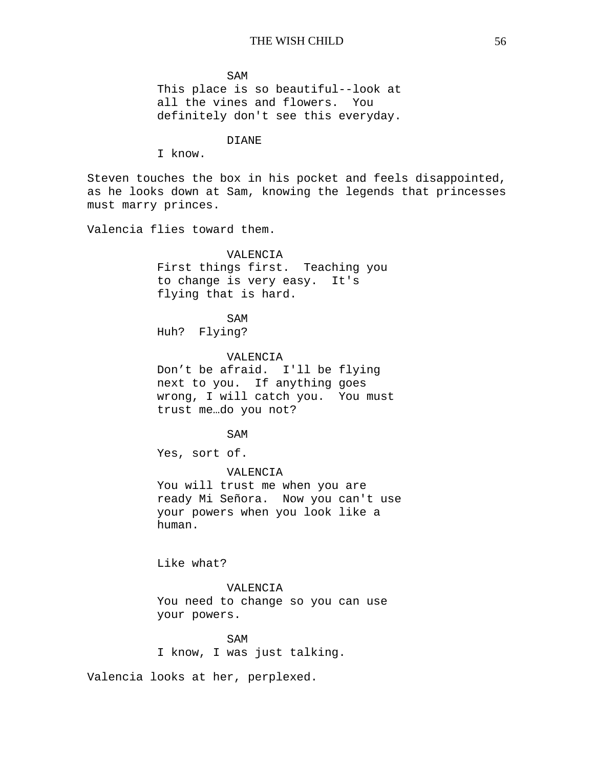SAM
This place is so beautiful--look at all the vines and flowers. You definitely don't see this everyday.

DIANE
I know.

Steven touches the box in his pocket and feels disappointed, as he looks down at Sam, knowing the legends that princesses must marry princes.

Valencia flies toward them.

VALENCIA
First things first. Teaching you to change is very easy. It's flying that is hard.

SAM
Huh? Flying?

VALENCIA
Don’t be afraid. I'll be flying next to you. If anything goes wrong, I will catch you. You must trust me…do you not?

SAM

Yes, sort of.

VALENCIA
You will trust me when you are ready Mi Señora. Now you can't use your powers when you look like a human.

Like what?

VALENCIA
You need to change so you can use your powers.

SAM
I know, I was just talking.

Valencia looks at her, perplexed.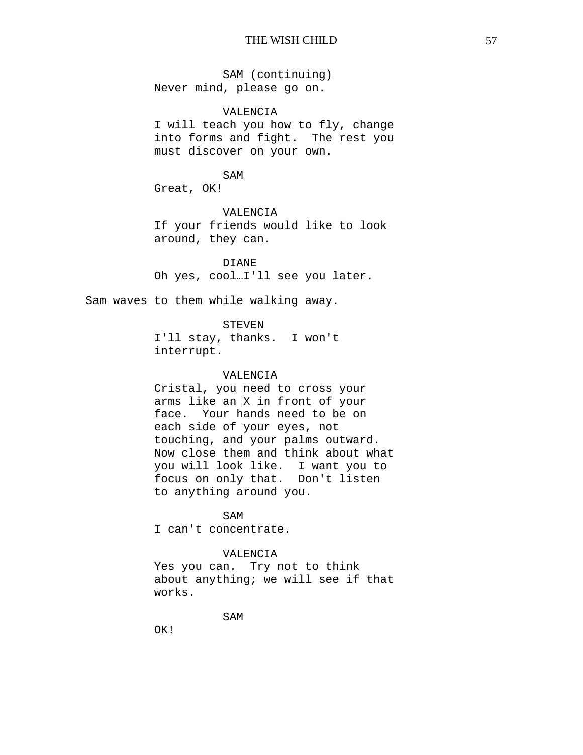SAM (continuing)
Never mind, please go on.

VALENCIA
I will teach you how to fly, change into forms and fight. The rest you must discover on your own.

SAM
Great, OK!

VALENCIA
If your friends would like to look around, they can.

DIANE
Oh yes, cool…I'll see you later.

Sam waves to them while walking away.

STEVEN
I'll stay, thanks. I won't interrupt.

VALENCIA
Cristal, you need to cross your arms like an X in front of your face. Your hands need to be on each side of your eyes, not touching, and your palms outward. Now close them and think about what you will look like. I want you to focus on only that. Don't listen to anything around you.

SAM
I can't concentrate.

VALENCIA
Yes you can. Try not to think about anything; we will see if that works.

SAM
OK!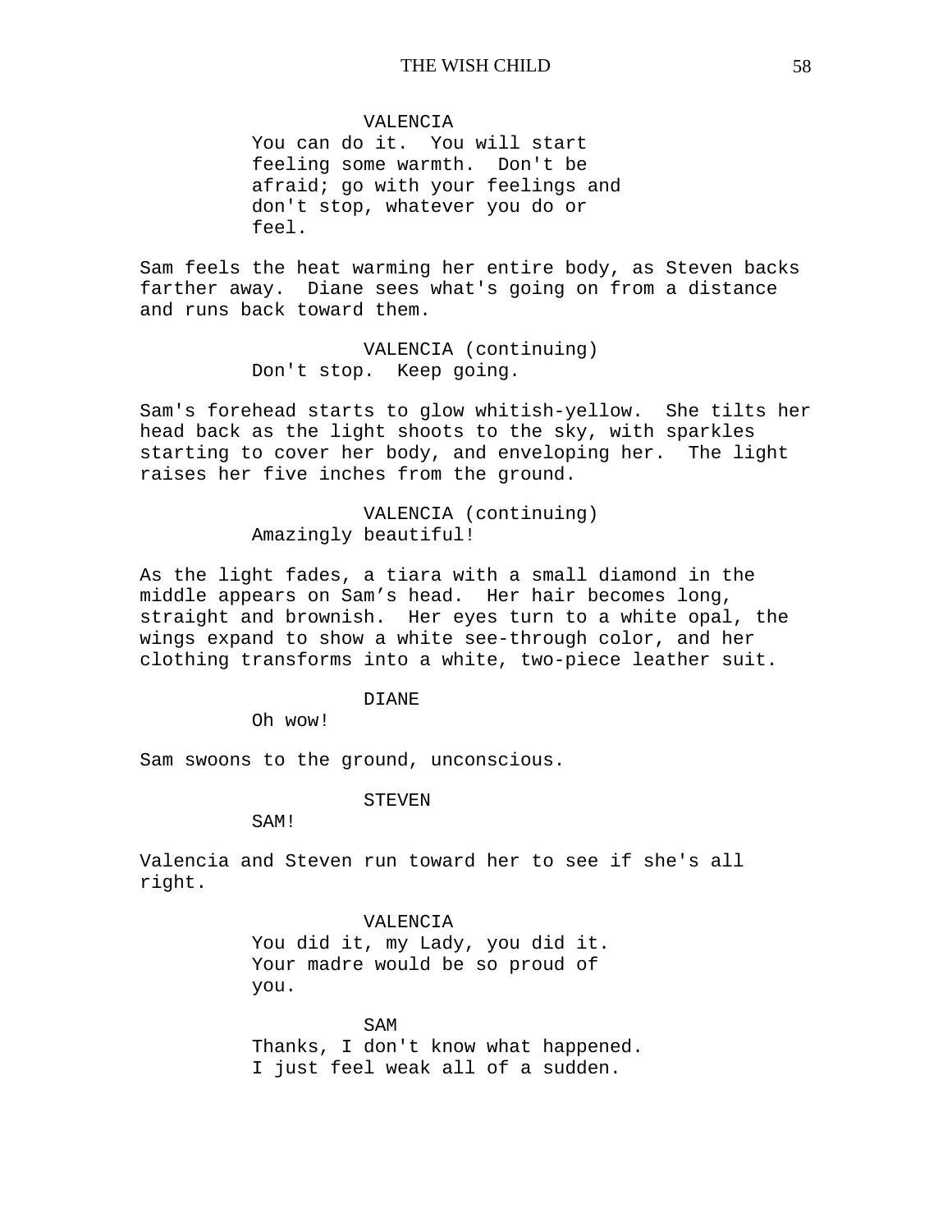VALENCIA
You can do it. You will start feeling some warmth. Don't be afraid; go with your feelings and don't stop, whatever you do or feel.

Sam feels the heat warming her entire body, as Steven backs farther away. Diane sees what's going on from a distance and runs back toward them.

VALENCIA (continuing)
Don't stop. Keep going.

Sam's forehead starts to glow whitish-yellow. She tilts her head back as the light shoots to the sky, with sparkles starting to cover her body, and enveloping her. The light raises her five inches from the ground.

VALENCIA (continuing)
Amazingly beautiful!

As the light fades, a tiara with a small diamond in the middle appears on Sam's head. Her hair becomes long, straight and brownish. Her eyes turn to a white opal, the wings expand to show a white see-through color, and her clothing transforms into a white, two-piece leather suit.

DIANE
Oh wow!

Sam swoons to the ground, unconscious.

STEVEN
SAM!

Valencia and Steven run toward her to see if she's all right.

VALENCIA
You did it, my Lady, you did it. Your madre would be so proud of you.

SAM
Thanks, I don't know what happened. I just feel weak all of a sudden.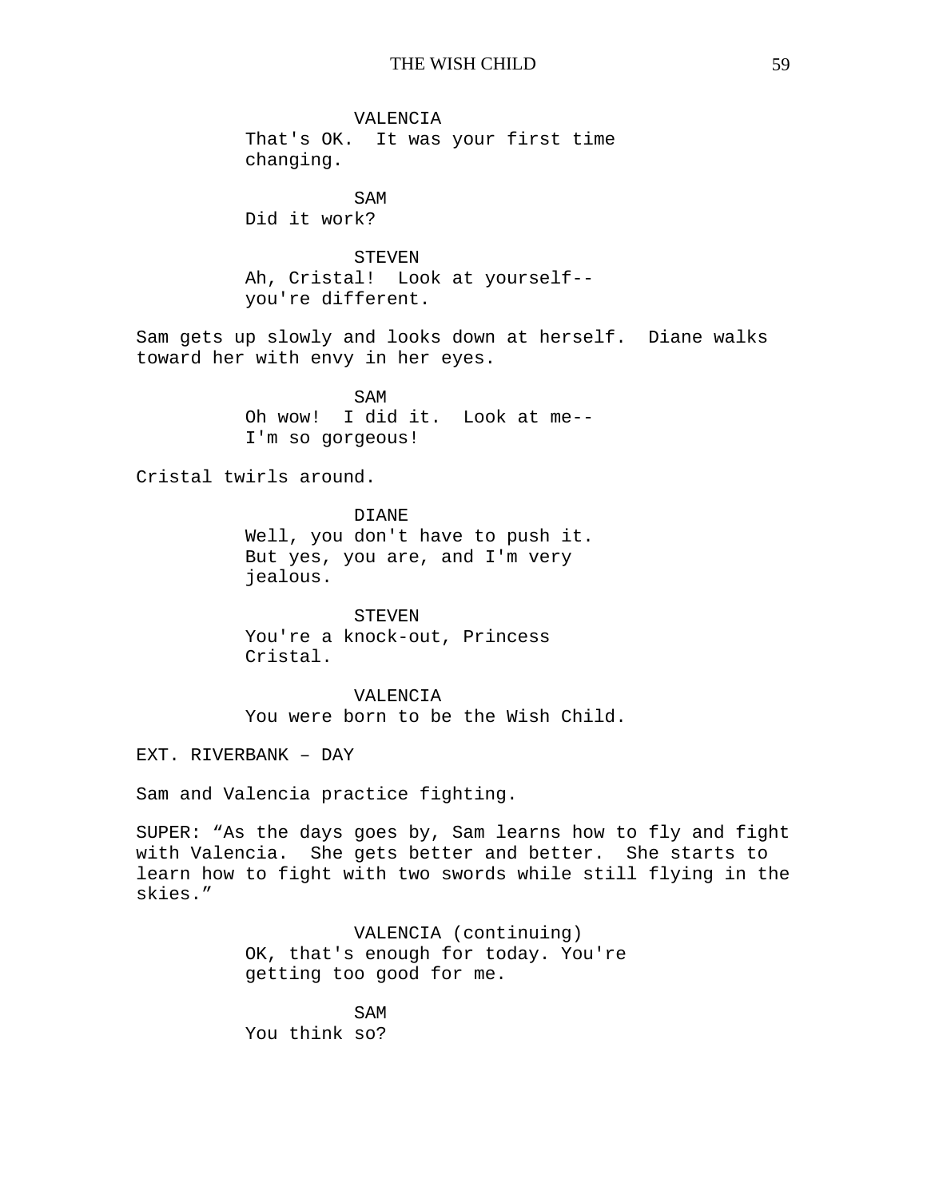VALENCIA
That's OK.  It was your first time changing.

SAM
Did it work?

STEVEN
Ah, Cristal!  Look at yourself-- you're different.

Sam gets up slowly and looks down at herself.  Diane walks toward her with envy in her eyes.

SAM
Oh wow!  I did it.  Look at me-- I'm so gorgeous!

Cristal twirls around.

DIANE
Well, you don't have to push it. But yes, you are, and I'm very jealous.

STEVEN
You're a knock-out, Princess Cristal.

VALENCIA
You were born to be the Wish Child.

EXT. RIVERBANK – DAY

Sam and Valencia practice fighting.

SUPER: “As the days goes by, Sam learns how to fly and fight with Valencia.  She gets better and better.  She starts to learn how to fight with two swords while still flying in the skies.”

VALENCIA (continuing)
OK, that's enough for today. You're getting too good for me.

SAM
You think so?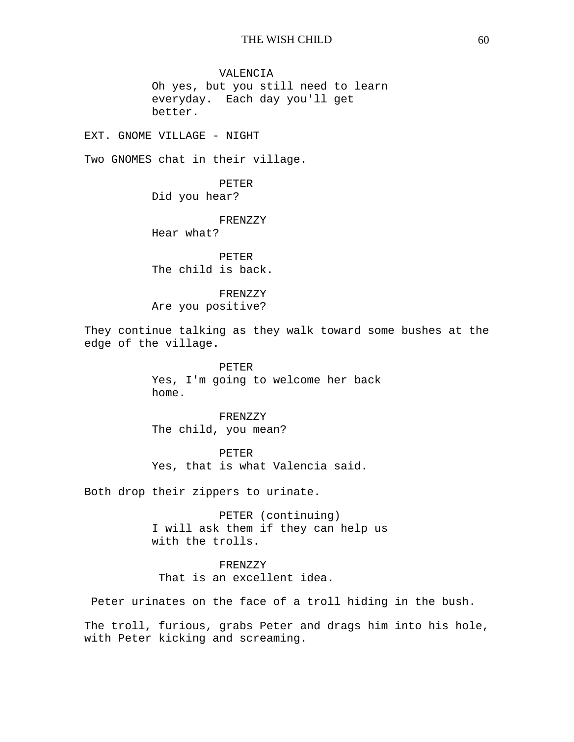VALENCIA
Oh yes, but you still need to learn everyday.  Each day you'll get better.

EXT. GNOME VILLAGE - NIGHT

Two GNOMES chat in their village.

PETER
Did you hear?

FRENZZY
Hear what?

PETER
The child is back.

FRENZZY
Are you positive?

They continue talking as they walk toward some bushes at the edge of the village.

PETER
Yes, I'm going to welcome her back home.

FRENZZY
The child, you mean?

PETER
Yes, that is what Valencia said.

Both drop their zippers to urinate.

PETER (continuing)
I will ask them if they can help us with the trolls.

FRENZZY
That is an excellent idea.

Peter urinates on the face of a troll hiding in the bush.

The troll, furious, grabs Peter and drags him into his hole, with Peter kicking and screaming.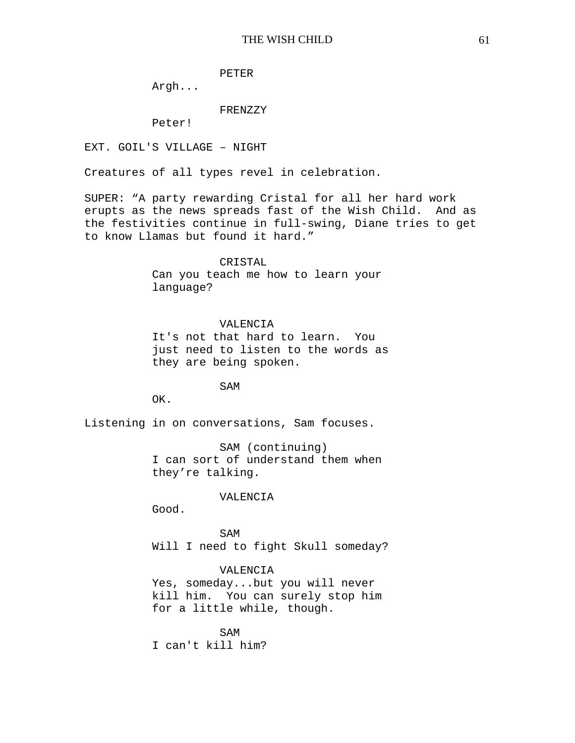PETER
Argh...

FRENZZY
Peter!

EXT. GOIL'S VILLAGE – NIGHT

Creatures of all types revel in celebration.

SUPER: “A party rewarding Cristal for all her hard work erupts as the news spreads fast of the Wish Child. And as the festivities continue in full-swing, Diane tries to get to know Llamas but found it hard.”

CRISTAL
Can you teach me how to learn your language?

VALENCIA
It's not that hard to learn. You just need to listen to the words as they are being spoken.

SAM
OK.

Listening in on conversations, Sam focuses.

SAM (continuing)
I can sort of understand them when they’re talking.

VALENCIA
Good.

SAM
Will I need to fight Skull someday?

VALENCIA
Yes, someday...but you will never kill him. You can surely stop him for a little while, though.

SAM
I can't kill him?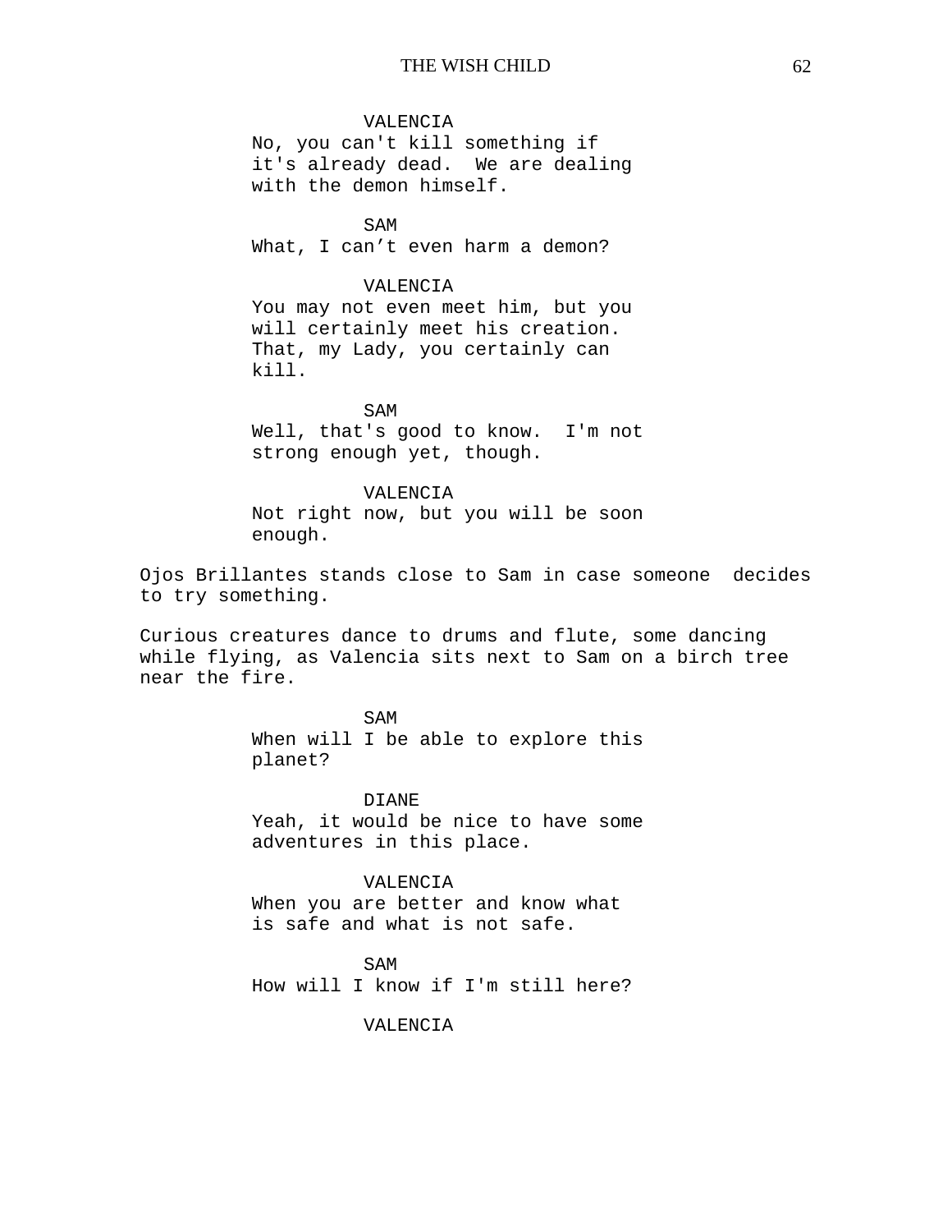VALENCIA
No, you can't kill something if it's already dead. We are dealing with the demon himself.

SAM
What, I can’t even harm a demon?

VALENCIA
You may not even meet him, but you will certainly meet his creation. That, my Lady, you certainly can kill.

SAM
Well, that's good to know. I'm not strong enough yet, though.

VALENCIA
Not right now, but you will be soon enough.

Ojos Brillantes stands close to Sam in case someone decides to try something.

Curious creatures dance to drums and flute, some dancing while flying, as Valencia sits next to Sam on a birch tree near the fire.

SAM
When will I be able to explore this planet?

DIANE
Yeah, it would be nice to have some adventures in this place.

VALENCIA
When you are better and know what is safe and what is not safe.

SAM
How will I know if I'm still here?

VALENCIA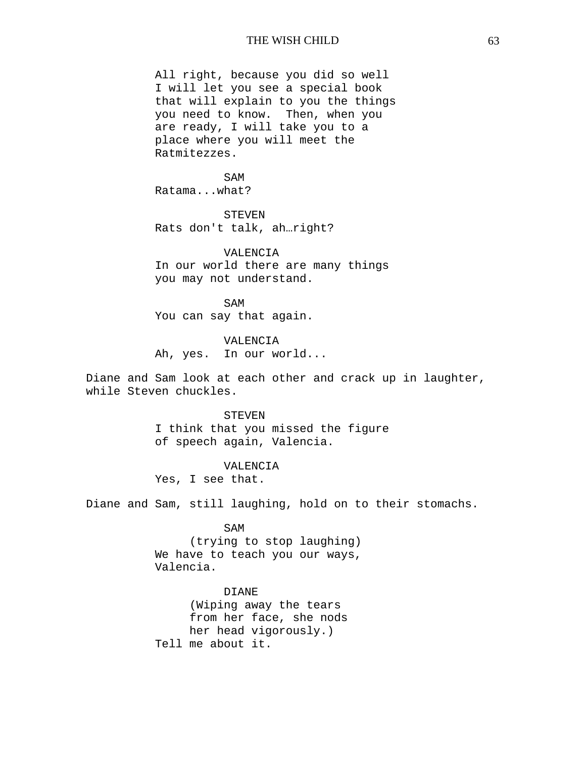All right, because you did so well I will let you see a special book that will explain to you the things you need to know. Then, when you are ready, I will take you to a place where you will meet the Ratmitezzes.

SAM

Ratama...what?

STEVEN

Rats don't talk, ah…right?

VALENCIA

In our world there are many things you may not understand.

SAM

You can say that again.

VALENCIA

Ah, yes. In our world...

Diane and Sam look at each other and crack up in laughter, while Steven chuckles.

STEVEN

I think that you missed the figure of speech again, Valencia.

VALENCIA

Yes, I see that.

Diane and Sam, still laughing, hold on to their stomachs.

SAM

(trying to stop laughing)

We have to teach you our ways, Valencia.

DIANE

(Wiping away the tears from her face, she nods her head vigorously.)

Tell me about it.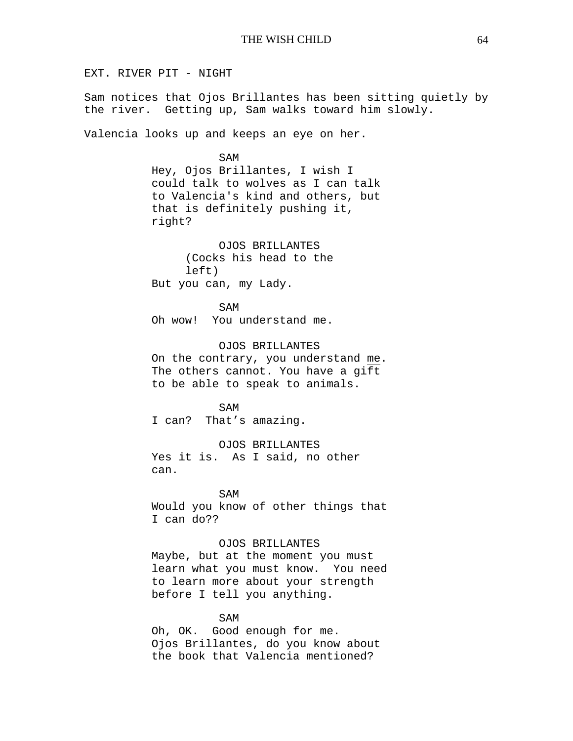EXT. RIVER PIT - NIGHT

Sam notices that Ojos Brillantes has been sitting quietly by the river.  Getting up, Sam walks toward him slowly.

Valencia looks up and keeps an eye on her.

SAM
Hey, Ojos Brillantes, I wish I could talk to wolves as I can talk to Valencia's kind and others, but that is definitely pushing it, right?

OJOS BRILLANTES
(Cocks his head to the left)
But you can, my Lady.

SAM
Oh wow!  You understand me.

OJOS BRILLANTES
On the contrary, you understand <u>me</u>. The others cannot. You have a gift to be able to speak to animals.

SAM
I can?  That's amazing.

OJOS BRILLANTES
Yes it is.  As I said, no other can.

SAM
Would you know of other things that I can do??

OJOS BRILLANTES
Maybe, but at the moment you must learn what you must know.  You need to learn more about your strength before I tell you anything.

SAM
Oh, OK.  Good enough for me. Ojos Brillantes, do you know about the book that Valencia mentioned?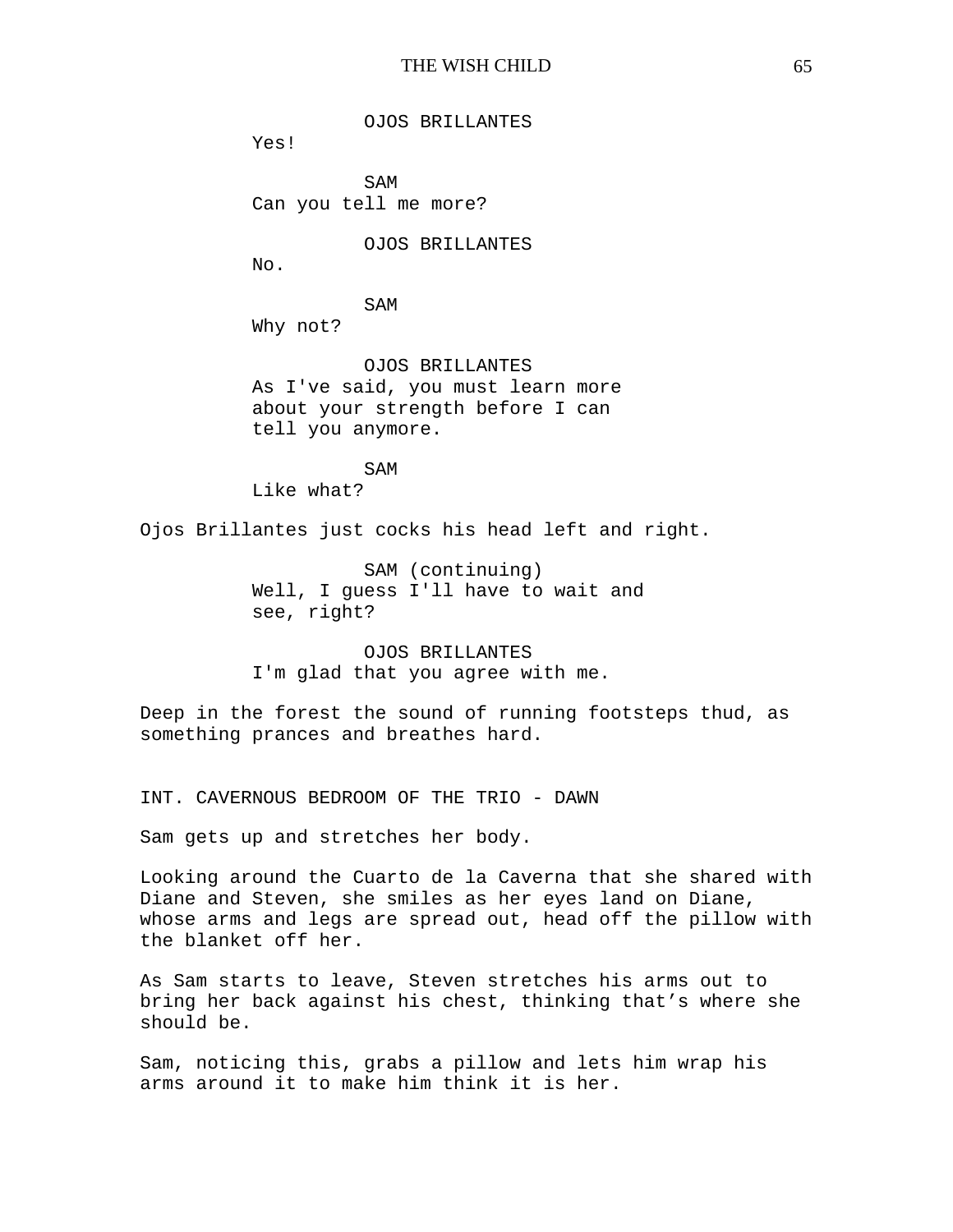OJOS BRILLANTES
Yes!

SAM
Can you tell me more?

OJOS BRILLANTES
No.

SAM
Why not?

OJOS BRILLANTES
As I've said, you must learn more about your strength before I can tell you anymore.

SAM
Like what?

Ojos Brillantes just cocks his head left and right.

SAM (continuing)
Well, I guess I'll have to wait and see, right?

OJOS BRILLANTES
I'm glad that you agree with me.

Deep in the forest the sound of running footsteps thud, as something prances and breathes hard.

INT. CAVERNOUS BEDROOM OF THE TRIO - DAWN

Sam gets up and stretches her body.

Looking around the Cuarto de la Caverna that she shared with Diane and Steven, she smiles as her eyes land on Diane, whose arms and legs are spread out, head off the pillow with the blanket off her.

As Sam starts to leave, Steven stretches his arms out to bring her back against his chest, thinking that's where she should be.

Sam, noticing this, grabs a pillow and lets him wrap his arms around it to make him think it is her.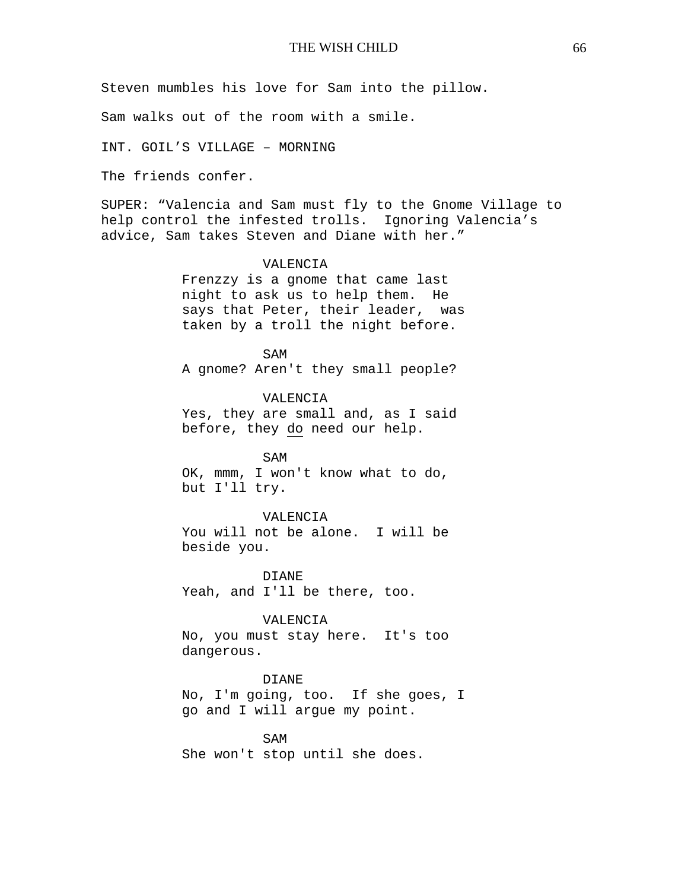Steven mumbles his love for Sam into the pillow.

Sam walks out of the room with a smile.

INT. GOIL'S VILLAGE – MORNING

The friends confer.

SUPER: "Valencia and Sam must fly to the Gnome Village to help control the infested trolls. Ignoring Valencia's advice, Sam takes Steven and Diane with her."

VALENCIA
Frenzzy is a gnome that came last night to ask us to help them. He says that Peter, their leader, was taken by a troll the night before.

SAM
A gnome? Aren't they small people?

VALENCIA
Yes, they are small and, as I said before, they <u>do</u> need our help.

SAM
OK, mmm, I won't know what to do, but I'll try.

VALENCIA
You will not be alone. I will be beside you.

DIANE
Yeah, and I'll be there, too.

VALENCIA
No, you must stay here. It's too dangerous.

DIANE
No, I'm going, too. If she goes, I go and I will argue my point.

SAM
She won't stop until she does.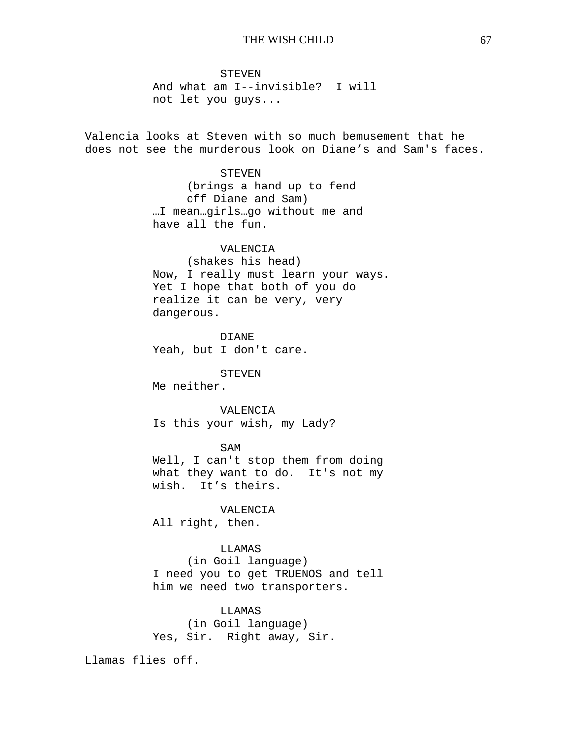STEVEN
And what am I--invisible?  I will not let you guys...

Valencia looks at Steven with so much bemusement that he does not see the murderous look on Diane's and Sam's faces.

STEVEN
(brings a hand up to fend off Diane and Sam)
…I mean…girls…go without me and have all the fun.

VALENCIA
(shakes his head)
Now, I really must learn your ways. Yet I hope that both of you do realize it can be very, very dangerous.

DIANE
Yeah, but I don't care.

STEVEN
Me neither.

VALENCIA
Is this your wish, my Lady?

SAM
Well, I can't stop them from doing what they want to do.  It's not my wish.  It's theirs.

VALENCIA
All right, then.

LLAMAS
(in Goil language)
I need you to get TRUENOS and tell him we need two transporters.

LLAMAS
(in Goil language)
Yes, Sir.  Right away, Sir.

Llamas flies off.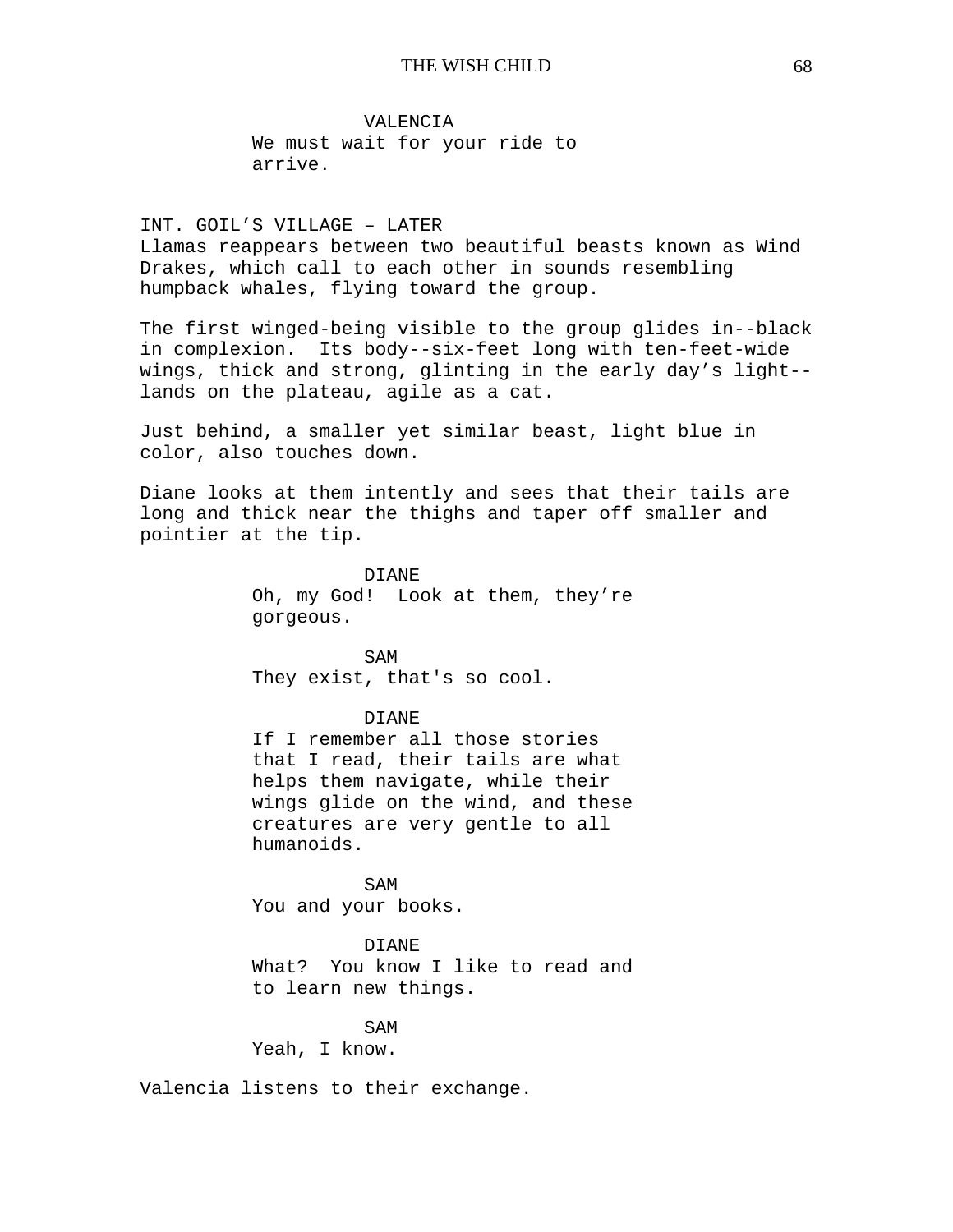VALENCIA
We must wait for your ride to arrive.

INT. GOIL'S VILLAGE – LATER

Llamas reappears between two beautiful beasts known as Wind Drakes, which call to each other in sounds resembling humpback whales, flying toward the group.

The first winged-being visible to the group glides in--black in complexion. Its body--six-feet long with ten-feet-wide wings, thick and strong, glinting in the early day's light--lands on the plateau, agile as a cat.

Just behind, a smaller yet similar beast, light blue in color, also touches down.

Diane looks at them intently and sees that their tails are long and thick near the thighs and taper off smaller and pointier at the tip.

DIANE
Oh, my God! Look at them, they're gorgeous.

SAM
They exist, that's so cool.

DIANE
If I remember all those stories that I read, their tails are what helps them navigate, while their wings glide on the wind, and these creatures are very gentle to all humanoids.

SAM
You and your books.

DIANE
What? You know I like to read and to learn new things.

SAM
Yeah, I know.

Valencia listens to their exchange.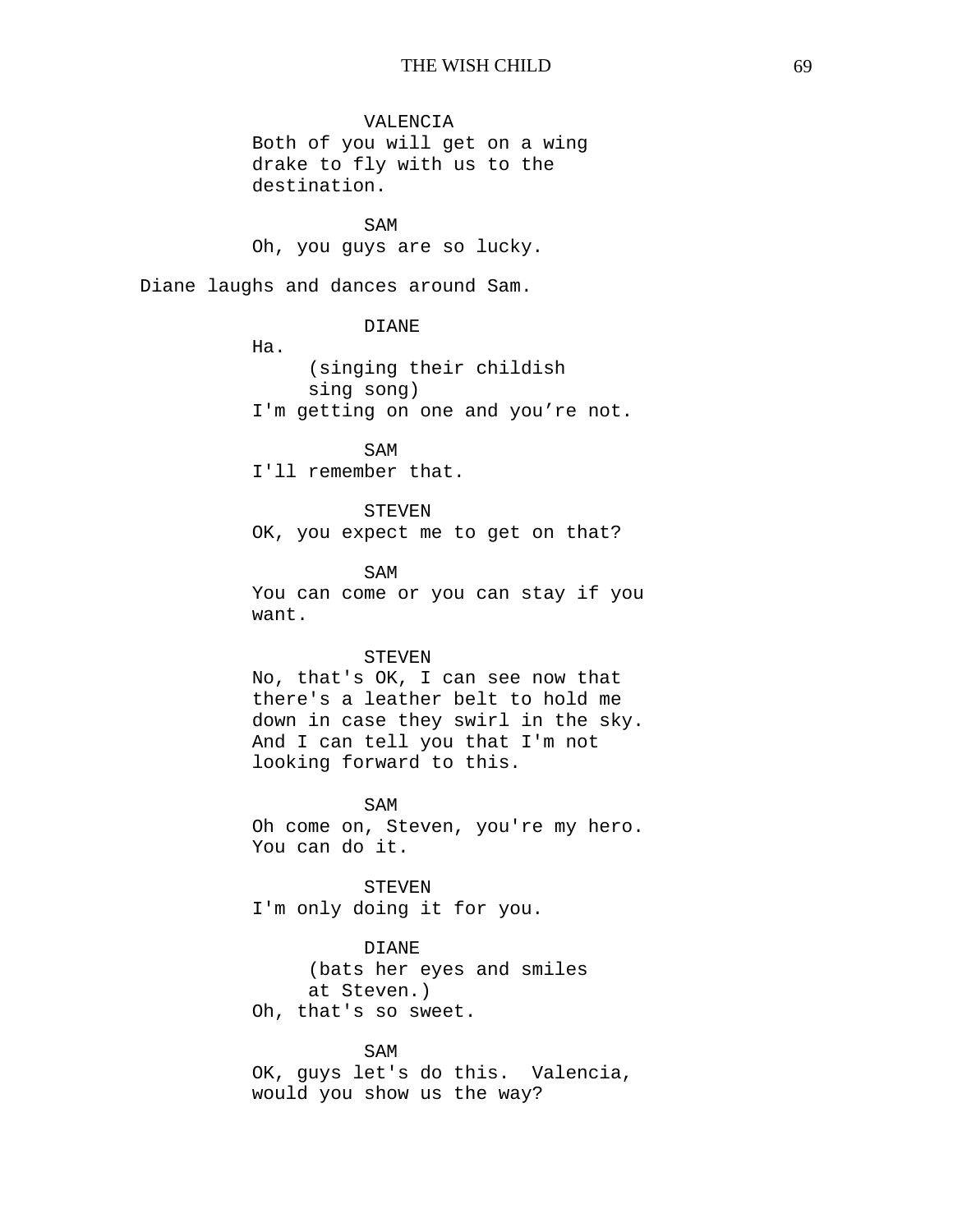VALENCIA

Both of you will get on a wing drake to fly with us to the destination.

SAM

Oh, you guys are so lucky.

Diane laughs and dances around Sam.

DIANE

Ha.

(singing their childish sing song)

I'm getting on one and you’re not.

SAM

I'll remember that.

STEVEN

OK, you expect me to get on that?

SAM

You can come or you can stay if you want.

STEVEN

No, that's OK, I can see now that there's a leather belt to hold me down in case they swirl in the sky. And I can tell you that I'm not looking forward to this.

SAM

Oh come on, Steven, you're my hero. You can do it.

STEVEN

I'm only doing it for you.

DIANE

(bats her eyes and smiles at Steven.)

Oh, that's so sweet.

SAM

OK, guys let's do this.  Valencia, would you show us the way?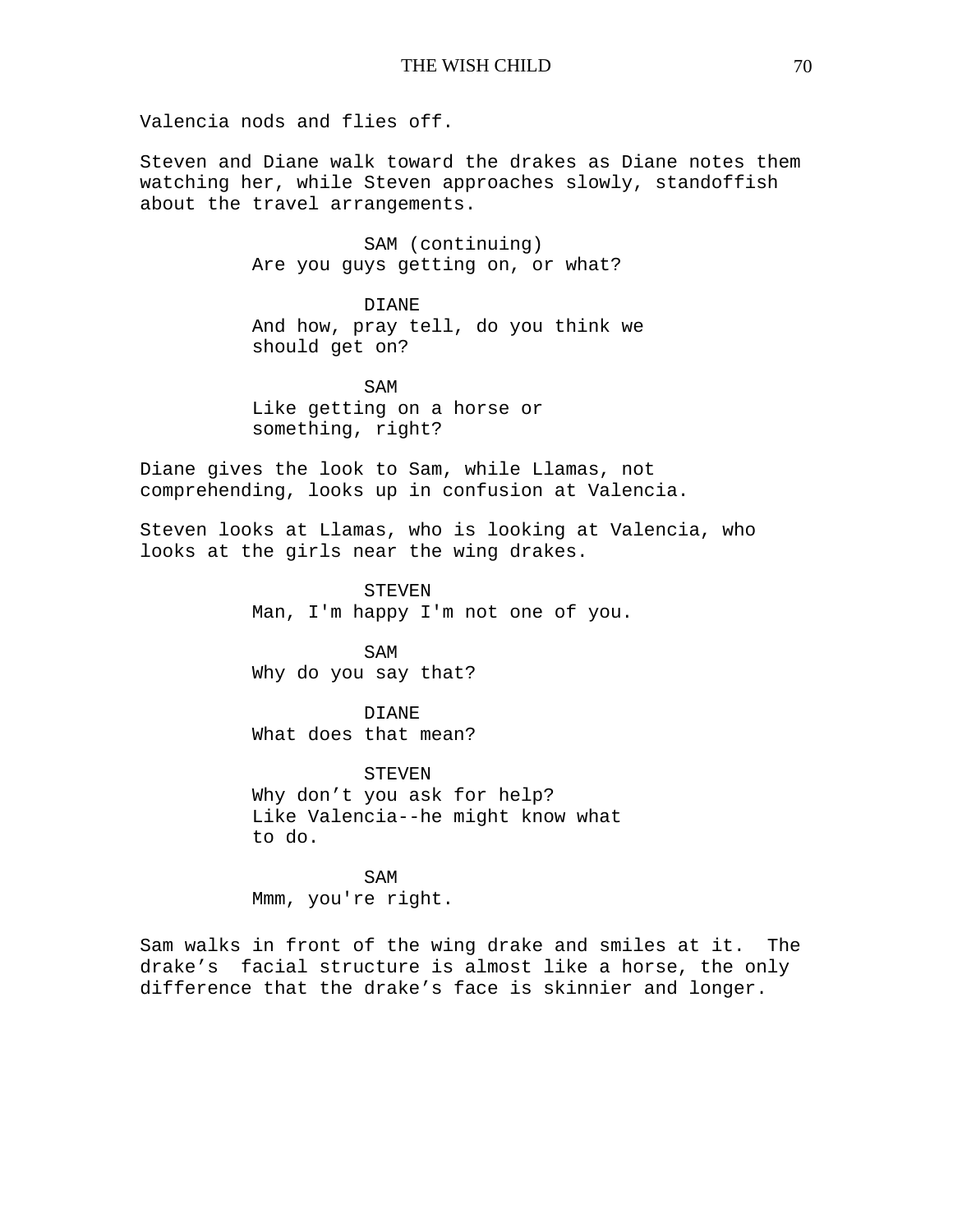Valencia nods and flies off.

Steven and Diane walk toward the drakes as Diane notes them watching her, while Steven approaches slowly, standoffish about the travel arrangements.

SAM (continuing)
Are you guys getting on, or what?

DIANE
And how, pray tell, do you think we should get on?

SAM
Like getting on a horse or something, right?

Diane gives the look to Sam, while Llamas, not comprehending, looks up in confusion at Valencia.

Steven looks at Llamas, who is looking at Valencia, who looks at the girls near the wing drakes.

STEVEN
Man, I'm happy I'm not one of you.

SAM
Why do you say that?

DIANE
What does that mean?

STEVEN
Why don't you ask for help? Like Valencia--he might know what to do.

SAM
Mmm, you're right.

Sam walks in front of the wing drake and smiles at it. The drake's facial structure is almost like a horse, the only difference that the drake's face is skinnier and longer.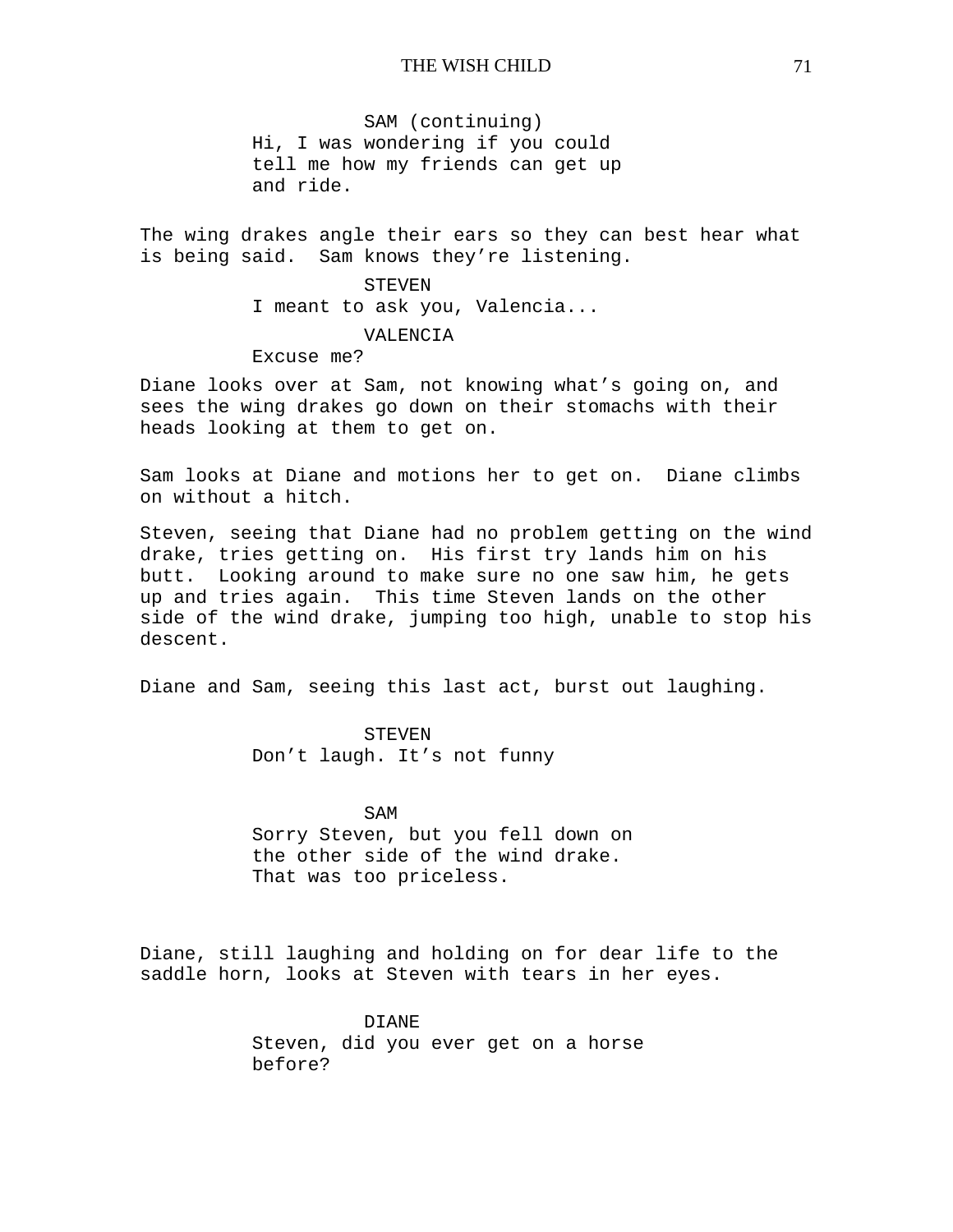SAM (continuing)
Hi, I was wondering if you could tell me how my friends can get up and ride.

The wing drakes angle their ears so they can best hear what is being said. Sam knows they're listening.

STEVEN
I meant to ask you, Valencia...

VALENCIA
Excuse me?

Diane looks over at Sam, not knowing what's going on, and sees the wing drakes go down on their stomachs with their heads looking at them to get on.

Sam looks at Diane and motions her to get on. Diane climbs on without a hitch.

Steven, seeing that Diane had no problem getting on the wind drake, tries getting on. His first try lands him on his butt. Looking around to make sure no one saw him, he gets up and tries again. This time Steven lands on the other side of the wind drake, jumping too high, unable to stop his descent.

Diane and Sam, seeing this last act, burst out laughing.

STEVEN
Don't laugh. It's not funny

SAM
Sorry Steven, but you fell down on the other side of the wind drake. That was too priceless.

Diane, still laughing and holding on for dear life to the saddle horn, looks at Steven with tears in her eyes.

DIANE
Steven, did you ever get on a horse before?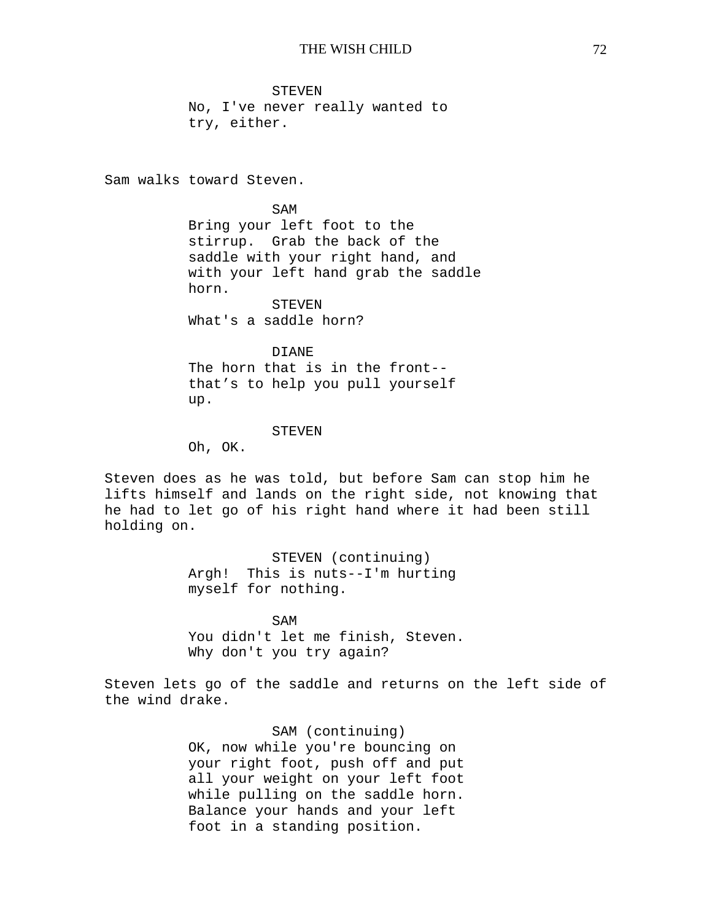STEVEN
No, I've never really wanted to try, either.

Sam walks toward Steven.

SAM
Bring your left foot to the stirrup. Grab the back of the saddle with your right hand, and with your left hand grab the saddle horn.

STEVEN
What's a saddle horn?

DIANE
The horn that is in the front--that's to help you pull yourself up.

STEVEN
Oh, OK.

Steven does as he was told, but before Sam can stop him he lifts himself and lands on the right side, not knowing that he had to let go of his right hand where it had been still holding on.

STEVEN (continuing)
Argh! This is nuts--I'm hurting myself for nothing.

SAM
You didn't let me finish, Steven. Why don't you try again?

Steven lets go of the saddle and returns on the left side of the wind drake.

SAM (continuing)
OK, now while you're bouncing on your right foot, push off and put all your weight on your left foot while pulling on the saddle horn. Balance your hands and your left foot in a standing position.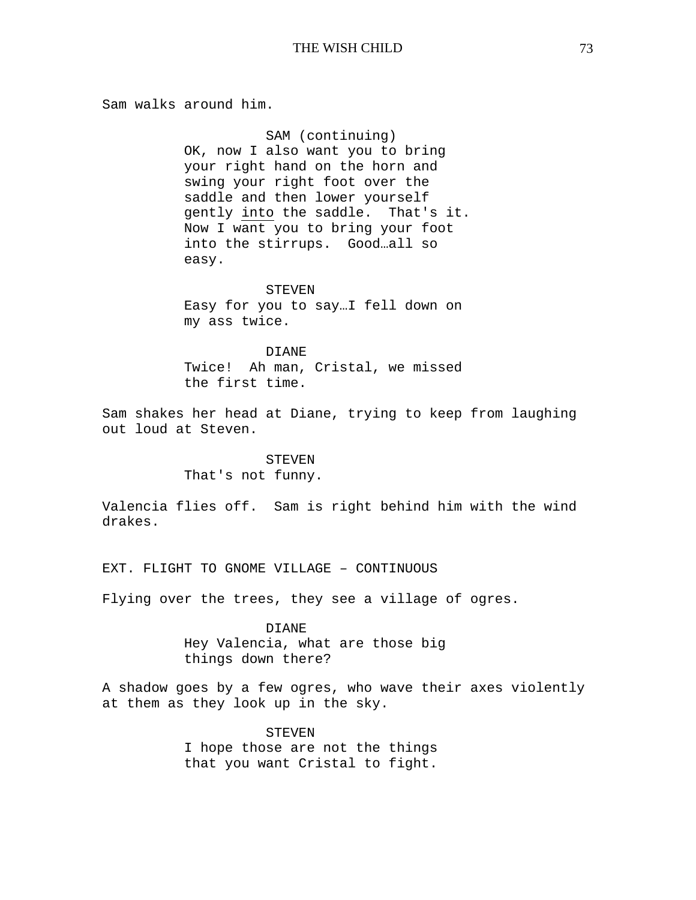Sam walks around him.

SAM (continuing)
OK, now I also want you to bring your right hand on the horn and swing your right foot over the saddle and then lower yourself gently <u>into</u> the saddle. That's it. Now I want you to bring your foot into the stirrups. Good…all so easy.

STEVEN
Easy for you to say…I fell down on my ass twice.

DIANE
Twice! Ah man, Cristal, we missed the first time.

Sam shakes her head at Diane, trying to keep from laughing out loud at Steven.

STEVEN
That's not funny.

Valencia flies off. Sam is right behind him with the wind drakes.

EXT. FLIGHT TO GNOME VILLAGE – CONTINUOUS

Flying over the trees, they see a village of ogres.

DIANE
Hey Valencia, what are those big things down there?

A shadow goes by a few ogres, who wave their axes violently at them as they look up in the sky.

STEVEN
I hope those are not the things that you want Cristal to fight.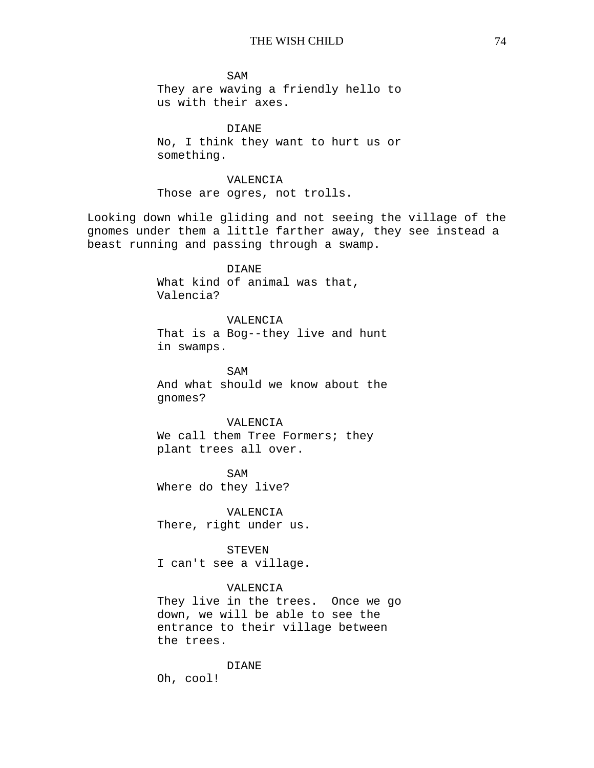SAM
They are waving a friendly hello to us with their axes.

DIANE
No, I think they want to hurt us or something.

VALENCIA
Those are ogres, not trolls.

Looking down while gliding and not seeing the village of the gnomes under them a little farther away, they see instead a beast running and passing through a swamp.

DIANE
What kind of animal was that, Valencia?

VALENCIA
That is a Bog--they live and hunt in swamps.

SAM
And what should we know about the gnomes?

VALENCIA
We call them Tree Formers; they plant trees all over.

SAM
Where do they live?

VALENCIA
There, right under us.

STEVEN
I can't see a village.

VALENCIA
They live in the trees. Once we go down, we will be able to see the entrance to their village between the trees.

DIANE
Oh, cool!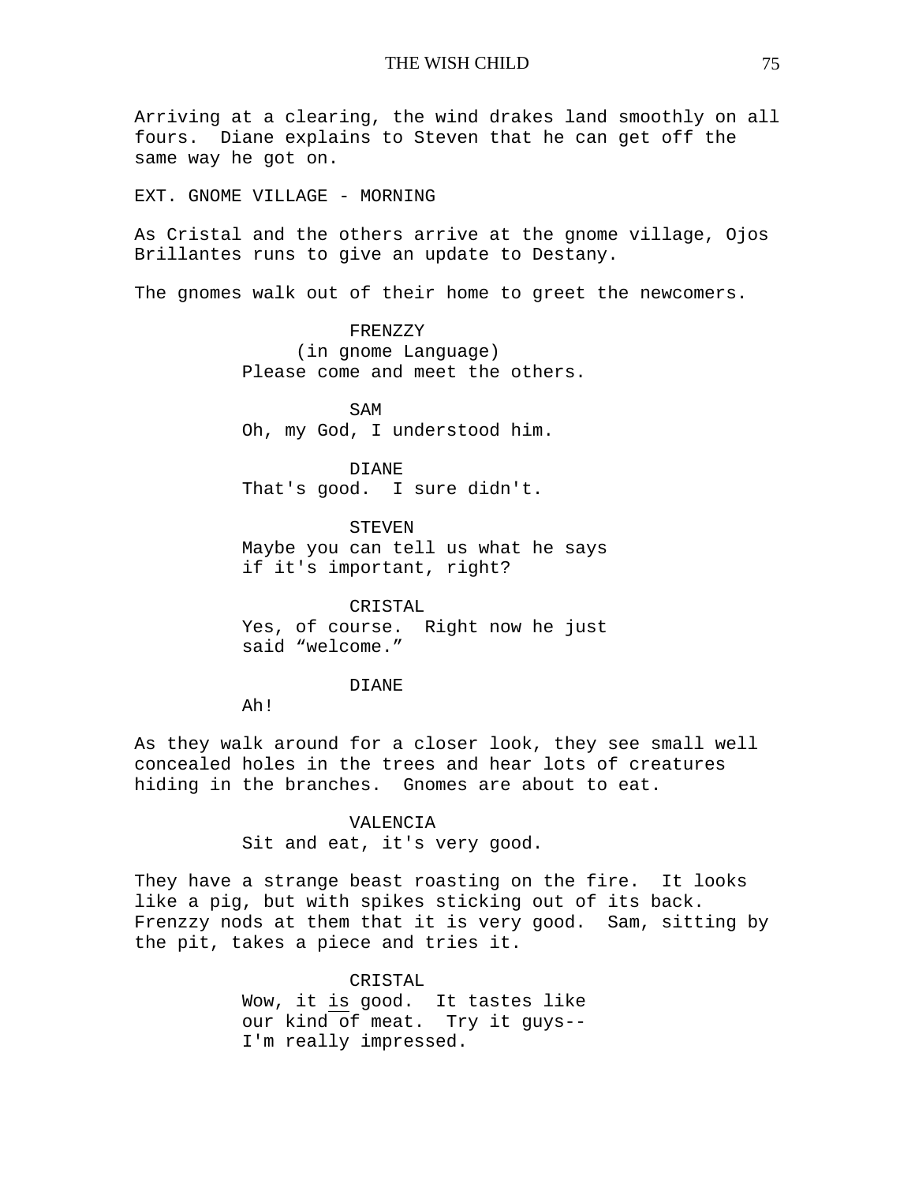Arriving at a clearing, the wind drakes land smoothly on all fours. Diane explains to Steven that he can get off the same way he got on.

EXT. GNOME VILLAGE - MORNING

As Cristal and the others arrive at the gnome village, Ojos Brillantes runs to give an update to Destany.

The gnomes walk out of their home to greet the newcomers.

FRENZZY
(in gnome Language)
Please come and meet the others.

SAM
Oh, my God, I understood him.

DIANE
That's good. I sure didn't.

STEVEN
Maybe you can tell us what he says if it's important, right?

CRISTAL
Yes, of course. Right now he just said “welcome.”

DIANE
Ah!

As they walk around for a closer look, they see small well concealed holes in the trees and hear lots of creatures hiding in the branches. Gnomes are about to eat.

VALENCIA
Sit and eat, it's very good.

They have a strange beast roasting on the fire. It looks like a pig, but with spikes sticking out of its back. Frenzzy nods at them that it is very good. Sam, sitting by the pit, takes a piece and tries it.

CRISTAL
Wow, it _is_ good. It tastes like our kind of meat. Try it guys-- I'm really impressed.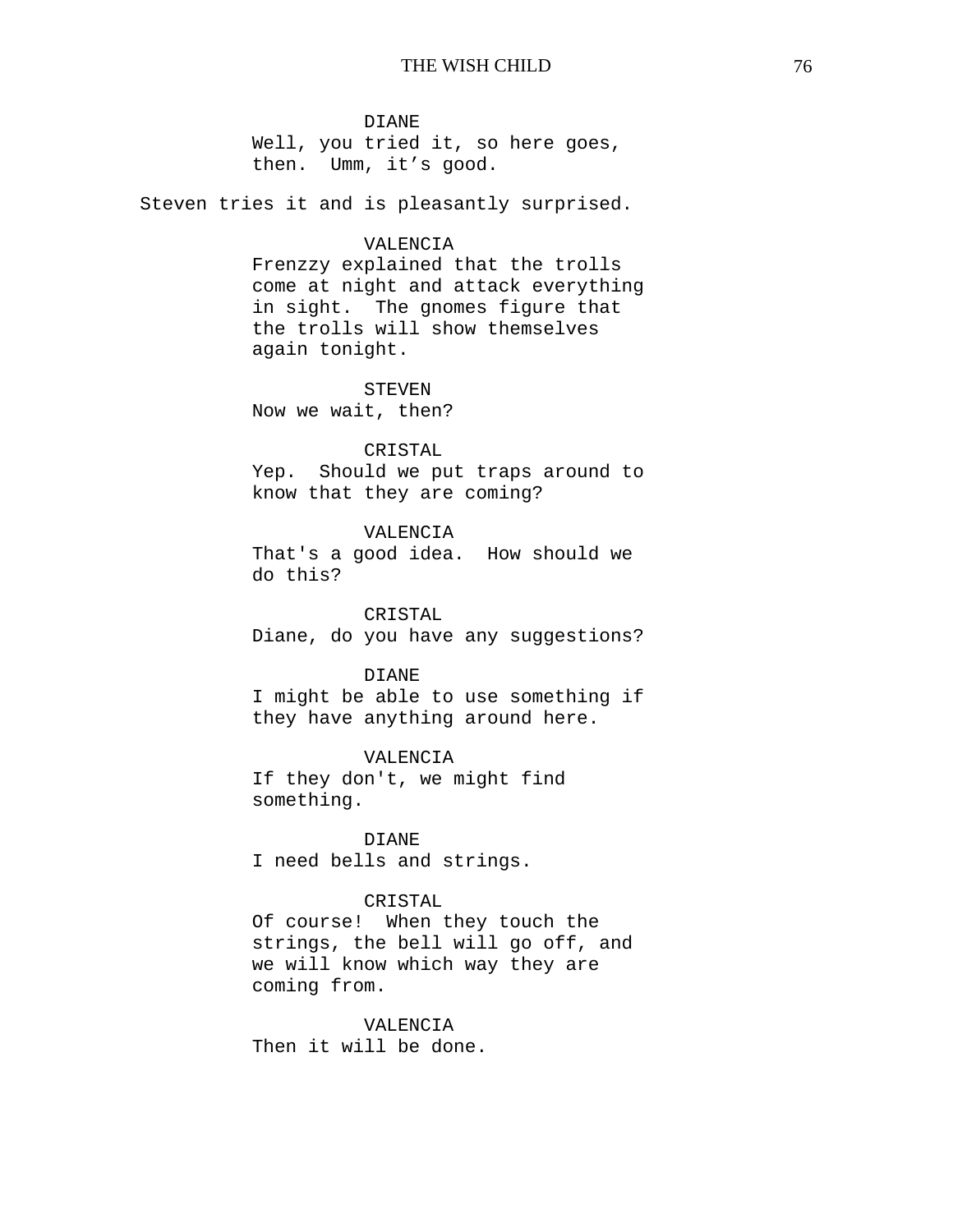DIANE
Well, you tried it, so here goes, then. Umm, it's good.

Steven tries it and is pleasantly surprised.

VALENCIA
Frenzzy explained that the trolls come at night and attack everything in sight. The gnomes figure that the trolls will show themselves again tonight.

STEVEN
Now we wait, then?

CRISTAL
Yep. Should we put traps around to know that they are coming?

VALENCIA
That's a good idea. How should we do this?

CRISTAL
Diane, do you have any suggestions?

DIANE
I might be able to use something if they have anything around here.

VALENCIA
If they don't, we might find something.

DIANE
I need bells and strings.

CRISTAL
Of course! When they touch the strings, the bell will go off, and we will know which way they are coming from.

VALENCIA
Then it will be done.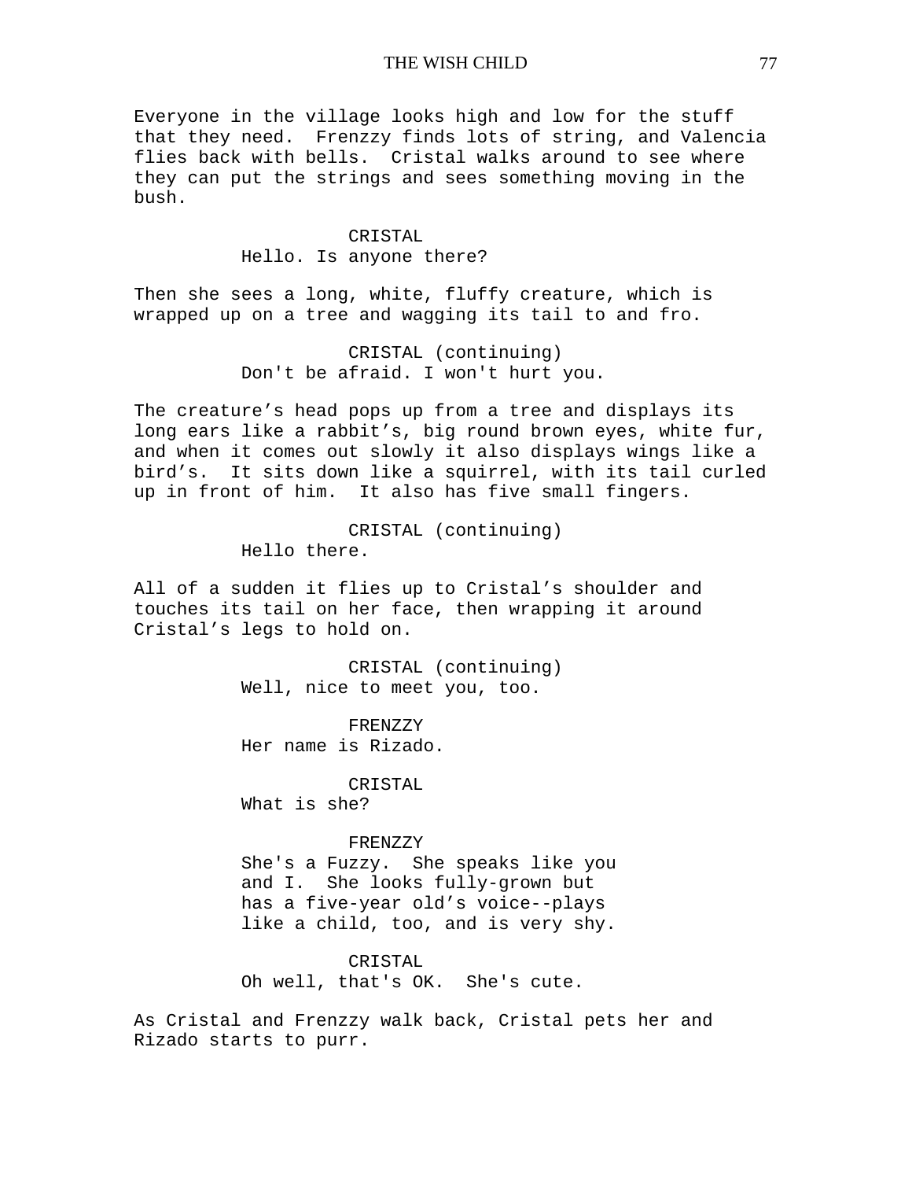Everyone in the village looks high and low for the stuff that they need. Frenzzy finds lots of string, and Valencia flies back with bells. Cristal walks around to see where they can put the strings and sees something moving in the bush.

CRISTAL
Hello. Is anyone there?

Then she sees a long, white, fluffy creature, which is wrapped up on a tree and wagging its tail to and fro.

CRISTAL (continuing)
Don't be afraid. I won't hurt you.

The creature’s head pops up from a tree and displays its long ears like a rabbit’s, big round brown eyes, white fur, and when it comes out slowly it also displays wings like a bird’s. It sits down like a squirrel, with its tail curled up in front of him. It also has five small fingers.

CRISTAL (continuing)
Hello there.

All of a sudden it flies up to Cristal’s shoulder and touches its tail on her face, then wrapping it around Cristal’s legs to hold on.

CRISTAL (continuing)
Well, nice to meet you, too.

FRENZZY
Her name is Rizado.

CRISTAL
What is she?

FRENZZY
She's a Fuzzy. She speaks like you and I. She looks fully-grown but has a five-year old’s voice--plays like a child, too, and is very shy.

CRISTAL
Oh well, that's OK. She's cute.

As Cristal and Frenzzy walk back, Cristal pets her and Rizado starts to purr.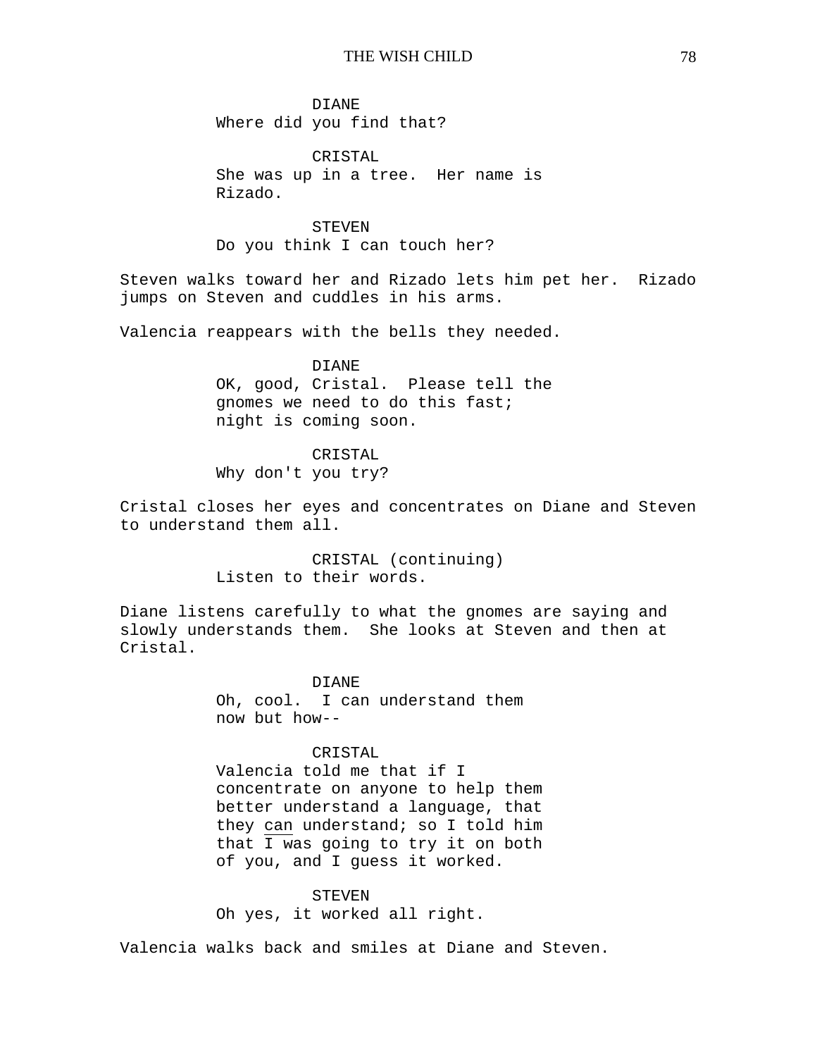DIANE
Where did you find that?

CRISTAL
She was up in a tree. Her name is Rizado.

STEVEN
Do you think I can touch her?

Steven walks toward her and Rizado lets him pet her. Rizado jumps on Steven and cuddles in his arms.

Valencia reappears with the bells they needed.

DIANE
OK, good, Cristal. Please tell the gnomes we need to do this fast; night is coming soon.

CRISTAL
Why don't you try?

Cristal closes her eyes and concentrates on Diane and Steven to understand them all.

CRISTAL (continuing)
Listen to their words.

Diane listens carefully to what the gnomes are saying and slowly understands them. She looks at Steven and then at Cristal.

DIANE
Oh, cool. I can understand them now but how--

CRISTAL
Valencia told me that if I concentrate on anyone to help them better understand a language, that they <u>can</u> understand; so I told him that <u>I</u> was going to try it on both of you, and I guess it worked.

STEVEN
Oh yes, it worked all right.

Valencia walks back and smiles at Diane and Steven.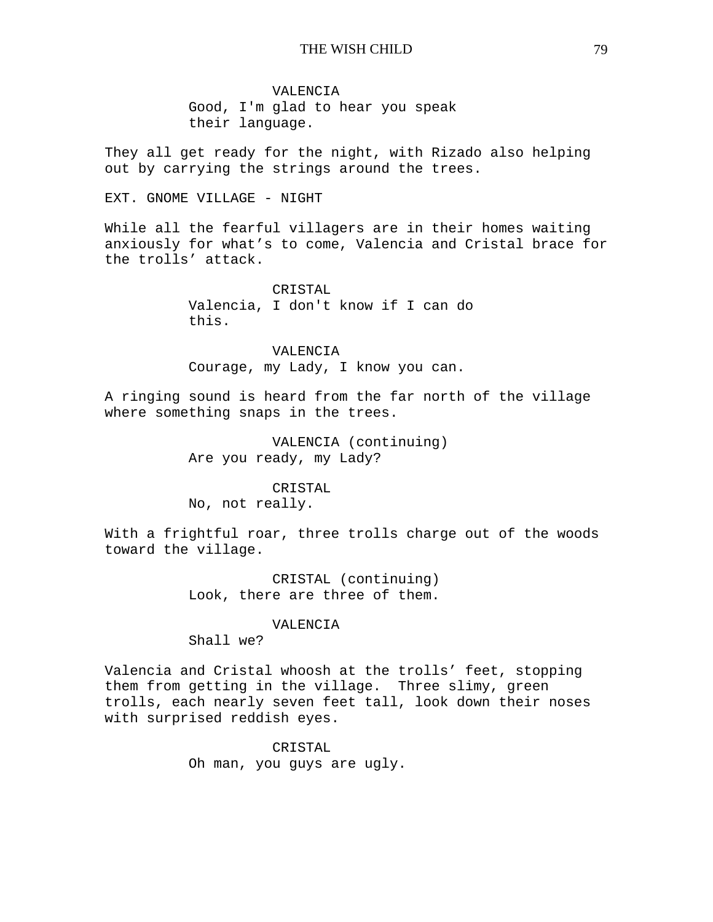VALENCIA
Good, I'm glad to hear you speak their language.

They all get ready for the night, with Rizado also helping out by carrying the strings around the trees.

EXT. GNOME VILLAGE - NIGHT

While all the fearful villagers are in their homes waiting anxiously for what's to come, Valencia and Cristal brace for the trolls' attack.

CRISTAL
Valencia, I don't know if I can do this.

VALENCIA
Courage, my Lady, I know you can.

A ringing sound is heard from the far north of the village where something snaps in the trees.

VALENCIA (continuing)
Are you ready, my Lady?

CRISTAL
No, not really.

With a frightful roar, three trolls charge out of the woods toward the village.

CRISTAL (continuing)
Look, there are three of them.

VALENCIA
Shall we?

Valencia and Cristal whoosh at the trolls' feet, stopping them from getting in the village. Three slimy, green trolls, each nearly seven feet tall, look down their noses with surprised reddish eyes.

CRISTAL
Oh man, you guys are ugly.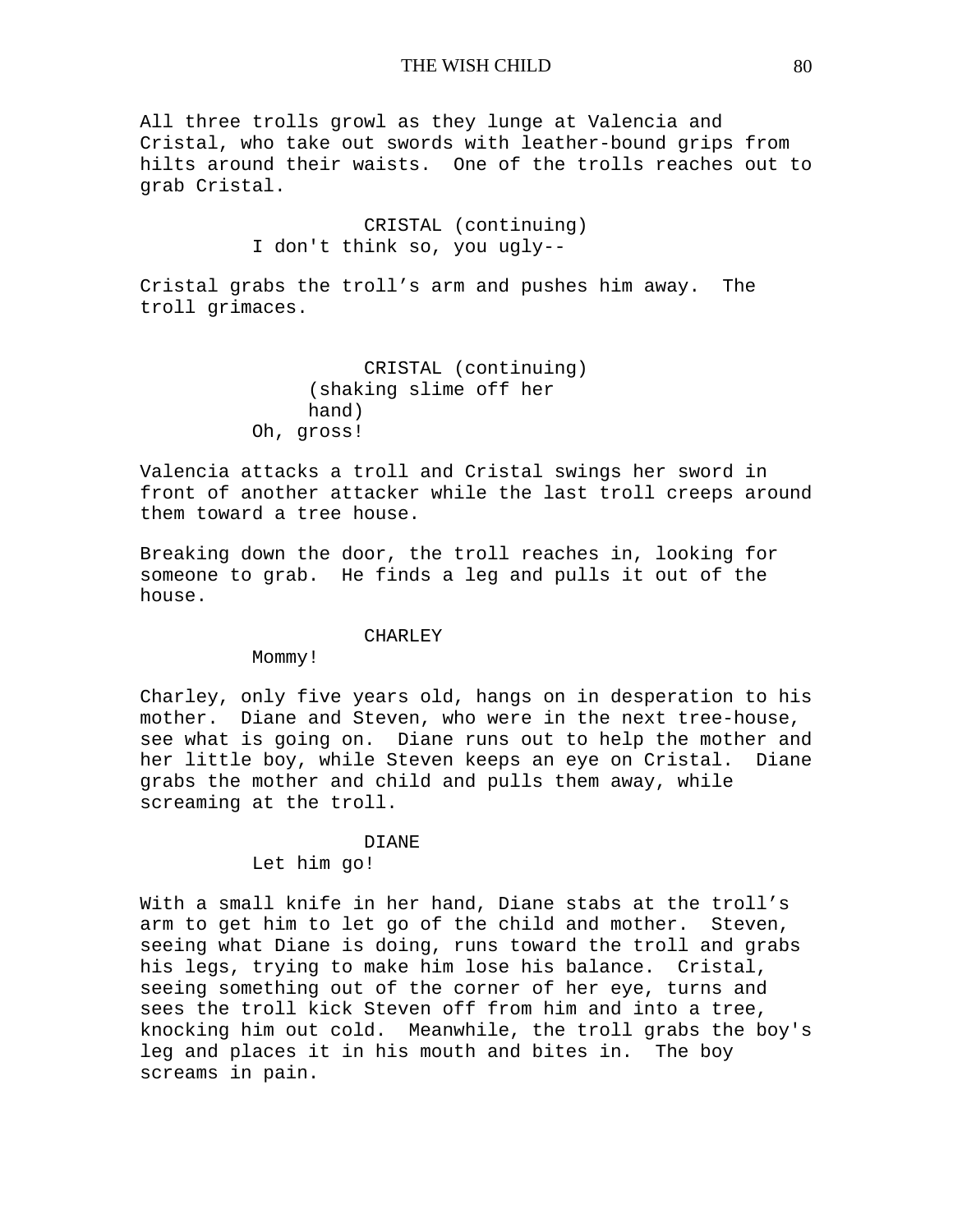All three trolls growl as they lunge at Valencia and Cristal, who take out swords with leather-bound grips from hilts around their waists.  One of the trolls reaches out to grab Cristal.

CRISTAL (continuing)
I don't think so, you ugly--

Cristal grabs the troll's arm and pushes him away.  The troll grimaces.

CRISTAL (continuing)
(shaking slime off her hand)
Oh, gross!

Valencia attacks a troll and Cristal swings her sword in front of another attacker while the last troll creeps around them toward a tree house.

Breaking down the door, the troll reaches in, looking for someone to grab.  He finds a leg and pulls it out of the house.

CHARLEY
Mommy!

Charley, only five years old, hangs on in desperation to his mother.  Diane and Steven, who were in the next tree-house, see what is going on.  Diane runs out to help the mother and her little boy, while Steven keeps an eye on Cristal.  Diane grabs the mother and child and pulls them away, while screaming at the troll.

DIANE
Let him go!

With a small knife in her hand, Diane stabs at the troll's arm to get him to let go of the child and mother.  Steven, seeing what Diane is doing, runs toward the troll and grabs his legs, trying to make him lose his balance.  Cristal, seeing something out of the corner of her eye, turns and sees the troll kick Steven off from him and into a tree, knocking him out cold.  Meanwhile, the troll grabs the boy's leg and places it in his mouth and bites in.  The boy screams in pain.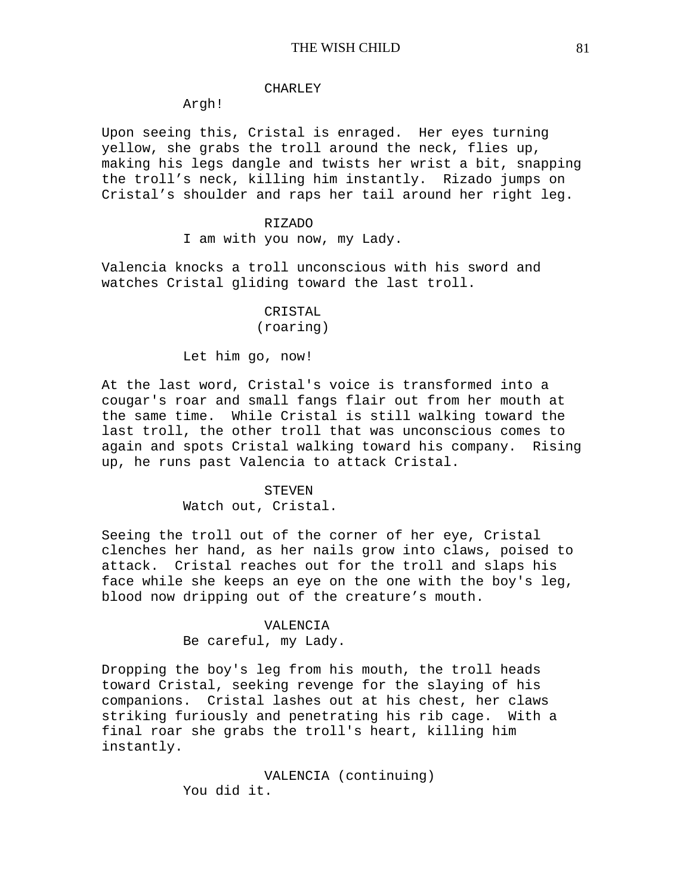CHARLEY

Argh!

Upon seeing this, Cristal is enraged. Her eyes turning yellow, she grabs the troll around the neck, flies up, making his legs dangle and twists her wrist a bit, snapping the troll's neck, killing him instantly. Rizado jumps on Cristal's shoulder and raps her tail around her right leg.

RIZADO

I am with you now, my Lady.

Valencia knocks a troll unconscious with his sword and watches Cristal gliding toward the last troll.

CRISTAL

(roaring)

Let him go, now!

At the last word, Cristal's voice is transformed into a cougar's roar and small fangs flair out from her mouth at the same time. While Cristal is still walking toward the last troll, the other troll that was unconscious comes to again and spots Cristal walking toward his company. Rising up, he runs past Valencia to attack Cristal.

STEVEN

Watch out, Cristal.

Seeing the troll out of the corner of her eye, Cristal clenches her hand, as her nails grow into claws, poised to attack. Cristal reaches out for the troll and slaps his face while she keeps an eye on the one with the boy's leg, blood now dripping out of the creature's mouth.

VALENCIA

Be careful, my Lady.

Dropping the boy's leg from his mouth, the troll heads toward Cristal, seeking revenge for the slaying of his companions. Cristal lashes out at his chest, her claws striking furiously and penetrating his rib cage. With a final roar she grabs the troll's heart, killing him instantly.

VALENCIA (continuing)

You did it.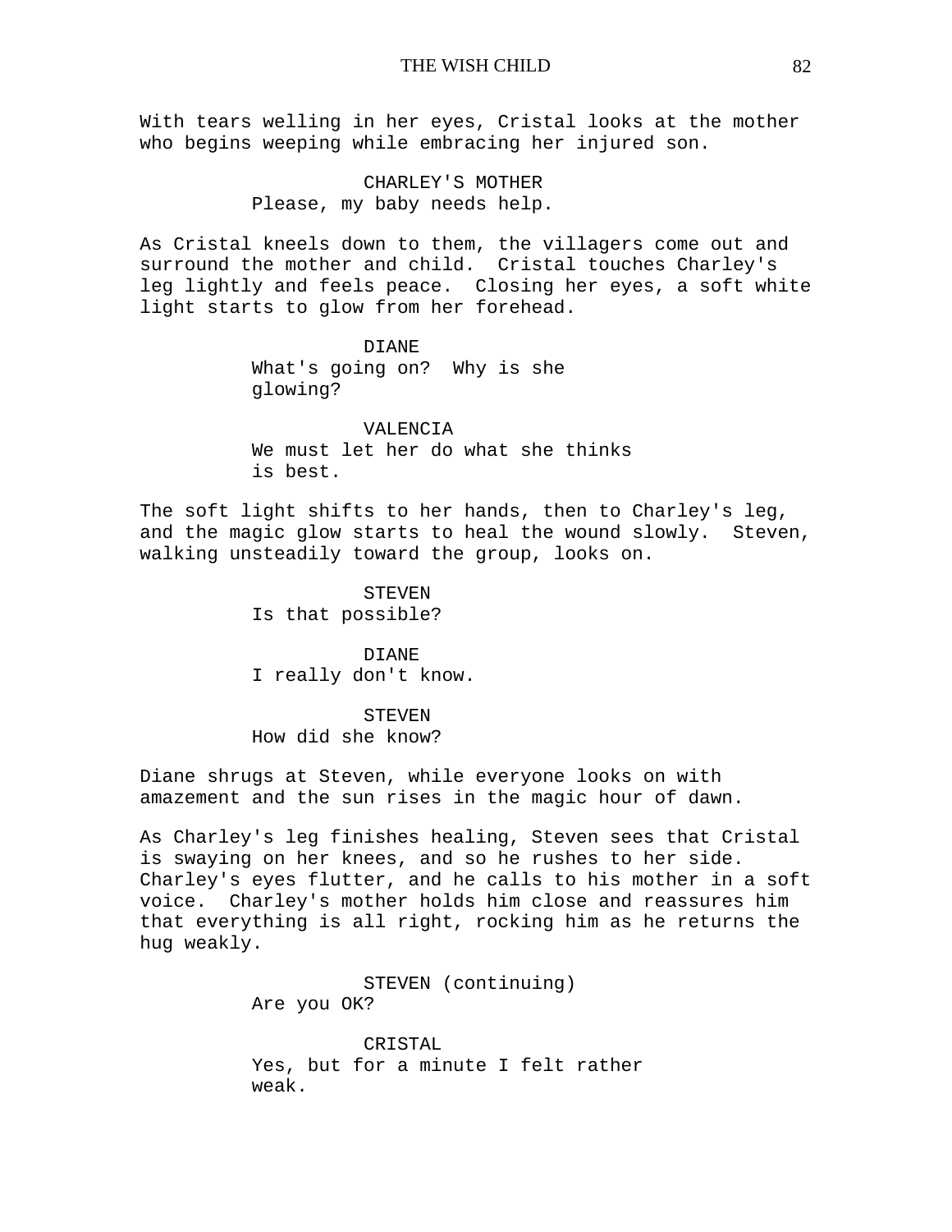With tears welling in her eyes, Cristal looks at the mother who begins weeping while embracing her injured son.

CHARLEY'S MOTHER
Please, my baby needs help.

As Cristal kneels down to them, the villagers come out and surround the mother and child. Cristal touches Charley's leg lightly and feels peace. Closing her eyes, a soft white light starts to glow from her forehead.

DIANE
What's going on? Why is she glowing?

VALENCIA
We must let her do what she thinks is best.

The soft light shifts to her hands, then to Charley's leg, and the magic glow starts to heal the wound slowly. Steven, walking unsteadily toward the group, looks on.

STEVEN
Is that possible?

DIANE
I really don't know.

STEVEN
How did she know?

Diane shrugs at Steven, while everyone looks on with amazement and the sun rises in the magic hour of dawn.

As Charley's leg finishes healing, Steven sees that Cristal is swaying on her knees, and so he rushes to her side. Charley's eyes flutter, and he calls to his mother in a soft voice. Charley's mother holds him close and reassures him that everything is all right, rocking him as he returns the hug weakly.

STEVEN (continuing)
Are you OK?

CRISTAL
Yes, but for a minute I felt rather weak.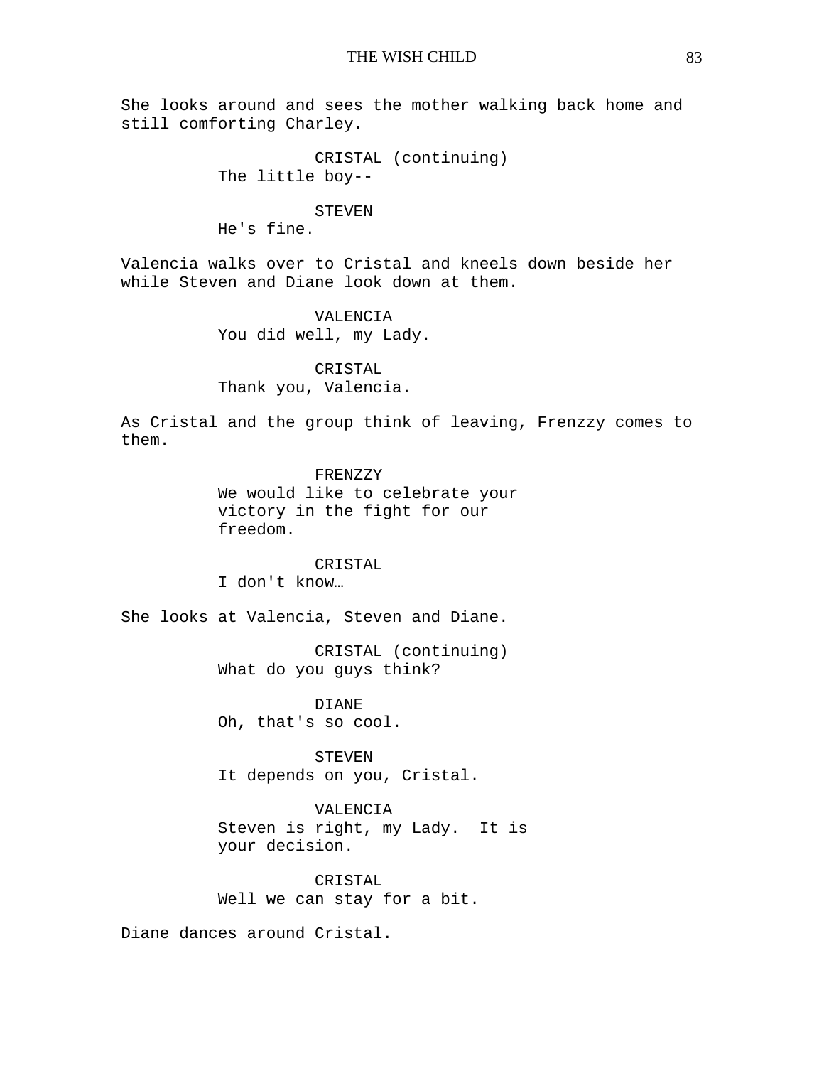She looks around and sees the mother walking back home and still comforting Charley.

CRISTAL (continuing)
The little boy--

STEVEN
He's fine.

Valencia walks over to Cristal and kneels down beside her while Steven and Diane look down at them.

VALENCIA
You did well, my Lady.

CRISTAL
Thank you, Valencia.

As Cristal and the group think of leaving, Frenzzy comes to them.

FRENZZY
We would like to celebrate your victory in the fight for our freedom.

CRISTAL
I don't know…

She looks at Valencia, Steven and Diane.

CRISTAL (continuing)
What do you guys think?

DIANE
Oh, that's so cool.

STEVEN
It depends on you, Cristal.

VALENCIA
Steven is right, my Lady. It is your decision.

CRISTAL
Well we can stay for a bit.

Diane dances around Cristal.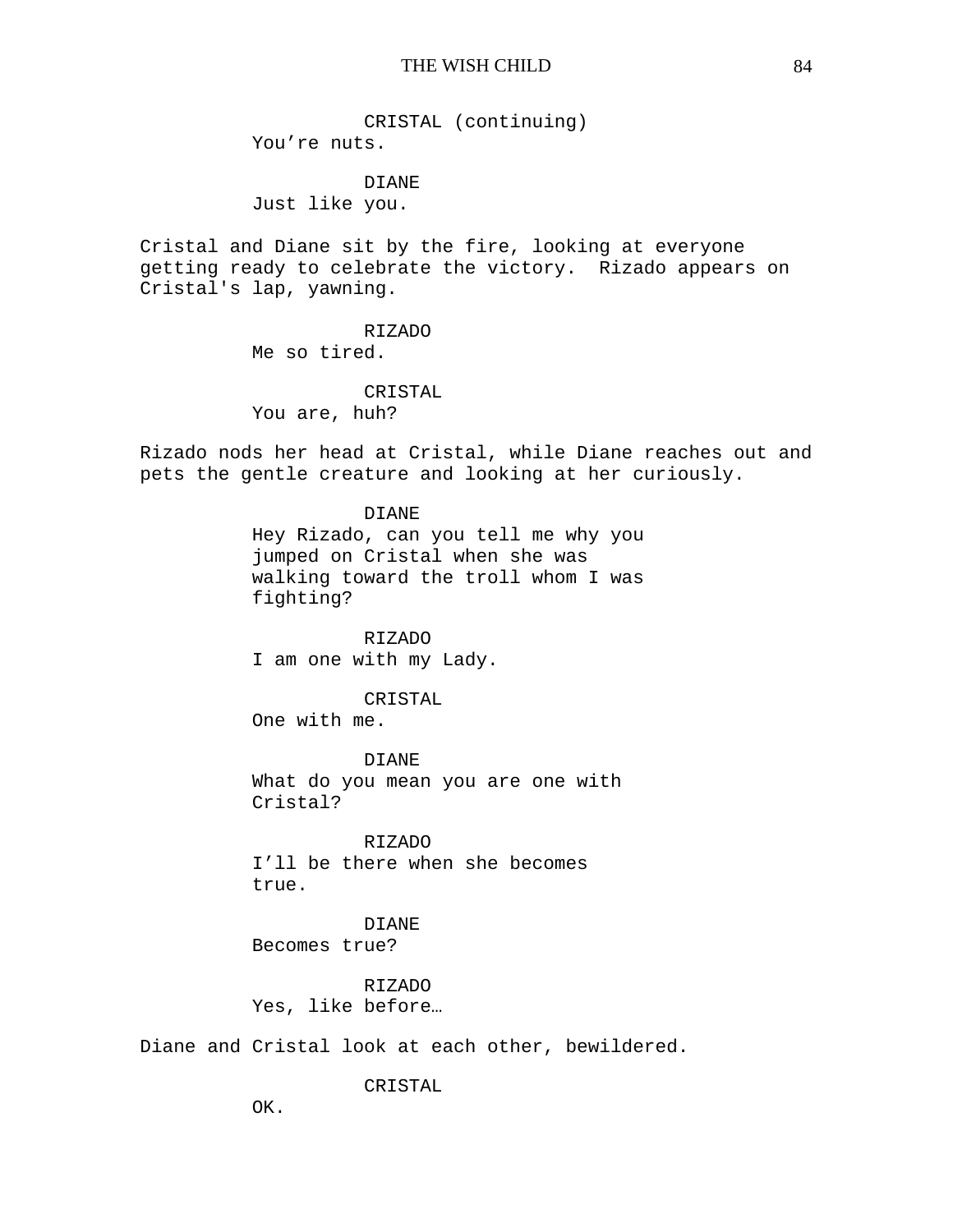CRISTAL (continuing)
You’re nuts.

DIANE
Just like you.

Cristal and Diane sit by the fire, looking at everyone getting ready to celebrate the victory. Rizado appears on Cristal's lap, yawning.

RIZADO
Me so tired.

CRISTAL
You are, huh?

Rizado nods her head at Cristal, while Diane reaches out and pets the gentle creature and looking at her curiously.

DIANE
Hey Rizado, can you tell me why you jumped on Cristal when she was walking toward the troll whom I was fighting?

RIZADO
I am one with my Lady.

CRISTAL
One with me.

DIANE
What do you mean you are one with Cristal?

RIZADO
I’ll be there when she becomes true.

DIANE
Becomes true?

RIZADO
Yes, like before…

Diane and Cristal look at each other, bewildered.

CRISTAL
OK.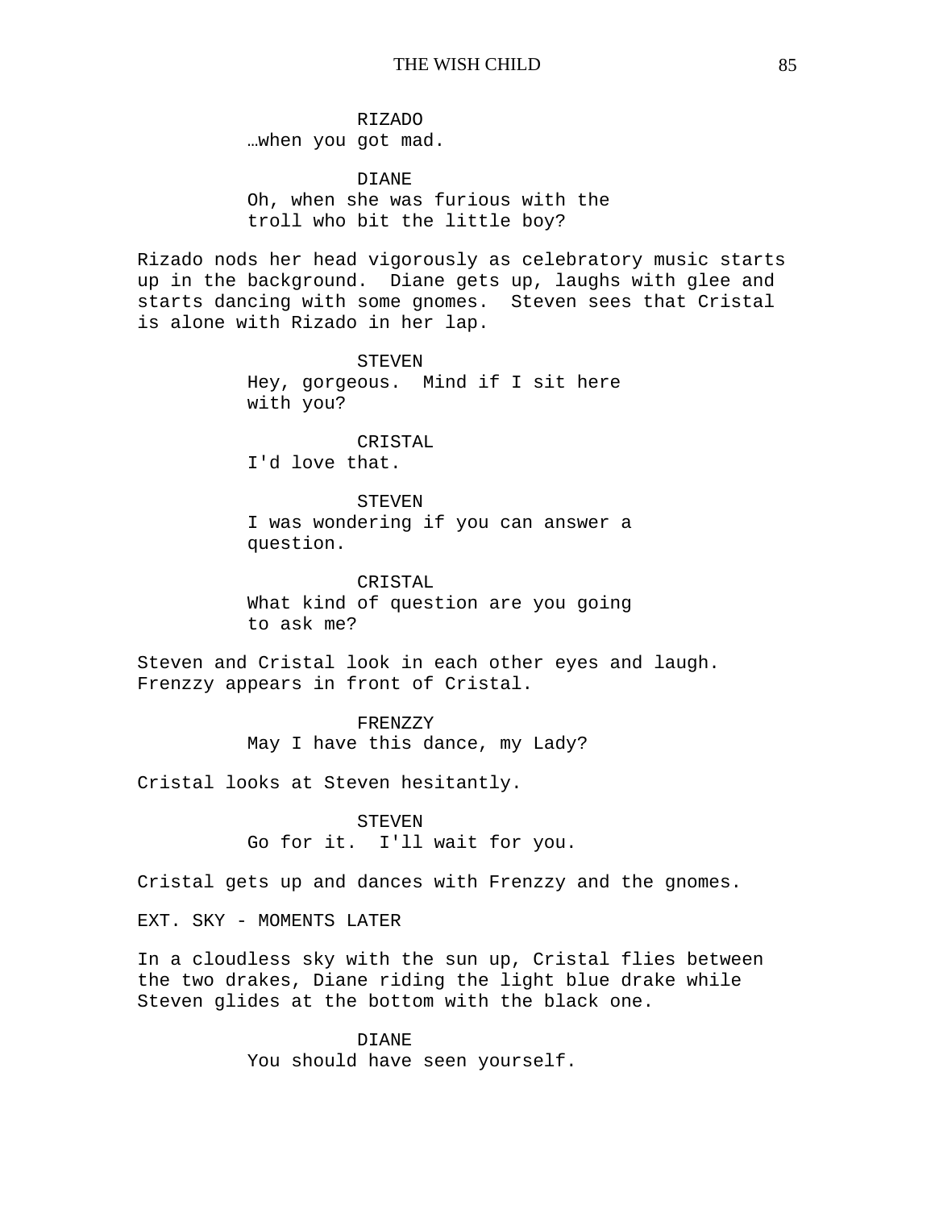RIZADO
…when you got mad.

DIANE
Oh, when she was furious with the troll who bit the little boy?

Rizado nods her head vigorously as celebratory music starts up in the background. Diane gets up, laughs with glee and starts dancing with some gnomes. Steven sees that Cristal is alone with Rizado in her lap.

STEVEN
Hey, gorgeous. Mind if I sit here with you?

CRISTAL
I'd love that.

STEVEN
I was wondering if you can answer a question.

CRISTAL
What kind of question are you going to ask me?

Steven and Cristal look in each other eyes and laugh. Frenzzy appears in front of Cristal.

FRENZZY
May I have this dance, my Lady?

Cristal looks at Steven hesitantly.

STEVEN
Go for it. I'll wait for you.

Cristal gets up and dances with Frenzzy and the gnomes.

EXT. SKY - MOMENTS LATER

In a cloudless sky with the sun up, Cristal flies between the two drakes, Diane riding the light blue drake while Steven glides at the bottom with the black one.

DIANE
You should have seen yourself.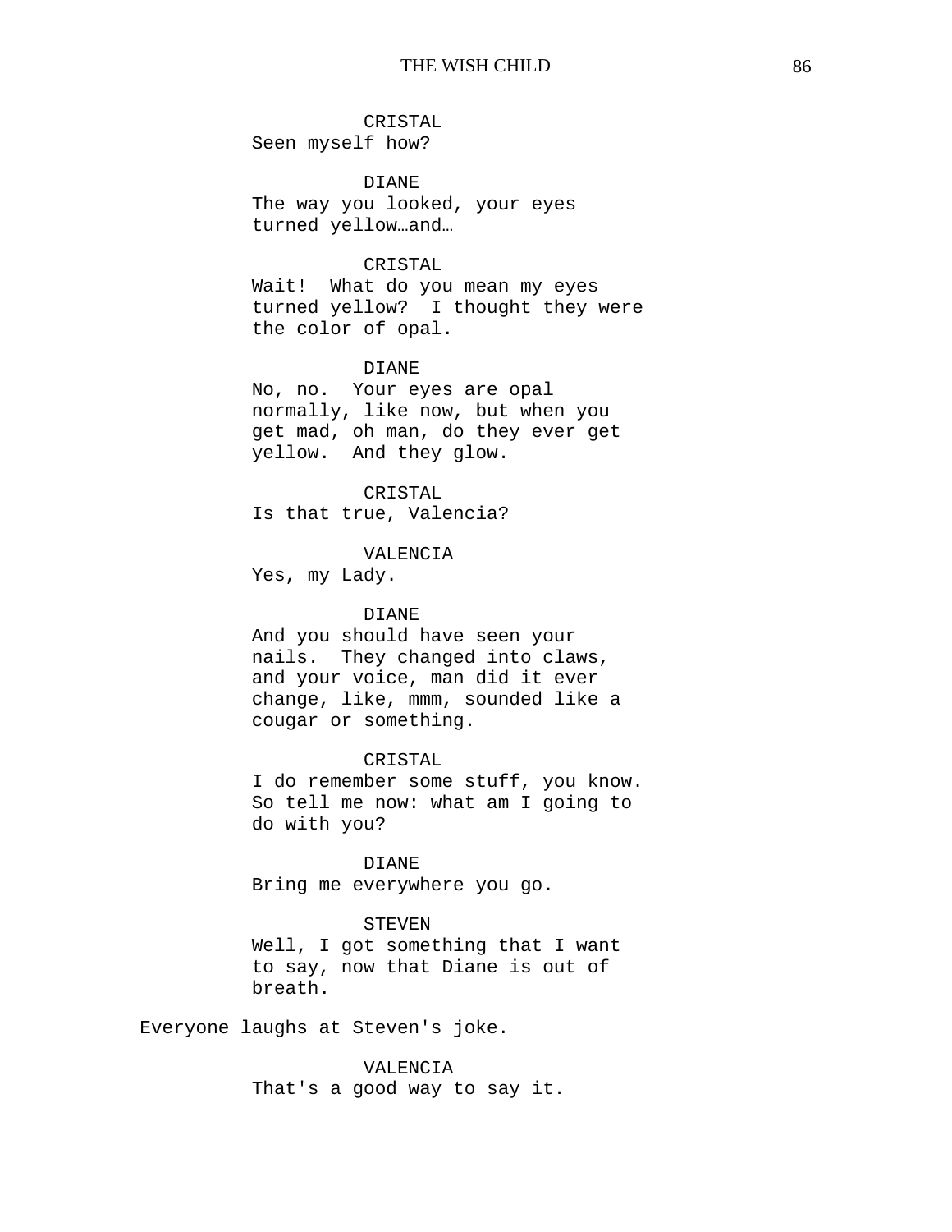CRISTAL
Seen myself how?

DIANE
The way you looked, your eyes turned yellow…and…

CRISTAL
Wait!  What do you mean my eyes turned yellow?  I thought they were the color of opal.

DIANE
No, no.  Your eyes are opal normally, like now, but when you get mad, oh man, do they ever get yellow.  And they glow.

CRISTAL
Is that true, Valencia?

VALENCIA
Yes, my Lady.

DIANE
And you should have seen your nails.  They changed into claws, and your voice, man did it ever change, like, mmm, sounded like a cougar or something.

CRISTAL
I do remember some stuff, you know.  So tell me now: what am I going to do with you?

DIANE
Bring me everywhere you go.

STEVEN
Well, I got something that I want to say, now that Diane is out of breath.

Everyone laughs at Steven's joke.

VALENCIA
That's a good way to say it.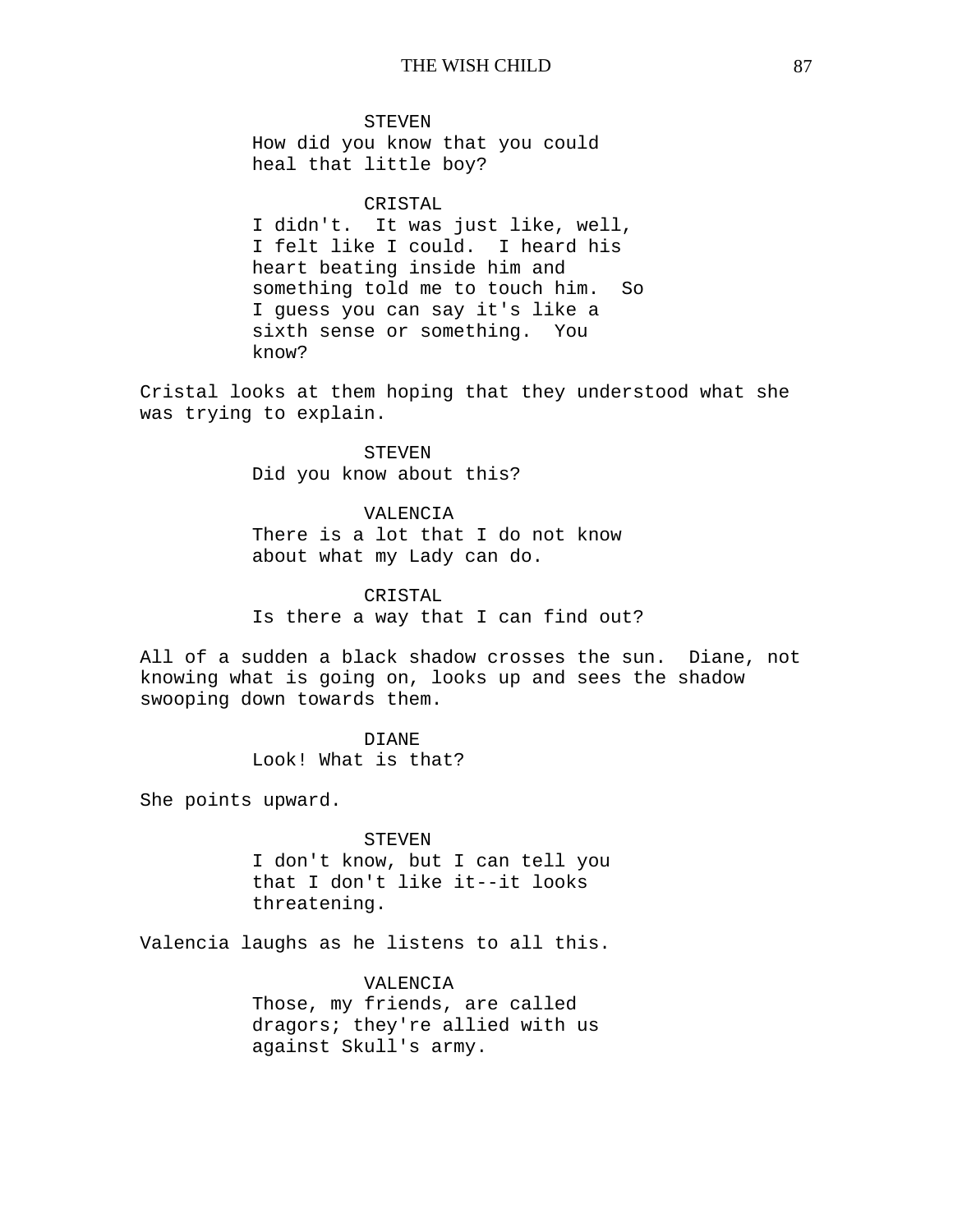STEVEN
How did you know that you could heal that little boy?

CRISTAL
I didn't. It was just like, well, I felt like I could. I heard his heart beating inside him and something told me to touch him. So I guess you can say it's like a sixth sense or something. You know?

Cristal looks at them hoping that they understood what she was trying to explain.

STEVEN
Did you know about this?

VALENCIA
There is a lot that I do not know about what my Lady can do.

CRISTAL
Is there a way that I can find out?

All of a sudden a black shadow crosses the sun. Diane, not knowing what is going on, looks up and sees the shadow swooping down towards them.

DIANE
Look! What is that?

She points upward.

STEVEN
I don't know, but I can tell you that I don't like it--it looks threatening.

Valencia laughs as he listens to all this.

VALENCIA
Those, my friends, are called dragors; they're allied with us against Skull's army.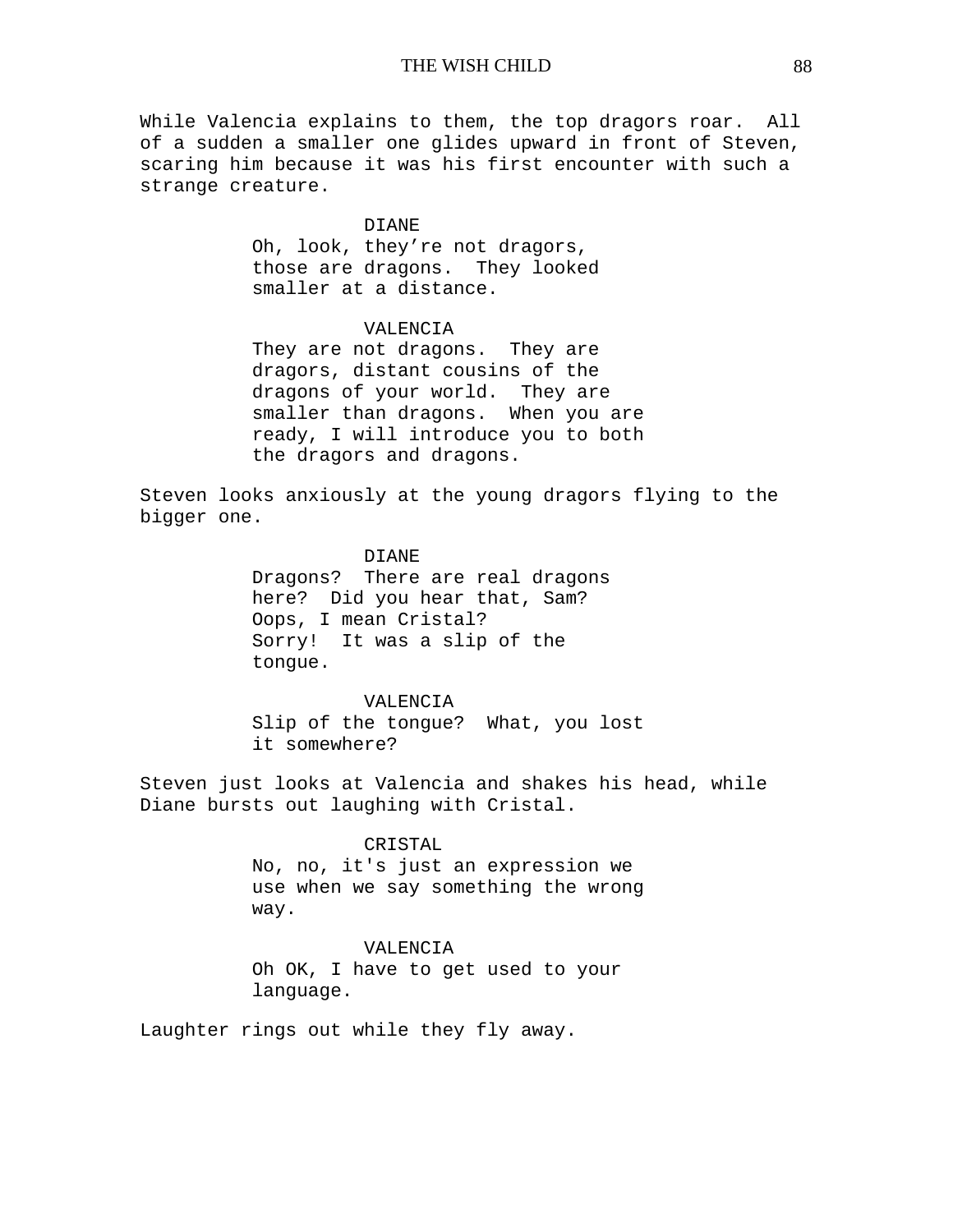While Valencia explains to them, the top dragors roar. All of a sudden a smaller one glides upward in front of Steven, scaring him because it was his first encounter with such a strange creature.

DIANE
Oh, look, they're not dragors, those are dragons. They looked smaller at a distance.

VALENCIA
They are not dragons. They are dragors, distant cousins of the dragons of your world. They are smaller than dragons. When you are ready, I will introduce you to both the dragors and dragons.

Steven looks anxiously at the young dragors flying to the bigger one.

DIANE
Dragons? There are real dragons here? Did you hear that, Sam? Oops, I mean Cristal? Sorry! It was a slip of the tongue.

VALENCIA
Slip of the tongue? What, you lost it somewhere?

Steven just looks at Valencia and shakes his head, while Diane bursts out laughing with Cristal.

CRISTAL
No, no, it's just an expression we use when we say something the wrong way.

VALENCIA
Oh OK, I have to get used to your language.

Laughter rings out while they fly away.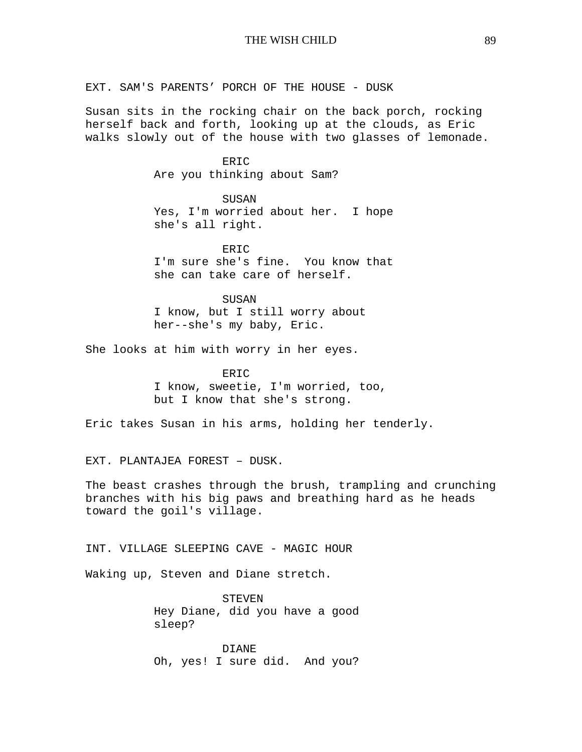EXT. SAM'S PARENTS' PORCH OF THE HOUSE - DUSK

Susan sits in the rocking chair on the back porch, rocking herself back and forth, looking up at the clouds, as Eric walks slowly out of the house with two glasses of lemonade.

ERIC
Are you thinking about Sam?

SUSAN
Yes, I'm worried about her. I hope she's all right.

ERIC
I'm sure she's fine. You know that she can take care of herself.

SUSAN
I know, but I still worry about her--she's my baby, Eric.

She looks at him with worry in her eyes.

ERIC
I know, sweetie, I'm worried, too, but I know that she's strong.

Eric takes Susan in his arms, holding her tenderly.

EXT. PLANTAJEA FOREST – DUSK.

The beast crashes through the brush, trampling and crunching branches with his big paws and breathing hard as he heads toward the goil's village.

INT. VILLAGE SLEEPING CAVE - MAGIC HOUR

Waking up, Steven and Diane stretch.

STEVEN
Hey Diane, did you have a good sleep?

DIANE
Oh, yes! I sure did. And you?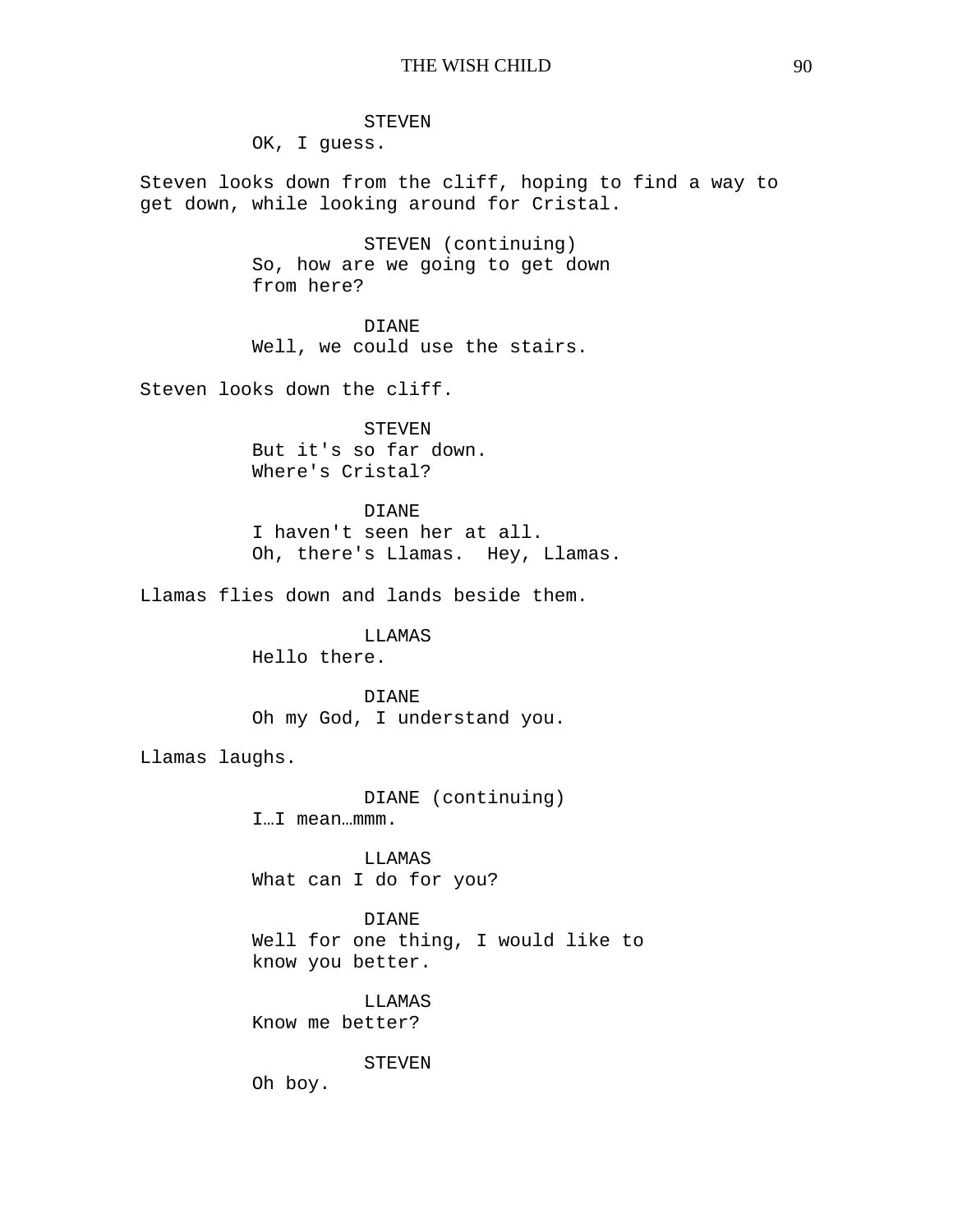STEVEN
OK, I guess.

Steven looks down from the cliff, hoping to find a way to get down, while looking around for Cristal.

STEVEN (continuing)
So, how are we going to get down from here?

DIANE
Well, we could use the stairs.

Steven looks down the cliff.

STEVEN
But it's so far down.
Where's Cristal?

DIANE
I haven't seen her at all.
Oh, there's Llamas.  Hey, Llamas.

Llamas flies down and lands beside them.

LLAMAS
Hello there.

DIANE
Oh my God, I understand you.

Llamas laughs.

DIANE (continuing)
I…I mean…mmm.

LLAMAS
What can I do for you?

DIANE
Well for one thing, I would like to know you better.

LLAMAS
Know me better?

STEVEN
Oh boy.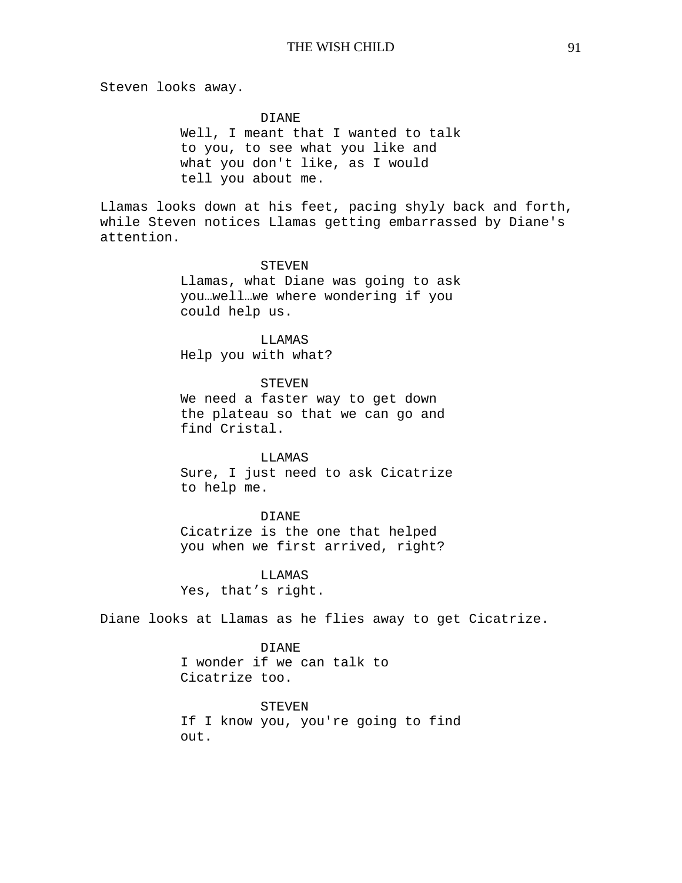Steven looks away.

DIANE
Well, I meant that I wanted to talk to you, to see what you like and what you don't like, as I would tell you about me.

Llamas looks down at his feet, pacing shyly back and forth, while Steven notices Llamas getting embarrassed by Diane's attention.

STEVEN
Llamas, what Diane was going to ask you…well…we where wondering if you could help us.

LLAMAS
Help you with what?

STEVEN
We need a faster way to get down the plateau so that we can go and find Cristal.

LLAMAS
Sure, I just need to ask Cicatrize to help me.

DIANE
Cicatrize is the one that helped you when we first arrived, right?

LLAMAS
Yes, that’s right.

Diane looks at Llamas as he flies away to get Cicatrize.

DIANE
I wonder if we can talk to Cicatrize too.

STEVEN
If I know you, you're going to find out.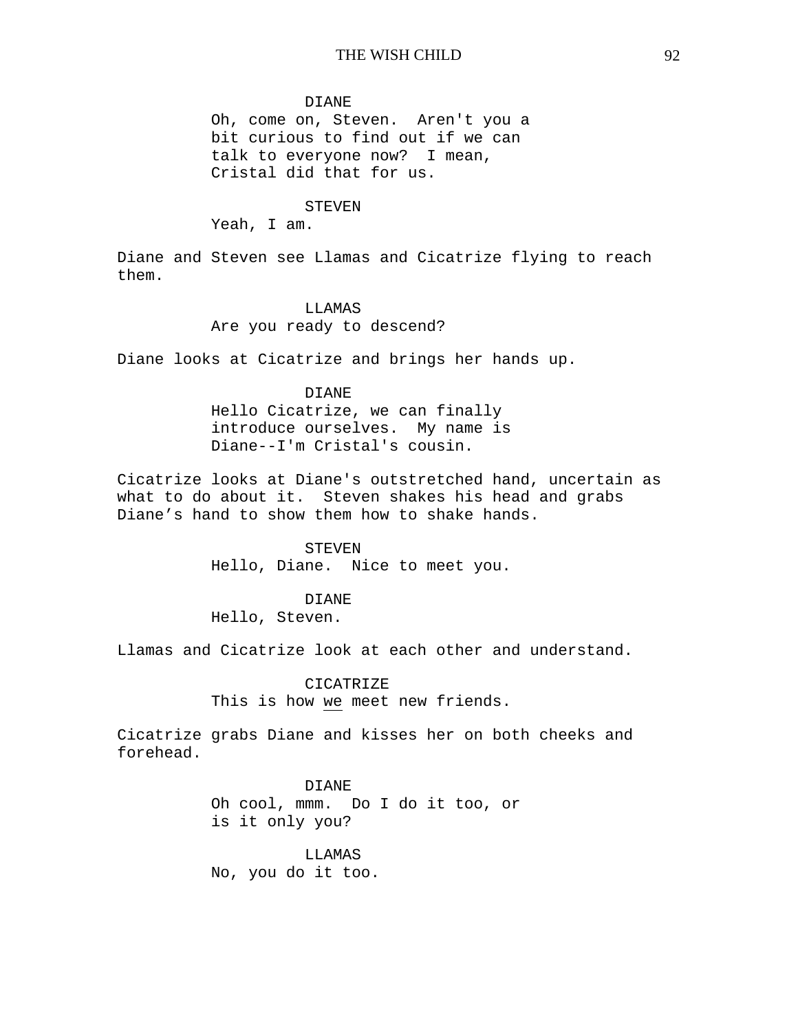DIANE
Oh, come on, Steven. Aren't you a bit curious to find out if we can talk to everyone now? I mean, Cristal did that for us.

STEVEN
Yeah, I am.

Diane and Steven see Llamas and Cicatrize flying to reach them.

LLAMAS
Are you ready to descend?

Diane looks at Cicatrize and brings her hands up.

DIANE
Hello Cicatrize, we can finally introduce ourselves. My name is Diane--I'm Cristal's cousin.

Cicatrize looks at Diane's outstretched hand, uncertain as what to do about it. Steven shakes his head and grabs Diane's hand to show them how to shake hands.

STEVEN
Hello, Diane. Nice to meet you.

DIANE
Hello, Steven.

Llamas and Cicatrize look at each other and understand.

CICATRIZE
This is how <u>we</u> meet new friends.

Cicatrize grabs Diane and kisses her on both cheeks and forehead.

DIANE
Oh cool, mmm. Do I do it too, or is it only you?

LLAMAS
No, you do it too.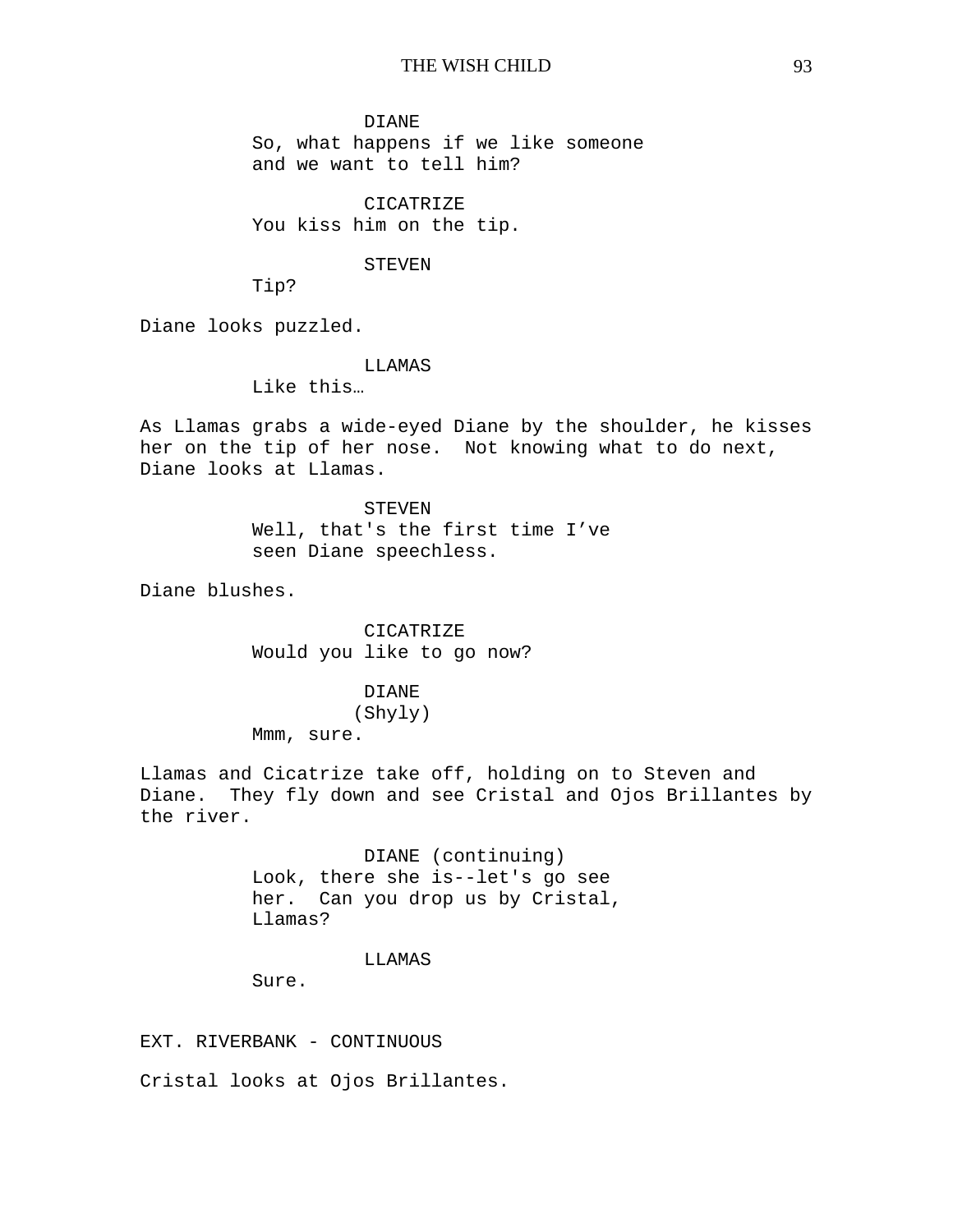DIANE
So, what happens if we like someone and we want to tell him?

CICATRIZE
You kiss him on the tip.

STEVEN
Tip?

Diane looks puzzled.

LLAMAS
Like this…

As Llamas grabs a wide-eyed Diane by the shoulder, he kisses her on the tip of her nose. Not knowing what to do next, Diane looks at Llamas.

STEVEN
Well, that's the first time I've seen Diane speechless.

Diane blushes.

CICATRIZE
Would you like to go now?

DIANE
(Shyly)
Mmm, sure.

Llamas and Cicatrize take off, holding on to Steven and Diane. They fly down and see Cristal and Ojos Brillantes by the river.

DIANE (continuing)
Look, there she is--let's go see her. Can you drop us by Cristal, Llamas?

LLAMAS
Sure.

EXT. RIVERBANK - CONTINUOUS

Cristal looks at Ojos Brillantes.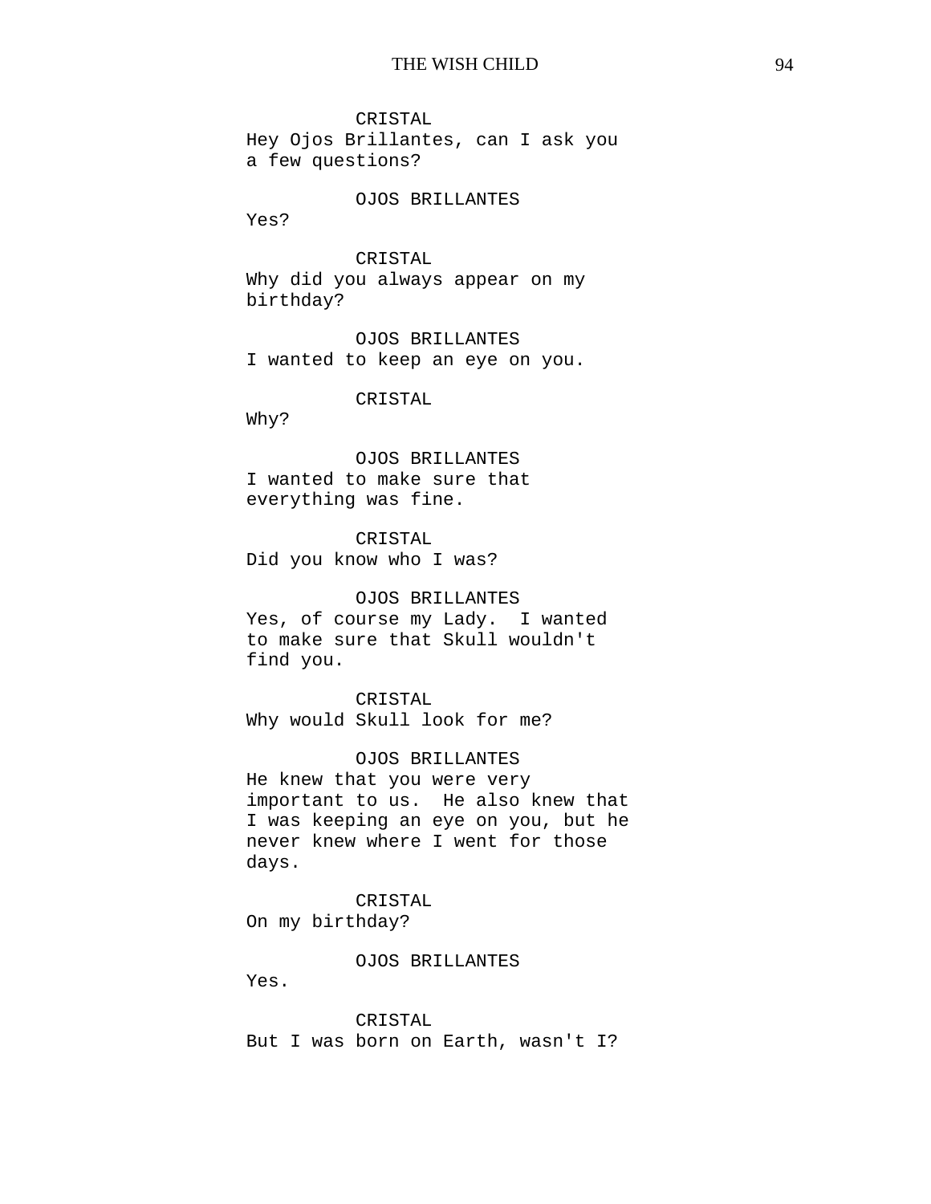CRISTAL
Hey Ojos Brillantes, can I ask you a few questions?

OJOS BRILLANTES
Yes?

CRISTAL
Why did you always appear on my birthday?

OJOS BRILLANTES
I wanted to keep an eye on you.

CRISTAL
Why?

OJOS BRILLANTES
I wanted to make sure that everything was fine.

CRISTAL
Did you know who I was?

OJOS BRILLANTES
Yes, of course my Lady. I wanted to make sure that Skull wouldn't find you.

CRISTAL
Why would Skull look for me?

OJOS BRILLANTES
He knew that you were very important to us. He also knew that I was keeping an eye on you, but he never knew where I went for those days.

CRISTAL
On my birthday?

OJOS BRILLANTES
Yes.

CRISTAL
But I was born on Earth, wasn't I?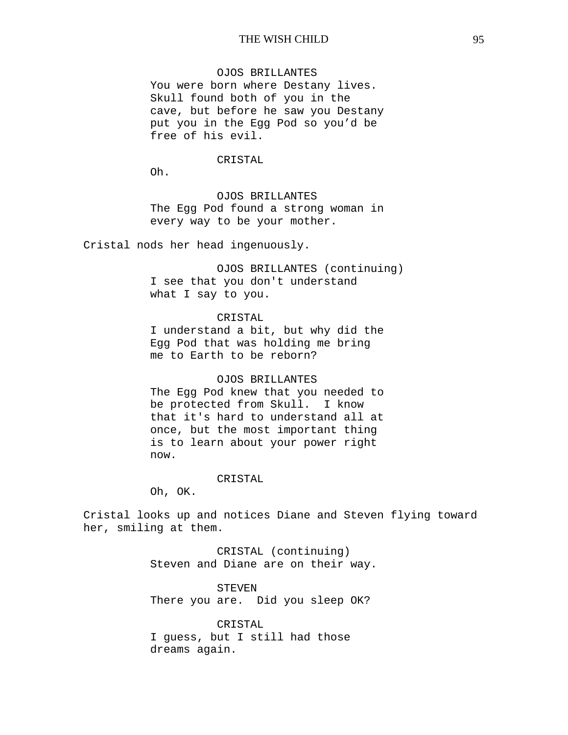OJOS BRILLANTES
You were born where Destany lives. Skull found both of you in the cave, but before he saw you Destany put you in the Egg Pod so you'd be free of his evil.

CRISTAL
Oh.

OJOS BRILLANTES
The Egg Pod found a strong woman in every way to be your mother.

Cristal nods her head ingenuously.

OJOS BRILLANTES (continuing)
I see that you don't understand what I say to you.

CRISTAL
I understand a bit, but why did the Egg Pod that was holding me bring me to Earth to be reborn?

OJOS BRILLANTES
The Egg Pod knew that you needed to be protected from Skull. I know that it's hard to understand all at once, but the most important thing is to learn about your power right now.

CRISTAL
Oh, OK.

Cristal looks up and notices Diane and Steven flying toward her, smiling at them.

CRISTAL (continuing)
Steven and Diane are on their way.

STEVEN
There you are. Did you sleep OK?

CRISTAL
I guess, but I still had those dreams again.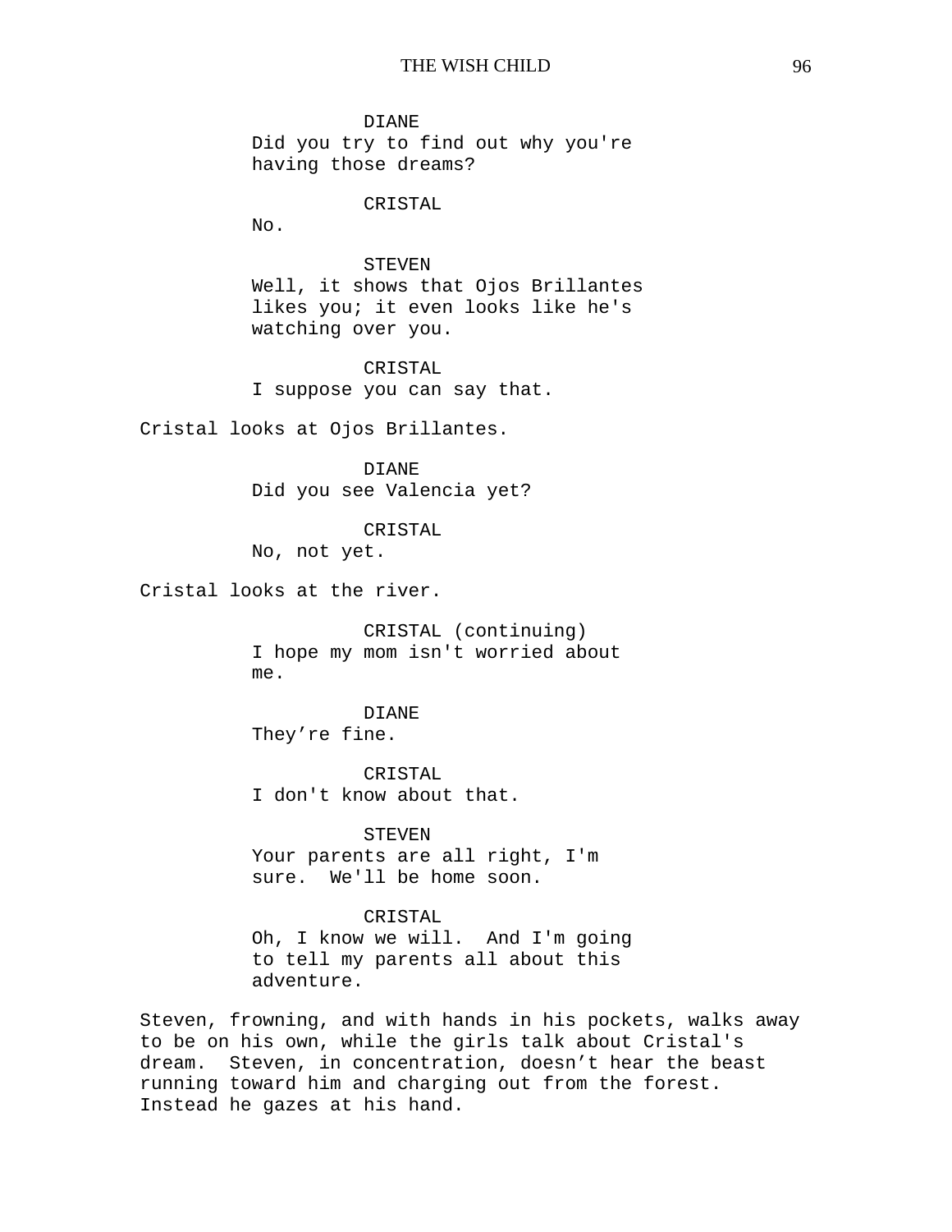DIANE
Did you try to find out why you're having those dreams?

CRISTAL
No.

STEVEN
Well, it shows that Ojos Brillantes likes you; it even looks like he's watching over you.

CRISTAL
I suppose you can say that.

Cristal looks at Ojos Brillantes.

DIANE
Did you see Valencia yet?

CRISTAL
No, not yet.

Cristal looks at the river.

CRISTAL (continuing)
I hope my mom isn't worried about me.

DIANE
They’re fine.

CRISTAL
I don't know about that.

STEVEN
Your parents are all right, I'm sure.  We'll be home soon.

CRISTAL
Oh, I know we will.  And I'm going to tell my parents all about this adventure.

Steven, frowning, and with hands in his pockets, walks away to be on his own, while the girls talk about Cristal's dream.  Steven, in concentration, doesn’t hear the beast running toward him and charging out from the forest.  Instead he gazes at his hand.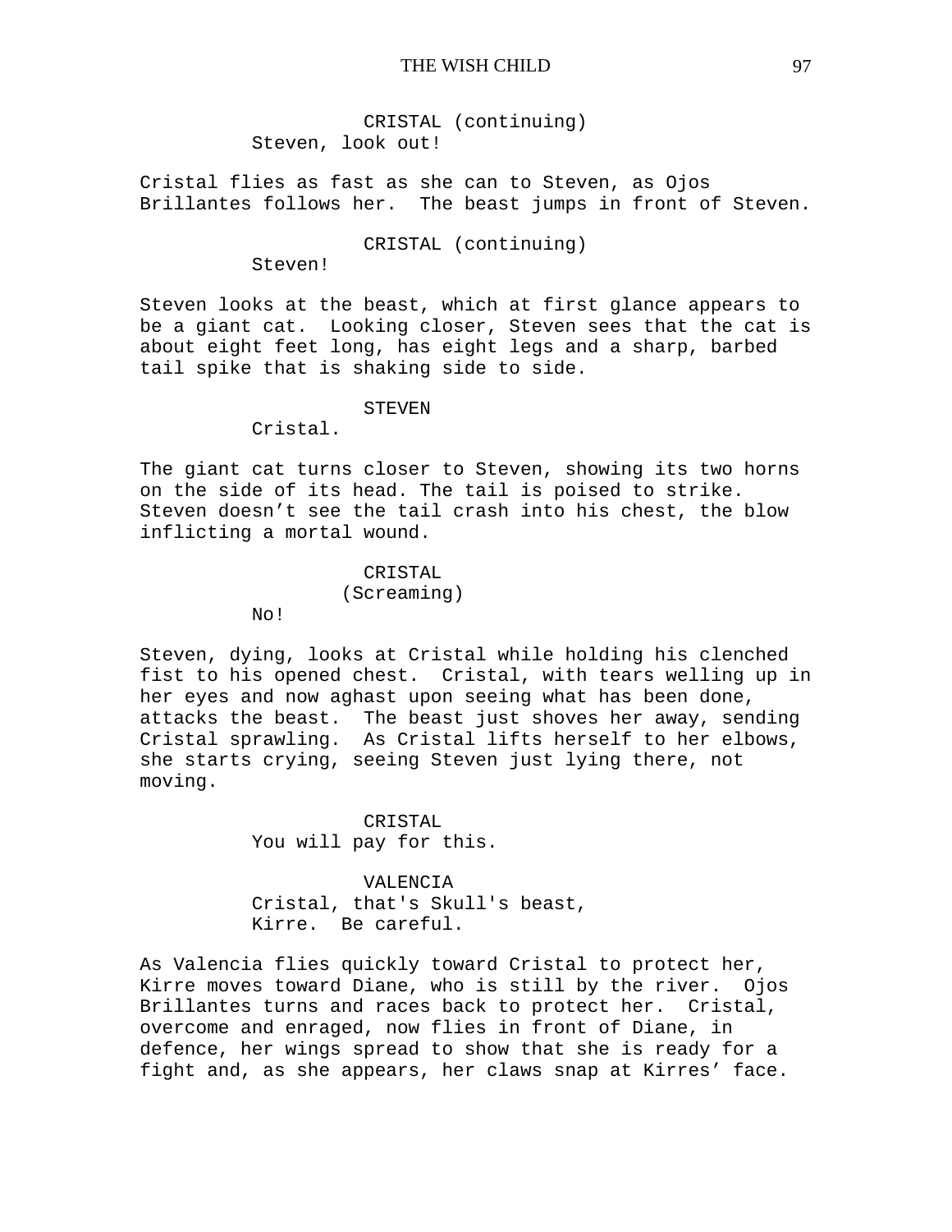CRISTAL (continuing)
Steven, look out!

Cristal flies as fast as she can to Steven, as Ojos Brillantes follows her. The beast jumps in front of Steven.

CRISTAL (continuing)
Steven!

Steven looks at the beast, which at first glance appears to be a giant cat. Looking closer, Steven sees that the cat is about eight feet long, has eight legs and a sharp, barbed tail spike that is shaking side to side.

STEVEN
Cristal.

The giant cat turns closer to Steven, showing its two horns on the side of its head. The tail is poised to strike. Steven doesn't see the tail crash into his chest, the blow inflicting a mortal wound.

CRISTAL
(Screaming)
No!

Steven, dying, looks at Cristal while holding his clenched fist to his opened chest. Cristal, with tears welling up in her eyes and now aghast upon seeing what has been done, attacks the beast. The beast just shoves her away, sending Cristal sprawling. As Cristal lifts herself to her elbows, she starts crying, seeing Steven just lying there, not moving.

CRISTAL
You will pay for this.

VALENCIA
Cristal, that's Skull's beast, Kirre. Be careful.

As Valencia flies quickly toward Cristal to protect her, Kirre moves toward Diane, who is still by the river. Ojos Brillantes turns and races back to protect her. Cristal, overcome and enraged, now flies in front of Diane, in defence, her wings spread to show that she is ready for a fight and, as she appears, her claws snap at Kirres' face.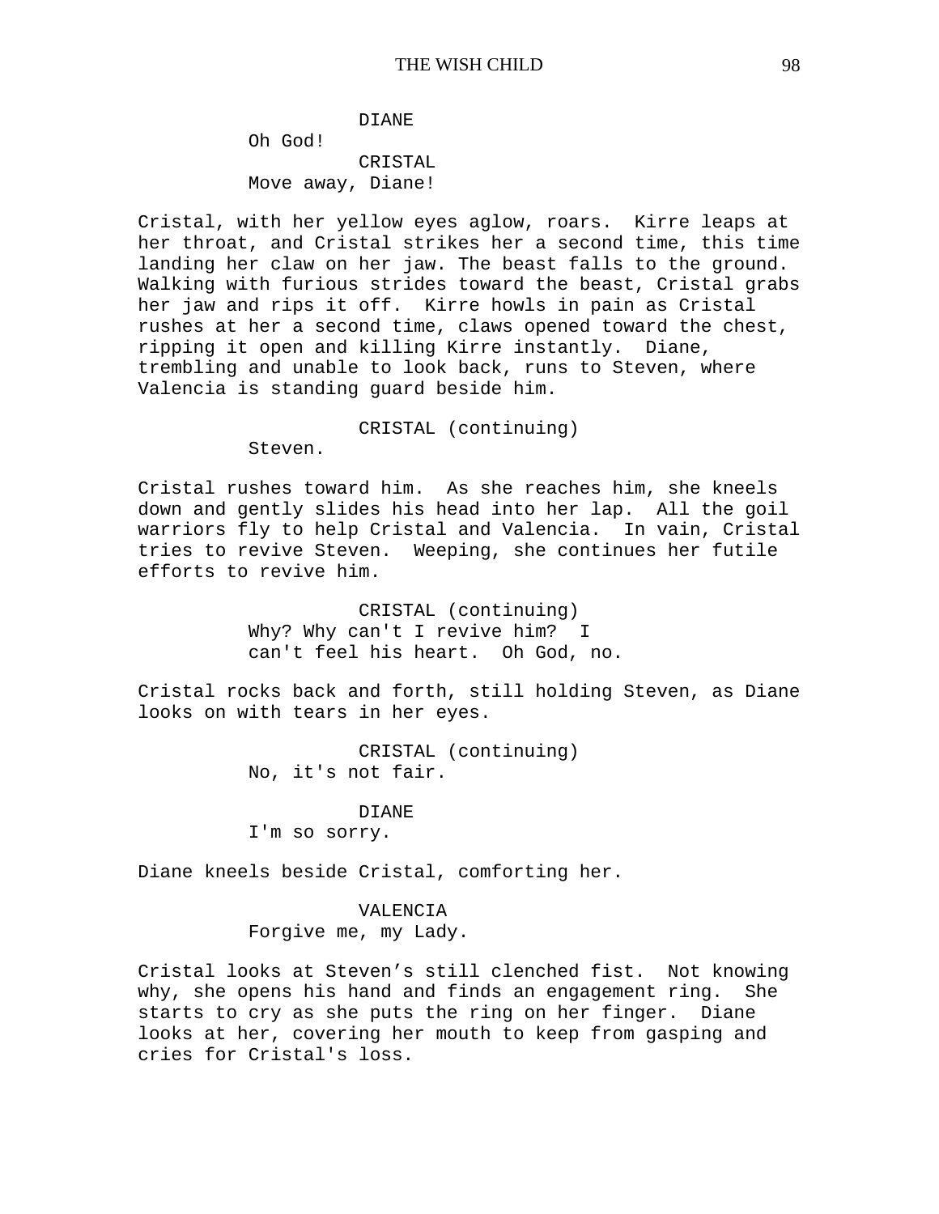DIANE

Oh God!

CRISTAL

Move away, Diane!

Cristal, with her yellow eyes aglow, roars. Kirre leaps at her throat, and Cristal strikes her a second time, this time landing her claw on her jaw. The beast falls to the ground. Walking with furious strides toward the beast, Cristal grabs her jaw and rips it off. Kirre howls in pain as Cristal rushes at her a second time, claws opened toward the chest, ripping it open and killing Kirre instantly. Diane, trembling and unable to look back, runs to Steven, where Valencia is standing guard beside him.

CRISTAL (continuing)

Steven.

Cristal rushes toward him. As she reaches him, she kneels down and gently slides his head into her lap. All the goil warriors fly to help Cristal and Valencia. In vain, Cristal tries to revive Steven. Weeping, she continues her futile efforts to revive him.

CRISTAL (continuing)

Why? Why can't I revive him? I can't feel his heart. Oh God, no.

Cristal rocks back and forth, still holding Steven, as Diane looks on with tears in her eyes.

CRISTAL (continuing)

No, it's not fair.

DIANE

I'm so sorry.

Diane kneels beside Cristal, comforting her.

VALENCIA

Forgive me, my Lady.

Cristal looks at Steven's still clenched fist. Not knowing why, she opens his hand and finds an engagement ring. She starts to cry as she puts the ring on her finger. Diane looks at her, covering her mouth to keep from gasping and cries for Cristal's loss.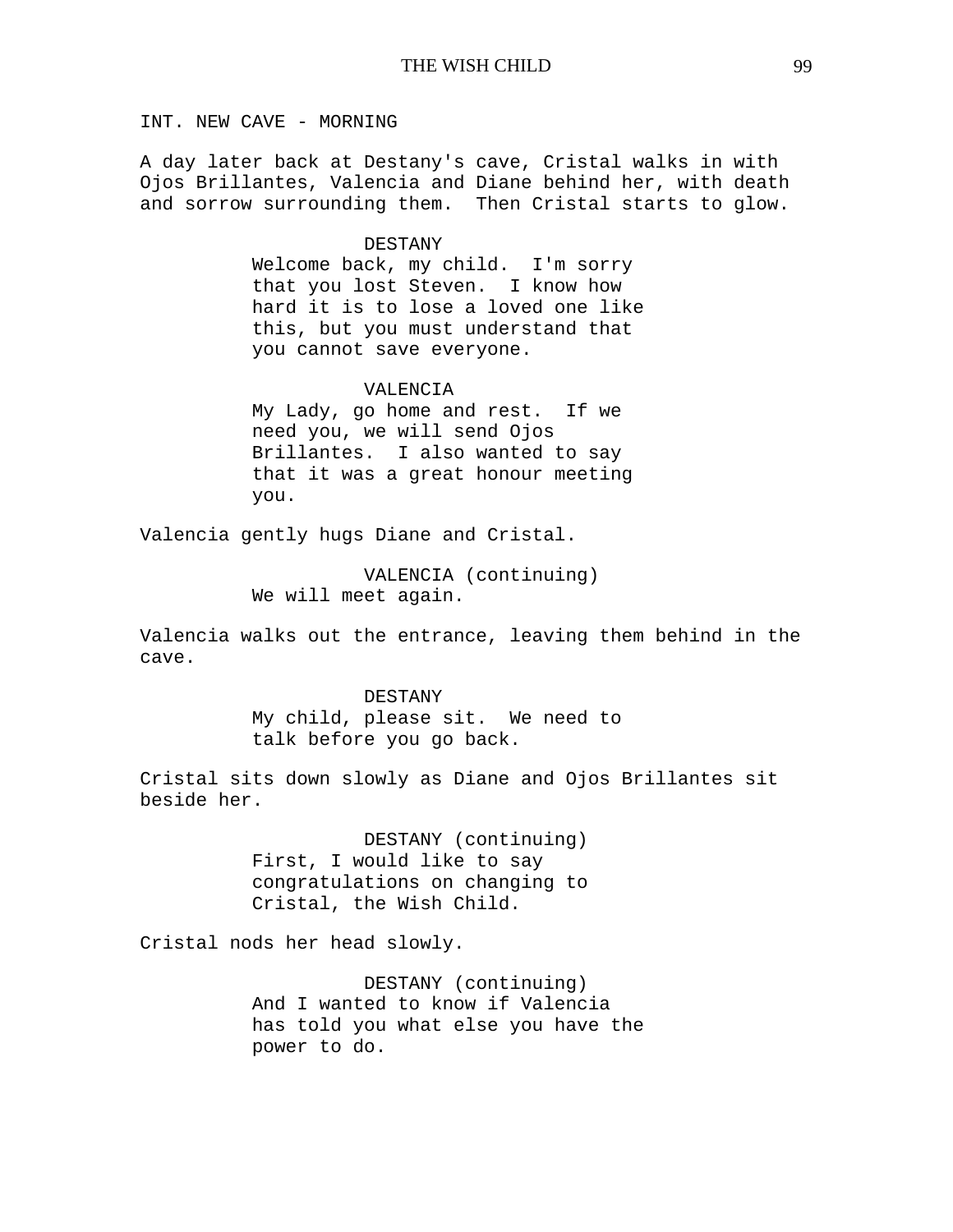INT. NEW CAVE - MORNING

A day later back at Destany's cave, Cristal walks in with Ojos Brillantes, Valencia and Diane behind her, with death and sorrow surrounding them. Then Cristal starts to glow.

DESTANY
Welcome back, my child. I'm sorry that you lost Steven. I know how hard it is to lose a loved one like this, but you must understand that you cannot save everyone.

VALENCIA
My Lady, go home and rest. If we need you, we will send Ojos Brillantes. I also wanted to say that it was a great honour meeting you.

Valencia gently hugs Diane and Cristal.

VALENCIA (continuing)
We will meet again.

Valencia walks out the entrance, leaving them behind in the cave.

DESTANY
My child, please sit. We need to talk before you go back.

Cristal sits down slowly as Diane and Ojos Brillantes sit beside her.

DESTANY (continuing)
First, I would like to say congratulations on changing to Cristal, the Wish Child.

Cristal nods her head slowly.

DESTANY (continuing)
And I wanted to know if Valencia has told you what else you have the power to do.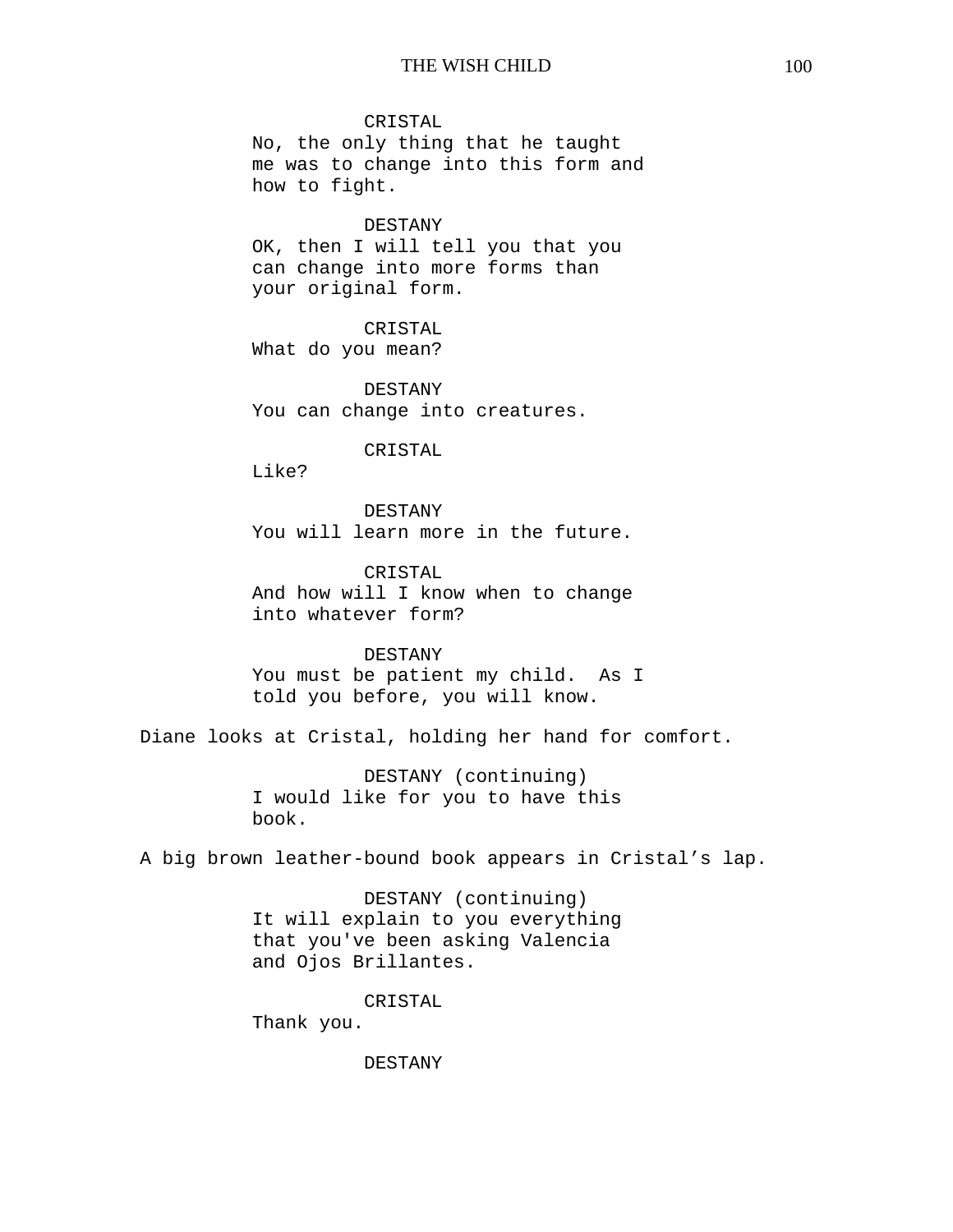CRISTAL
No, the only thing that he taught me was to change into this form and how to fight.

DESTANY
OK, then I will tell you that you can change into more forms than your original form.

CRISTAL
What do you mean?

DESTANY
You can change into creatures.

CRISTAL
Like?

DESTANY
You will learn more in the future.

CRISTAL
And how will I know when to change into whatever form?

DESTANY
You must be patient my child. As I told you before, you will know.

Diane looks at Cristal, holding her hand for comfort.

DESTANY (continuing)
I would like for you to have this book.

A big brown leather-bound book appears in Cristal's lap.

DESTANY (continuing)
It will explain to you everything that you've been asking Valencia and Ojos Brillantes.

CRISTAL
Thank you.

DESTANY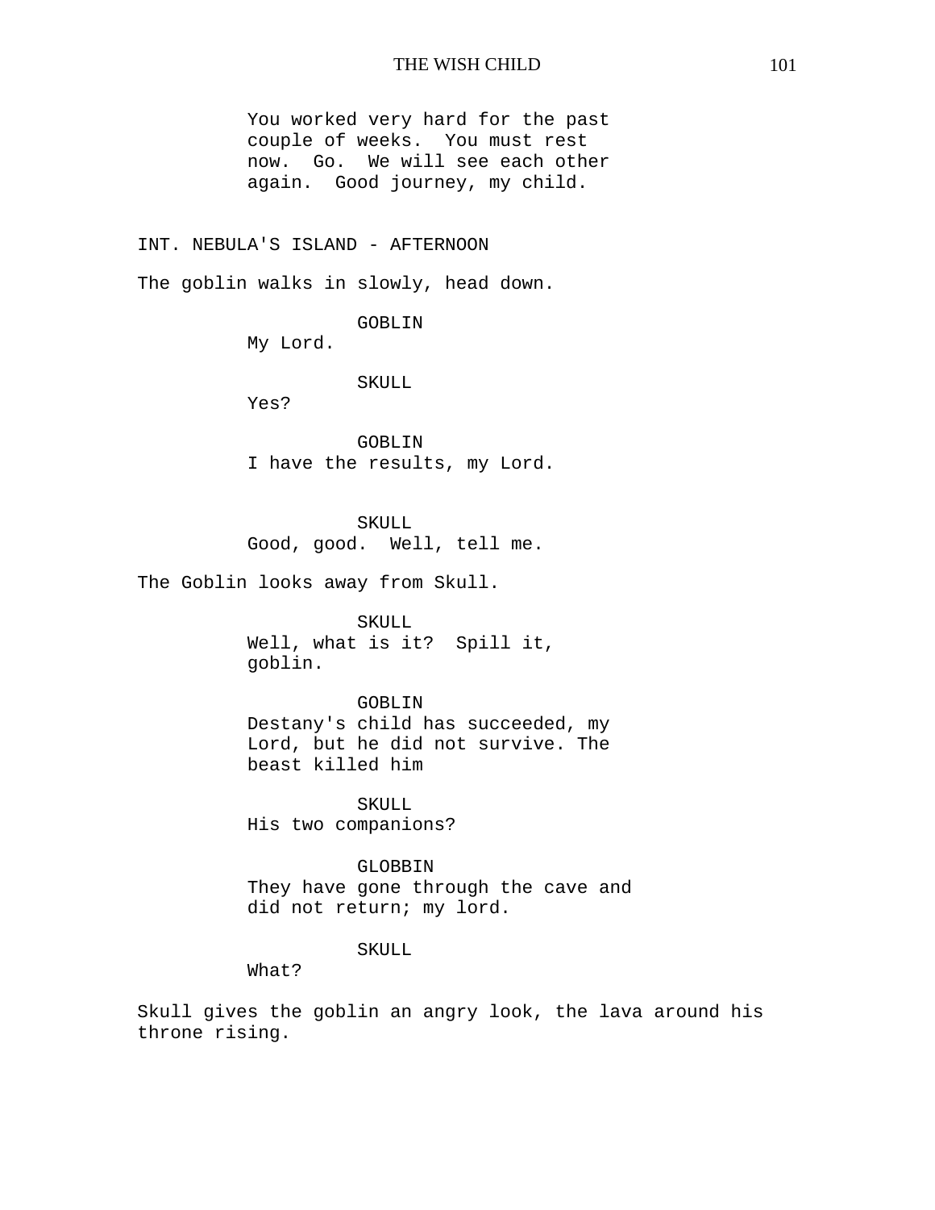You worked very hard for the past couple of weeks.  You must rest now.  Go.  We will see each other again.  Good journey, my child.

INT. NEBULA'S ISLAND - AFTERNOON

The goblin walks in slowly, head down.

GOBLIN
My Lord.

SKULL
Yes?

GOBLIN
I have the results, my Lord.

SKULL
Good, good.  Well, tell me.

The Goblin looks away from Skull.

SKULL
Well, what is it?  Spill it, goblin.

GOBLIN
Destany's child has succeeded, my Lord, but he did not survive. The beast killed him

SKULL
His two companions?

GLOBBIN
They have gone through the cave and did not return; my lord.

SKULL
What?

Skull gives the goblin an angry look, the lava around his throne rising.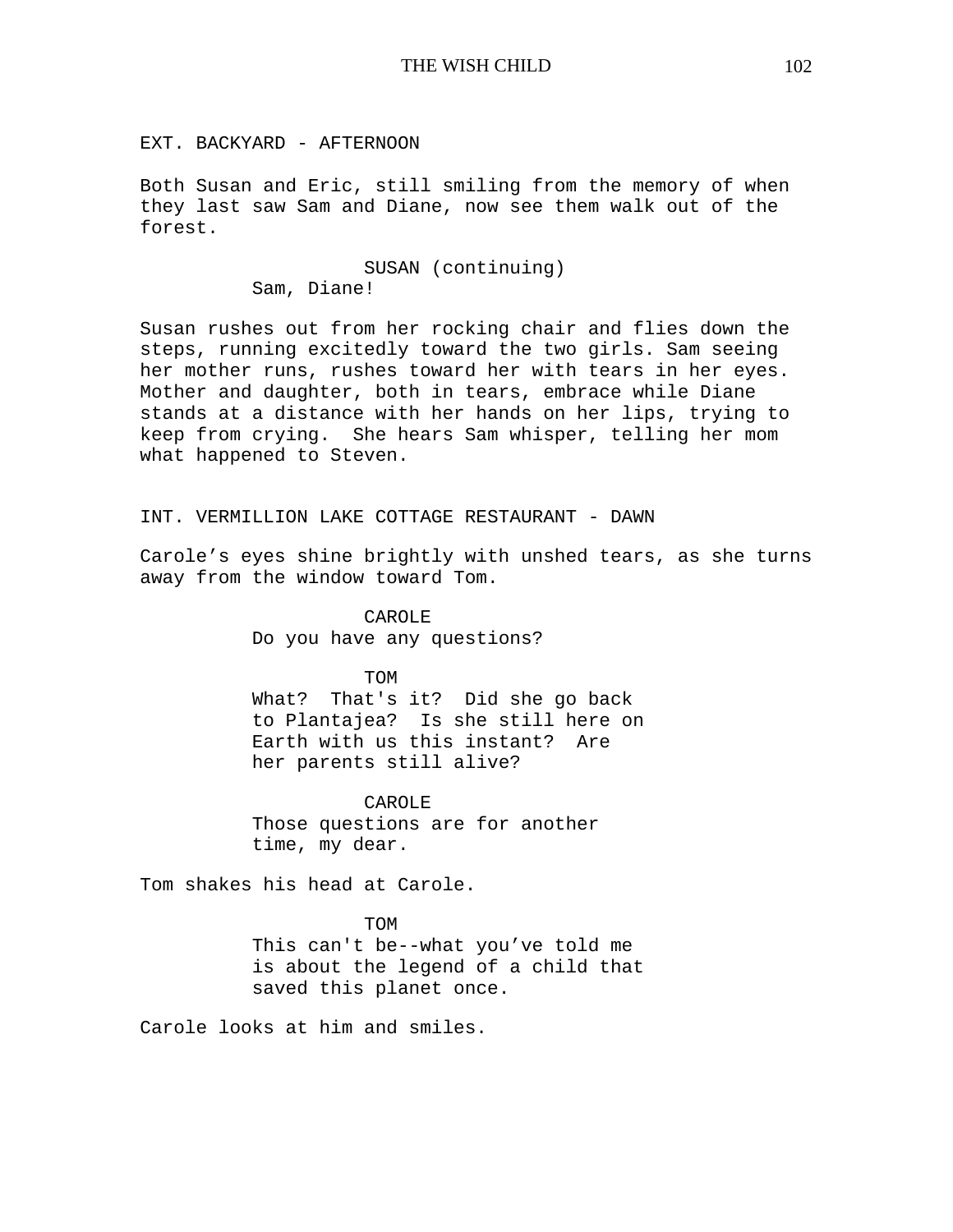EXT. BACKYARD - AFTERNOON

Both Susan and Eric, still smiling from the memory of when they last saw Sam and Diane, now see them walk out of the forest.

SUSAN (continuing)
Sam, Diane!

Susan rushes out from her rocking chair and flies down the steps, running excitedly toward the two girls. Sam seeing her mother runs, rushes toward her with tears in her eyes. Mother and daughter, both in tears, embrace while Diane stands at a distance with her hands on her lips, trying to keep from crying. She hears Sam whisper, telling her mom what happened to Steven.

INT. VERMILLION LAKE COTTAGE RESTAURANT - DAWN

Carole's eyes shine brightly with unshed tears, as she turns away from the window toward Tom.

CAROLE
Do you have any questions?

TOM
What? That's it? Did she go back to Plantajea? Is she still here on Earth with us this instant? Are her parents still alive?

CAROLE
Those questions are for another time, my dear.

Tom shakes his head at Carole.

TOM
This can't be--what you've told me is about the legend of a child that saved this planet once.

Carole looks at him and smiles.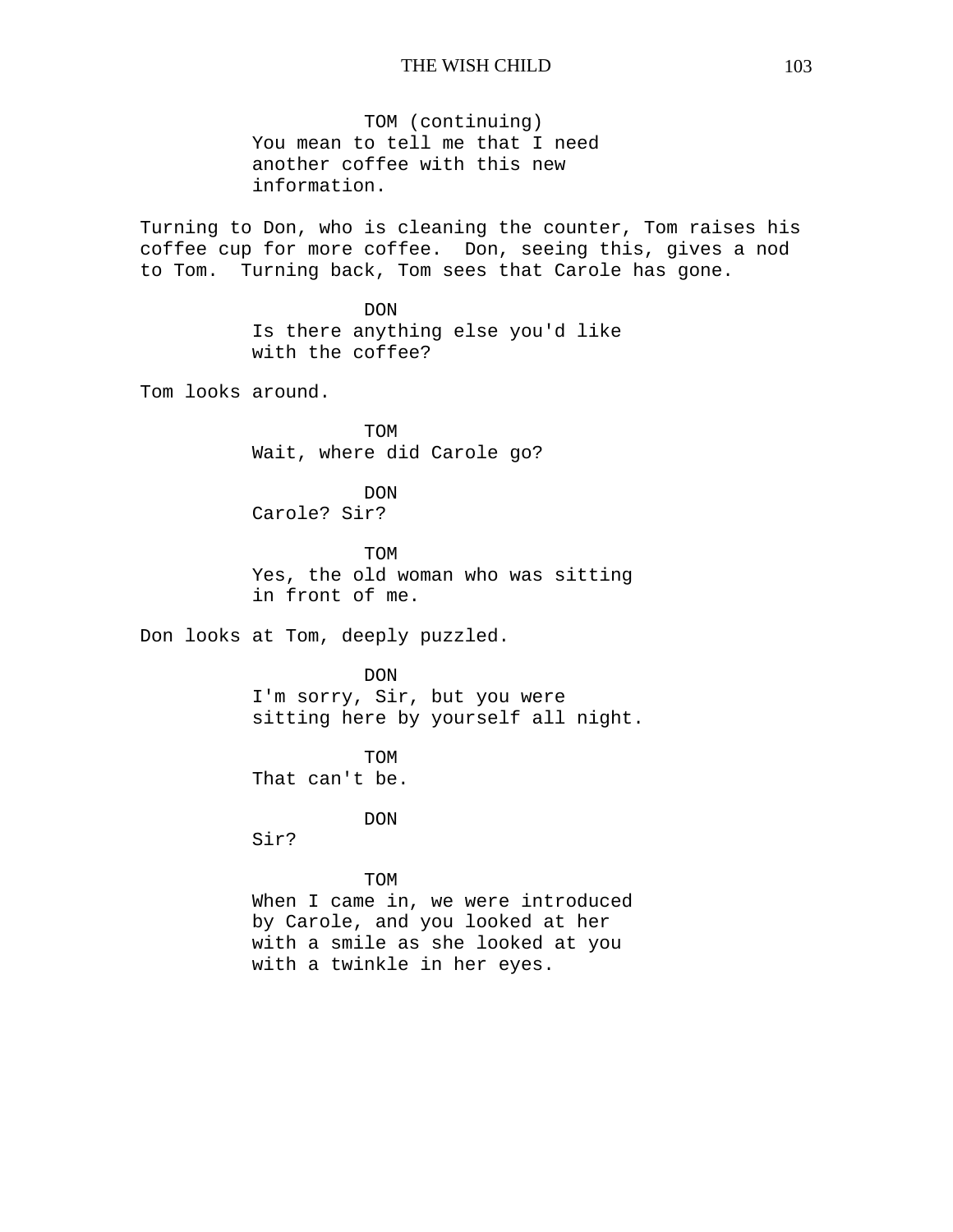TOM (continuing)
You mean to tell me that I need another coffee with this new information.

Turning to Don, who is cleaning the counter, Tom raises his coffee cup for more coffee. Don, seeing this, gives a nod to Tom. Turning back, Tom sees that Carole has gone.

DON
Is there anything else you'd like with the coffee?

Tom looks around.

TOM
Wait, where did Carole go?

DON
Carole? Sir?

TOM
Yes, the old woman who was sitting in front of me.

Don looks at Tom, deeply puzzled.

DON
I'm sorry, Sir, but you were sitting here by yourself all night.

TOM
That can't be.

DON
Sir?

TOM
When I came in, we were introduced by Carole, and you looked at her with a smile as she looked at you with a twinkle in her eyes.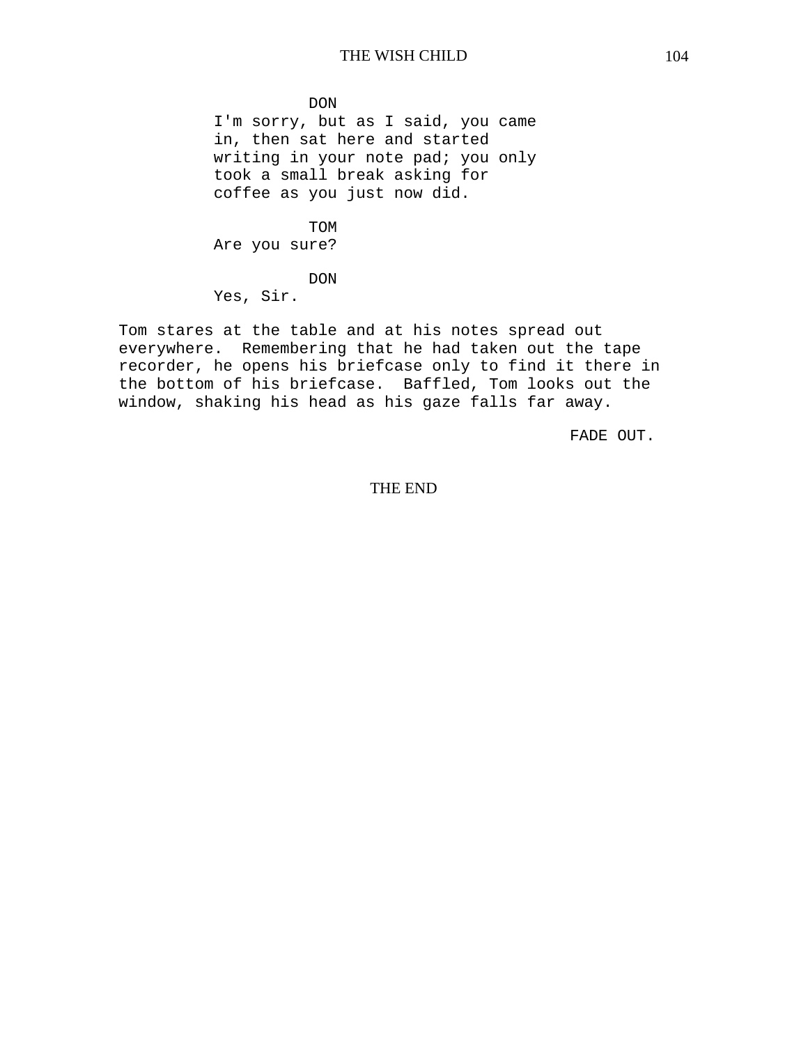DON
I'm sorry, but as I said, you came in, then sat here and started writing in your note pad; you only took a small break asking for coffee as you just now did.

TOM
Are you sure?

DON
Yes, Sir.

Tom stares at the table and at his notes spread out everywhere. Remembering that he had taken out the tape recorder, he opens his briefcase only to find it there in the bottom of his briefcase. Baffled, Tom looks out the window, shaking his head as his gaze falls far away.

FADE OUT.

THE END